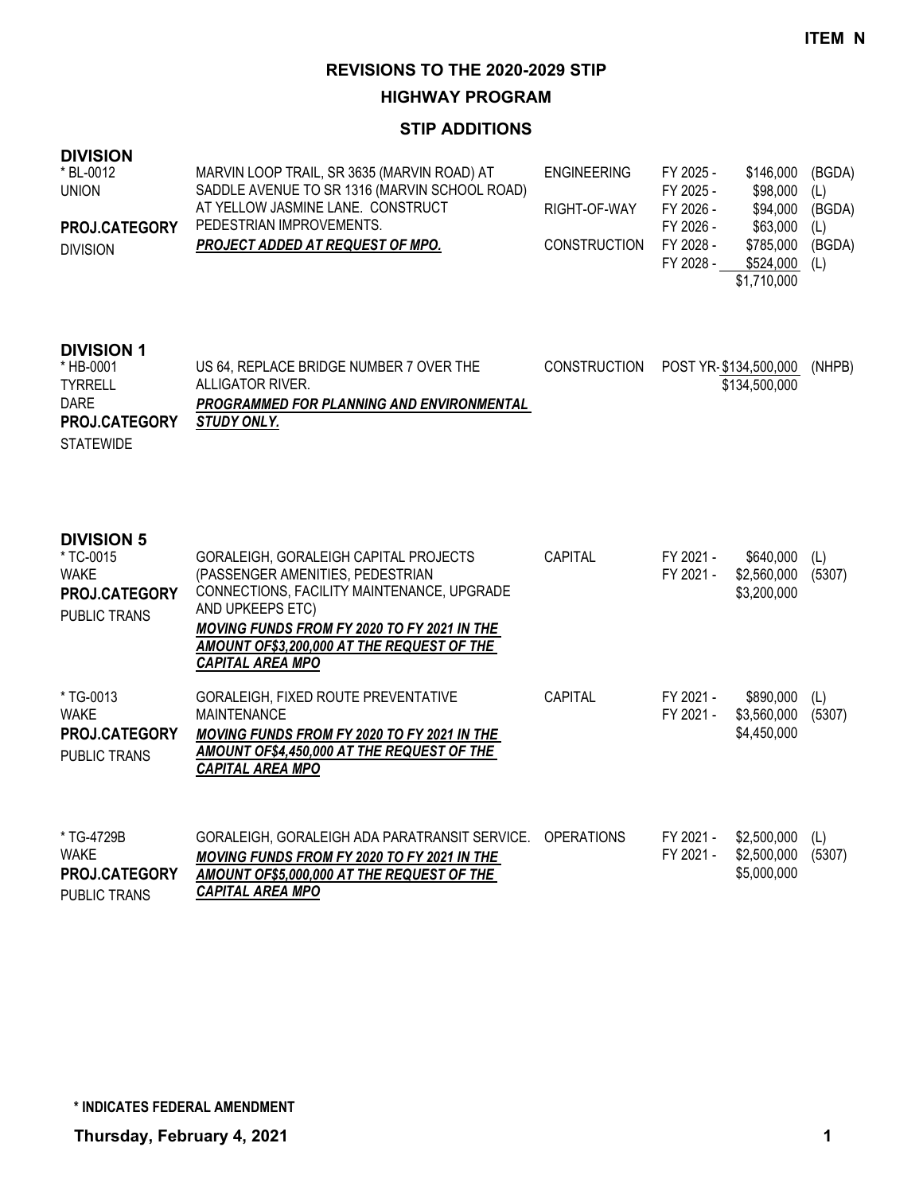**ITEM N**

# REVISIONS TO THE 2020-2029 STIP

## HIGHWAY PROGRAM

### STIP ADDITIONS

**DIVISION**

| | | | | | |
|---|---|---|---|---|---|
| * BL-0012<br>UNION<br>**PROJ.CATEGORY**<br>DIVISION | MARVIN LOOP TRAIL, SR 3635 (MARVIN ROAD) AT SADDLE AVENUE TO SR 1316 (MARVIN SCHOOL ROAD) AT YELLOW JASMINE LANE. CONSTRUCT PEDESTRIAN IMPROVEMENTS.<br>***PROJECT ADDED AT REQUEST OF MPO.*** | ENGINEERING | FY 2025 - | $146,000 | (BGDA) |
| | | | FY 2025 - | $98,000 | (L) |
| | | RIGHT-OF-WAY | FY 2026 - | $94,000 | (BGDA) |
| | | | FY 2026 - | $63,000 | (L) |
| | | CONSTRUCTION | FY 2028 - | $785,000 | (BGDA) |
| | | | FY 2028 - | $524,000 | (L) |
| | | | | $1,710,000 | |

**DIVISION 1**

| | | | | | |
|---|---|---|---|---|---|
| * HB-0001<br>TYRRELL<br>DARE<br>**PROJ.CATEGORY**<br>STATEWIDE | US 64, REPLACE BRIDGE NUMBER 7 OVER THE ALLIGATOR RIVER.<br>***PROGRAMMED FOR PLANNING AND ENVIRONMENTAL STUDY ONLY.*** | CONSTRUCTION | POST YR- | $134,500,000 | (NHPB) |
| | | | | $134,500,000 | |

**DIVISION 5**

| | | | | | |
|---|---|---|---|---|---|
| * TC-0015<br>WAKE<br>**PROJ.CATEGORY**<br>PUBLIC TRANS | GORALEIGH, GORALEIGH CAPITAL PROJECTS (PASSENGER AMENITIES, PEDESTRIAN CONNECTIONS, FACILITY MAINTENANCE, UPGRADE AND UPKEEPS ETC)<br>***MOVING FUNDS FROM FY 2020 TO FY 2021 IN THE AMOUNT OF$3,200,000 AT THE REQUEST OF THE CAPITAL AREA MPO*** | CAPITAL | FY 2021 - | $640,000 | (L) |
| | | | FY 2021 - | $2,560,000 | (5307) |
| | | | | $3,200,000 | |
| * TG-0013<br>WAKE<br>**PROJ.CATEGORY**<br>PUBLIC TRANS | GORALEIGH, FIXED ROUTE PREVENTATIVE MAINTENANCE<br>***MOVING FUNDS FROM FY 2020 TO FY 2021 IN THE AMOUNT OF$4,450,000 AT THE REQUEST OF THE CAPITAL AREA MPO*** | CAPITAL | FY 2021 - | $890,000 | (L) |
| | | | FY 2021 - | $3,560,000 | (5307) |
| | | | | $4,450,000 | |
| * TG-4729B<br>WAKE<br>**PROJ.CATEGORY**<br>PUBLIC TRANS | GORALEIGH, GORALEIGH ADA PARATRANSIT SERVICE.<br>***MOVING FUNDS FROM FY 2020 TO FY 2021 IN THE AMOUNT OF$5,000,000 AT THE REQUEST OF THE CAPITAL AREA MPO*** | OPERATIONS | FY 2021 - | $2,500,000 | (L) |
| | | | FY 2021 - | $2,500,000 | (5307) |
| | | | | $5,000,000 | |

**\* INDICATES FEDERAL AMENDMENT**

**Thursday, February 4, 2021**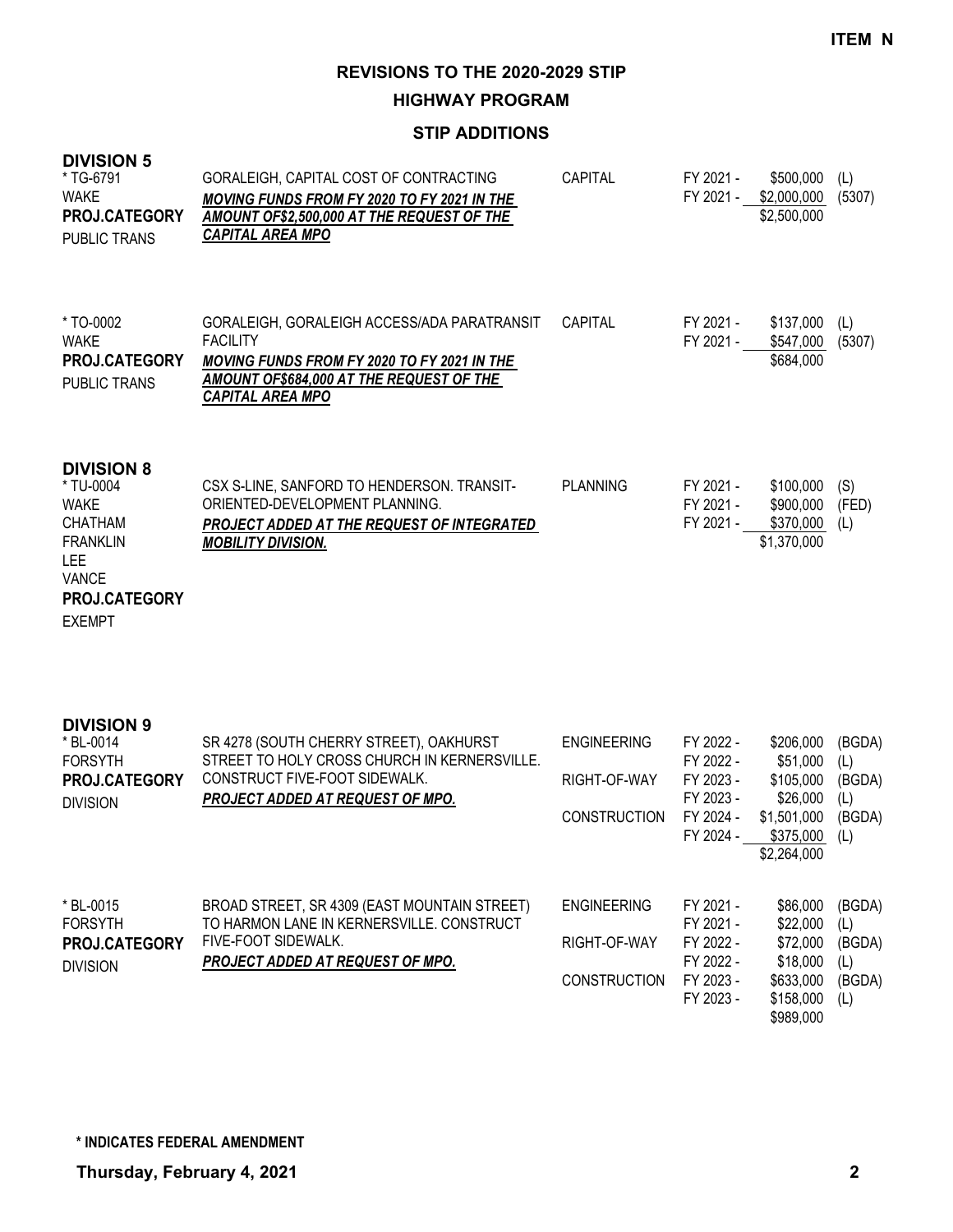**ITEM N**

## REVISIONS TO THE 2020-2029 STIP

### HIGHWAY PROGRAM

### STIP ADDITIONS

**DIVISION 5**

| Project | Description | Category | Fiscal Year | Amount | Source |
|---|---|---|---|---|---|
| * TG-6791<br>WAKE<br>**PROJ.CATEGORY**<br>PUBLIC TRANS | GORALEIGH, CAPITAL COST OF CONTRACTING<br>***MOVING FUNDS FROM FY 2020 TO FY 2021 IN THE AMOUNT OF$2,500,000 AT THE REQUEST OF THE CAPITAL AREA MPO*** | CAPITAL | FY 2021 -<br>FY 2021 - | \$500,000<br>\$2,000,000<br>\$2,500,000 | (L)<br>(5307) |
| * TO-0002<br>WAKE<br>**PROJ.CATEGORY**<br>PUBLIC TRANS | GORALEIGH, GORALEIGH ACCESS/ADA PARATRANSIT FACILITY<br>***MOVING FUNDS FROM FY 2020 TO FY 2021 IN THE AMOUNT OF$684,000 AT THE REQUEST OF THE CAPITAL AREA MPO*** | CAPITAL | FY 2021 -<br>FY 2021 - | \$137,000<br>\$547,000<br>\$684,000 | (L)<br>(5307) |

**DIVISION 8**

| Project | Description | Category | Fiscal Year | Amount | Source |
|---|---|---|---|---|---|
| * TU-0004<br>WAKE<br>CHATHAM<br>FRANKLIN<br>LEE<br>VANCE<br>**PROJ.CATEGORY**<br>EXEMPT | CSX S-LINE, SANFORD TO HENDERSON. TRANSIT-ORIENTED-DEVELOPMENT PLANNING.<br>***PROJECT ADDED AT THE REQUEST OF INTEGRATED MOBILITY DIVISION.*** | PLANNING | FY 2021 -<br>FY 2021 -<br>FY 2021 - | \$100,000<br>\$900,000<br>\$370,000<br>\$1,370,000 | (S)<br>(FED)<br>(L) |

**DIVISION 9**

| Project | Description | Category | Fiscal Year | Amount | Source |
|---|---|---|---|---|---|
| * BL-0014<br>FORSYTH<br>**PROJ.CATEGORY**<br>DIVISION | SR 4278 (SOUTH CHERRY STREET), OAKHURST STREET TO HOLY CROSS CHURCH IN KERNERSVILLE. CONSTRUCT FIVE-FOOT SIDEWALK.<br>***PROJECT ADDED AT REQUEST OF MPO.*** | ENGINEERING<br><br>RIGHT-OF-WAY<br><br>CONSTRUCTION | FY 2022 -<br>FY 2022 -<br>FY 2023 -<br>FY 2023 -<br>FY 2024 -<br>FY 2024 - | \$206,000<br>\$51,000<br>\$105,000<br>\$26,000<br>\$1,501,000<br>\$375,000<br>\$2,264,000 | (BGDA)<br>(L)<br>(BGDA)<br>(L)<br>(BGDA)<br>(L) |
| * BL-0015<br>FORSYTH<br>**PROJ.CATEGORY**<br>DIVISION | BROAD STREET, SR 4309 (EAST MOUNTAIN STREET) TO HARMON LANE IN KERNERSVILLE. CONSTRUCT FIVE-FOOT SIDEWALK.<br>***PROJECT ADDED AT REQUEST OF MPO.*** | ENGINEERING<br><br>RIGHT-OF-WAY<br><br>CONSTRUCTION | FY 2021 -<br>FY 2021 -<br>FY 2022 -<br>FY 2022 -<br>FY 2023 -<br>FY 2023 - | \$86,000<br>\$22,000<br>\$72,000<br>\$18,000<br>\$633,000<br>\$158,000<br>\$989,000 | (BGDA)<br>(L)<br>(BGDA)<br>(L)<br>(BGDA)<br>(L) |

**\* INDICATES FEDERAL AMENDMENT**

**Thursday, February 4, 2021**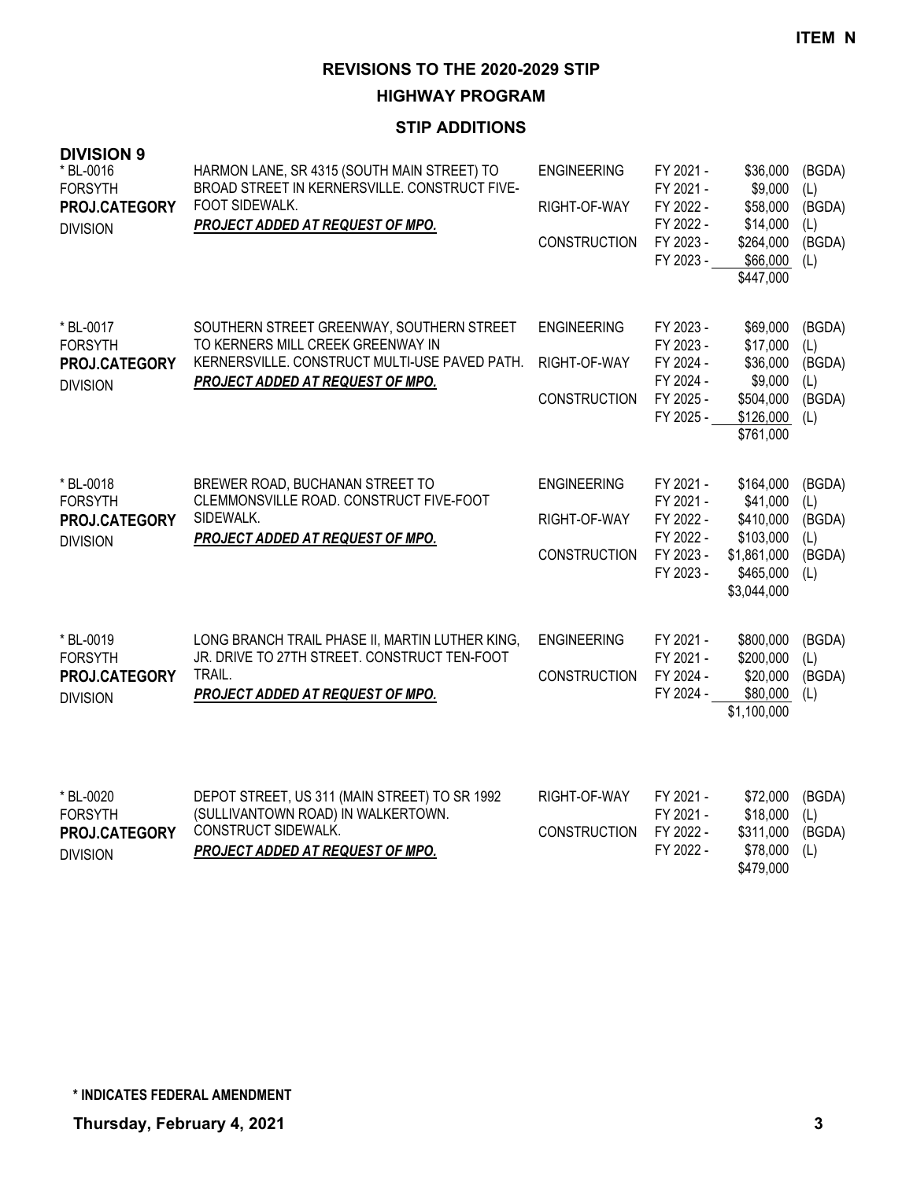**ITEM N**

## REVISIONS TO THE 2020-2029 STIP

### HIGHWAY PROGRAM

### STIP ADDITIONS

**DIVISION 9**

| Project | Description | Phase | Fiscal Year | Amount | Source |
|---|---|---|---|---|---|
| * BL-0016<br>FORSYTH<br>**PROJ.CATEGORY**<br>DIVISION | HARMON LANE, SR 4315 (SOUTH MAIN STREET) TO BROAD STREET IN KERNERSVILLE. CONSTRUCT FIVE-FOOT SIDEWALK.<br>***PROJECT ADDED AT REQUEST OF MPO.*** | ENGINEERING | FY 2021 - | $36,000 | (BGDA) |
| | | | FY 2021 - | $9,000 | (L) |
| | | RIGHT-OF-WAY | FY 2022 - | $58,000 | (BGDA) |
| | | | FY 2022 - | $14,000 | (L) |
| | | CONSTRUCTION | FY 2023 - | $264,000 | (BGDA) |
| | | | FY 2023 - | $66,000 | (L) |
| | | | | $447,000 | |
| * BL-0017<br>FORSYTH<br>**PROJ.CATEGORY**<br>DIVISION | SOUTHERN STREET GREENWAY, SOUTHERN STREET TO KERNERS MILL CREEK GREENWAY IN KERNERSVILLE. CONSTRUCT MULTI-USE PAVED PATH.<br>***PROJECT ADDED AT REQUEST OF MPO.*** | ENGINEERING | FY 2023 - | $69,000 | (BGDA) |
| | | | FY 2023 - | $17,000 | (L) |
| | | RIGHT-OF-WAY | FY 2024 - | $36,000 | (BGDA) |
| | | | FY 2024 - | $9,000 | (L) |
| | | CONSTRUCTION | FY 2025 - | $504,000 | (BGDA) |
| | | | FY 2025 - | $126,000 | (L) |
| | | | | $761,000 | |
| * BL-0018<br>FORSYTH<br>**PROJ.CATEGORY**<br>DIVISION | BREWER ROAD, BUCHANAN STREET TO CLEMMONSVILLE ROAD. CONSTRUCT FIVE-FOOT SIDEWALK.<br>***PROJECT ADDED AT REQUEST OF MPO.*** | ENGINEERING | FY 2021 - | $164,000 | (BGDA) |
| | | | FY 2021 - | $41,000 | (L) |
| | | RIGHT-OF-WAY | FY 2022 - | $410,000 | (BGDA) |
| | | | FY 2022 - | $103,000 | (L) |
| | | CONSTRUCTION | FY 2023 - | $1,861,000 | (BGDA) |
| | | | FY 2023 - | $465,000 | (L) |
| | | | | $3,044,000 | |
| * BL-0019<br>FORSYTH<br>**PROJ.CATEGORY**<br>DIVISION | LONG BRANCH TRAIL PHASE II, MARTIN LUTHER KING, JR. DRIVE TO 27TH STREET. CONSTRUCT TEN-FOOT TRAIL.<br>***PROJECT ADDED AT REQUEST OF MPO.*** | ENGINEERING | FY 2021 - | $800,000 | (BGDA) |
| | | | FY 2021 - | $200,000 | (L) |
| | | CONSTRUCTION | FY 2024 - | $20,000 | (BGDA) |
| | | | FY 2024 - | $80,000 | (L) |
| | | | | $1,100,000 | |
| * BL-0020<br>FORSYTH<br>**PROJ.CATEGORY**<br>DIVISION | DEPOT STREET, US 311 (MAIN STREET) TO SR 1992 (SULLIVANTOWN ROAD) IN WALKERTOWN. CONSTRUCT SIDEWALK.<br>***PROJECT ADDED AT REQUEST OF MPO.*** | RIGHT-OF-WAY | FY 2021 - | $72,000 | (BGDA) |
| | | | FY 2021 - | $18,000 | (L) |
| | | CONSTRUCTION | FY 2022 - | $311,000 | (BGDA) |
| | | | FY 2022 - | $78,000 | (L) |
| | | | | $479,000 | |

**\* INDICATES FEDERAL AMENDMENT**

**Thursday, February 4, 2021**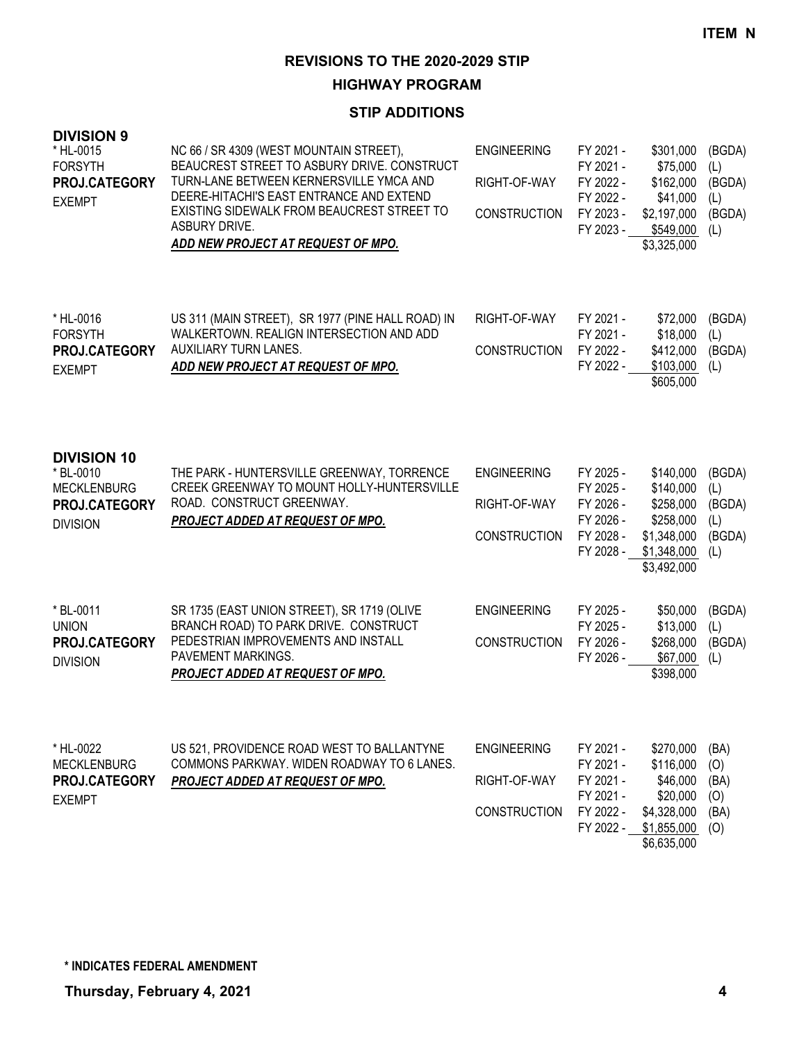**ITEM N**

# REVISIONS TO THE 2020-2029 STIP

## HIGHWAY PROGRAM

### STIP ADDITIONS

## DIVISION 9

| Project | Description | Phase | FY | Amount | Source |
|---|---|---|---|---|---|
| * HL-0015<br>FORSYTH<br>**PROJ.CATEGORY**<br>EXEMPT | NC 66 / SR 4309 (WEST MOUNTAIN STREET), BEAUCREST STREET TO ASBURY DRIVE. CONSTRUCT TURN-LANE BETWEEN KERNERSVILLE YMCA AND DEERE-HITACHI'S EAST ENTRANCE AND EXTEND EXISTING SIDEWALK FROM BEAUCREST STREET TO ASBURY DRIVE.<br>***ADD NEW PROJECT AT REQUEST OF MPO.*** | ENGINEERING | FY 2021 - | $301,000 | (BGDA) |
| | | | FY 2021 - | $75,000 | (L) |
| | | RIGHT-OF-WAY | FY 2022 - | $162,000 | (BGDA) |
| | | | FY 2022 - | $41,000 | (L) |
| | | CONSTRUCTION | FY 2023 - | $2,197,000 | (BGDA) |
| | | | FY 2023 - | $549,000 | (L) |
| | | | | $3,325,000 | |
| * HL-0016<br>FORSYTH<br>**PROJ.CATEGORY**<br>EXEMPT | US 311 (MAIN STREET), SR 1977 (PINE HALL ROAD) IN WALKERTOWN. REALIGN INTERSECTION AND ADD AUXILIARY TURN LANES.<br>***ADD NEW PROJECT AT REQUEST OF MPO.*** | RIGHT-OF-WAY | FY 2021 - | $72,000 | (BGDA) |
| | | | FY 2021 - | $18,000 | (L) |
| | | CONSTRUCTION | FY 2022 - | $412,000 | (BGDA) |
| | | | FY 2022 - | $103,000 | (L) |
| | | | | $605,000 | |

## DIVISION 10

| Project | Description | Phase | FY | Amount | Source |
|---|---|---|---|---|---|
| * BL-0010<br>MECKLENBURG<br>**PROJ.CATEGORY**<br>DIVISION | THE PARK - HUNTERSVILLE GREENWAY, TORRENCE CREEK GREENWAY TO MOUNT HOLLY-HUNTERSVILLE ROAD. CONSTRUCT GREENWAY.<br>***PROJECT ADDED AT REQUEST OF MPO.*** | ENGINEERING | FY 2025 - | $140,000 | (BGDA) |
| | | | FY 2025 - | $140,000 | (L) |
| | | RIGHT-OF-WAY | FY 2026 - | $258,000 | (BGDA) |
| | | | FY 2026 - | $258,000 | (L) |
| | | CONSTRUCTION | FY 2028 - | $1,348,000 | (BGDA) |
| | | | FY 2028 - | $1,348,000 | (L) |
| | | | | $3,492,000 | |
| * BL-0011<br>UNION<br>**PROJ.CATEGORY**<br>DIVISION | SR 1735 (EAST UNION STREET), SR 1719 (OLIVE BRANCH ROAD) TO PARK DRIVE. CONSTRUCT PEDESTRIAN IMPROVEMENTS AND INSTALL PAVEMENT MARKINGS.<br>***PROJECT ADDED AT REQUEST OF MPO.*** | ENGINEERING | FY 2025 - | $50,000 | (BGDA) |
| | | | FY 2025 - | $13,000 | (L) |
| | | CONSTRUCTION | FY 2026 - | $268,000 | (BGDA) |
| | | | FY 2026 - | $67,000 | (L) |
| | | | | $398,000 | |
| * HL-0022<br>MECKLENBURG<br>**PROJ.CATEGORY**<br>EXEMPT | US 521, PROVIDENCE ROAD WEST TO BALLANTYNE COMMONS PARKWAY. WIDEN ROADWAY TO 6 LANES.<br>***PROJECT ADDED AT REQUEST OF MPO.*** | ENGINEERING | FY 2021 - | $270,000 | (BA) |
| | | | FY 2021 - | $116,000 | (O) |
| | | RIGHT-OF-WAY | FY 2021 - | $46,000 | (BA) |
| | | | FY 2021 - | $20,000 | (O) |
| | | CONSTRUCTION | FY 2022 - | $4,328,000 | (BA) |
| | | | FY 2022 - | $1,855,000 | (O) |
| | | | | $6,635,000 | |

**\* INDICATES FEDERAL AMENDMENT**

**Thursday, February 4, 2021**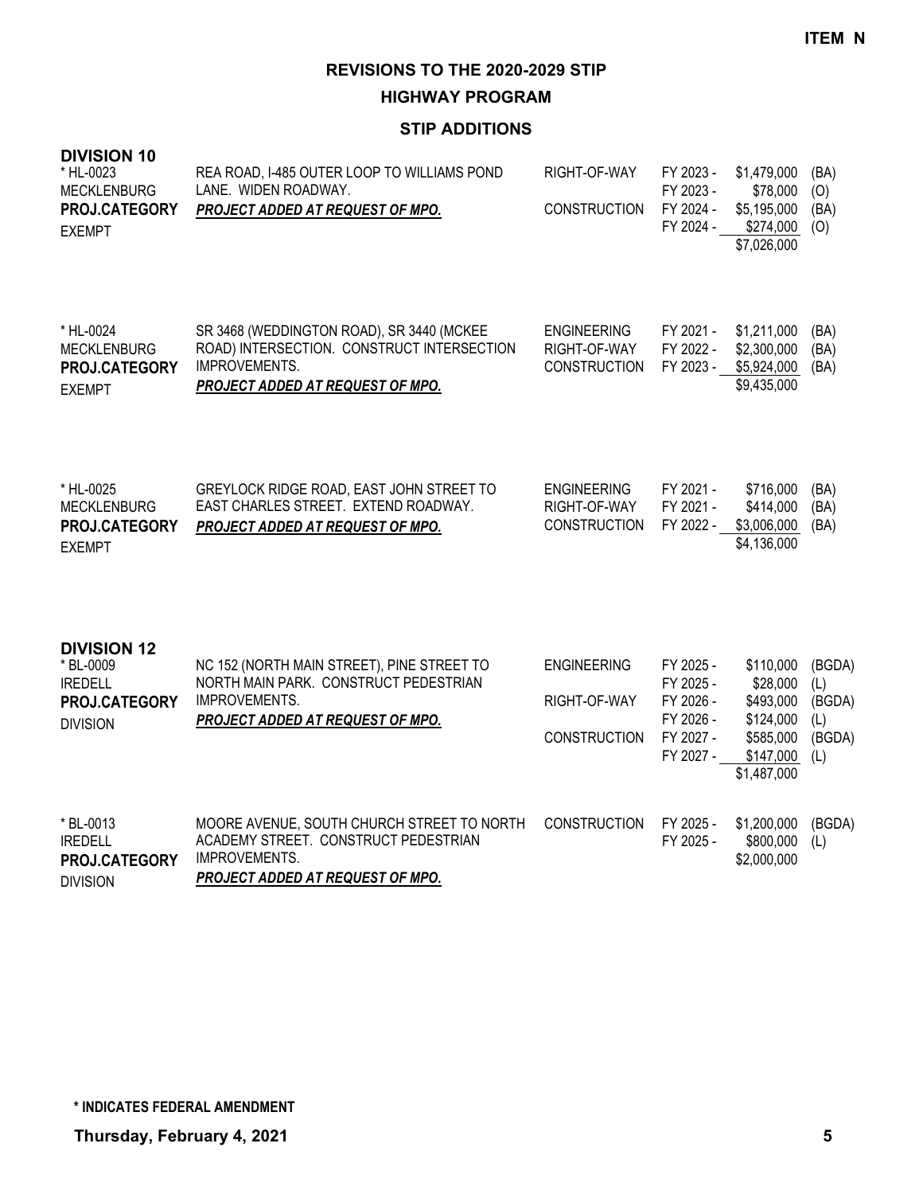**ITEM N**

# REVISIONS TO THE 2020-2029 STIP

## HIGHWAY PROGRAM

### STIP ADDITIONS

**DIVISION 10**

| Project | Description | Phase | Fiscal Year | Cost | Source |
|---|---|---|---|---|---|
| * HL-0023<br>MECKLENBURG<br>**PROJ.CATEGORY**<br>EXEMPT | REA ROAD, I-485 OUTER LOOP TO WILLIAMS POND LANE. WIDEN ROADWAY.<br>***PROJECT ADDED AT REQUEST OF MPO.*** | RIGHT-OF-WAY | FY 2023 - | $1,479,000 | (BA) |
| | | | FY 2023 - | $78,000 | (O) |
| | | CONSTRUCTION | FY 2024 - | $5,195,000 | (BA) |
| | | | FY 2024 - | $274,000 | (O) |
| | | | | $7,026,000 | |
| * HL-0024<br>MECKLENBURG<br>**PROJ.CATEGORY**<br>EXEMPT | SR 3468 (WEDDINGTON ROAD), SR 3440 (MCKEE ROAD) INTERSECTION. CONSTRUCT INTERSECTION IMPROVEMENTS.<br>***PROJECT ADDED AT REQUEST OF MPO.*** | ENGINEERING | FY 2021 - | $1,211,000 | (BA) |
| | | RIGHT-OF-WAY | FY 2022 - | $2,300,000 | (BA) |
| | | CONSTRUCTION | FY 2023 - | $5,924,000 | (BA) |
| | | | | $9,435,000 | |
| * HL-0025<br>MECKLENBURG<br>**PROJ.CATEGORY**<br>EXEMPT | GREYLOCK RIDGE ROAD, EAST JOHN STREET TO EAST CHARLES STREET. EXTEND ROADWAY.<br>***PROJECT ADDED AT REQUEST OF MPO.*** | ENGINEERING | FY 2021 - | $716,000 | (BA) |
| | | RIGHT-OF-WAY | FY 2021 - | $414,000 | (BA) |
| | | CONSTRUCTION | FY 2022 - | $3,006,000 | (BA) |
| | | | | $4,136,000 | |

**DIVISION 12**

| Project | Description | Phase | Fiscal Year | Cost | Source |
|---|---|---|---|---|---|
| * BL-0009<br>IREDELL<br>**PROJ.CATEGORY**<br>DIVISION | NC 152 (NORTH MAIN STREET), PINE STREET TO NORTH MAIN PARK. CONSTRUCT PEDESTRIAN IMPROVEMENTS.<br>***PROJECT ADDED AT REQUEST OF MPO.*** | ENGINEERING | FY 2025 - | $110,000 | (BGDA) |
| | | | FY 2025 - | $28,000 | (L) |
| | | RIGHT-OF-WAY | FY 2026 - | $493,000 | (BGDA) |
| | | | FY 2026 - | $124,000 | (L) |
| | | CONSTRUCTION | FY 2027 - | $585,000 | (BGDA) |
| | | | FY 2027 - | $147,000 | (L) |
| | | | | $1,487,000 | |
| * BL-0013<br>IREDELL<br>**PROJ.CATEGORY**<br>DIVISION | MOORE AVENUE, SOUTH CHURCH STREET TO NORTH ACADEMY STREET. CONSTRUCT PEDESTRIAN IMPROVEMENTS.<br>***PROJECT ADDED AT REQUEST OF MPO.*** | CONSTRUCTION | FY 2025 - | $1,200,000 | (BGDA) |
| | | | FY 2025 - | $800,000 | (L) |
| | | | | $2,000,000 | |

**\* INDICATES FEDERAL AMENDMENT**

**Thursday, February 4, 2021**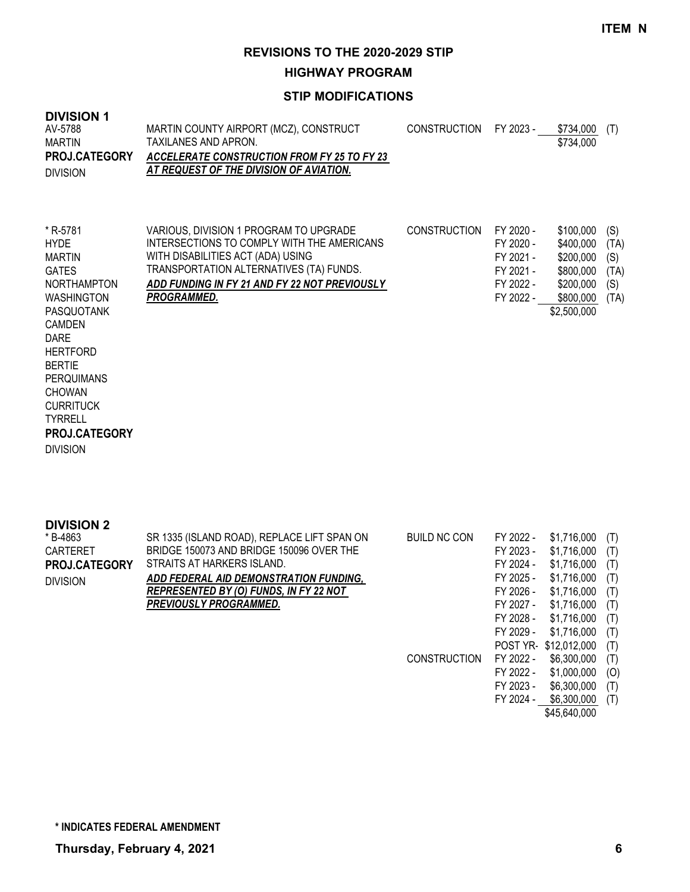ITEM N

# REVISIONS TO THE 2020-2029 STIP

## HIGHWAY PROGRAM

### STIP MODIFICATIONS

**DIVISION 1**

| Project | Description | Work Type | Fiscal Year | Amount | Source |
|---|---|---|---|---|---|
| AV-5788<br>MARTIN<br>**PROJ.CATEGORY**<br>DIVISION | MARTIN COUNTY AIRPORT (MCZ), CONSTRUCT TAXILANES AND APRON.<br>***ACCELERATE CONSTRUCTION FROM FY 25 TO FY 23 AT REQUEST OF THE DIVISION OF AVIATION.*** | CONSTRUCTION | FY 2023 - | $734,000 | (T) |
| | | | | $734,000 | |

| Project | Description | Work Type | Fiscal Year | Amount | Source |
|---|---|---|---|---|---|
| * R-5781<br>HYDE<br>MARTIN<br>GATES<br>NORTHAMPTON<br>WASHINGTON<br>PASQUOTANK<br>CAMDEN<br>DARE<br>HERTFORD<br>BERTIE<br>PERQUIMANS<br>CHOWAN<br>CURRITUCK<br>TYRRELL<br>**PROJ.CATEGORY**<br>DIVISION | VARIOUS, DIVISION 1 PROGRAM TO UPGRADE INTERSECTIONS TO COMPLY WITH THE AMERICANS WITH DISABILITIES ACT (ADA) USING TRANSPORTATION ALTERNATIVES (TA) FUNDS.<br>***ADD FUNDING IN FY 21 AND FY 22 NOT PREVIOUSLY PROGRAMMED.*** | CONSTRUCTION | FY 2020 - | $100,000 | (S) |
| | | | FY 2020 - | $400,000 | (TA) |
| | | | FY 2021 - | $200,000 | (S) |
| | | | FY 2021 - | $800,000 | (TA) |
| | | | FY 2022 - | $200,000 | (S) |
| | | | FY 2022 - | $800,000 | (TA) |
| | | | | $2,500,000 | |

**DIVISION 2**

| Project | Description | Work Type | Fiscal Year | Amount | Source |
|---|---|---|---|---|---|
| * B-4863<br>CARTERET<br>**PROJ.CATEGORY**<br>DIVISION | SR 1335 (ISLAND ROAD), REPLACE LIFT SPAN ON BRIDGE 150073 AND BRIDGE 150096 OVER THE STRAITS AT HARKERS ISLAND.<br>***ADD FEDERAL AID DEMONSTRATION FUNDING, REPRESENTED BY (O) FUNDS, IN FY 22 NOT PREVIOUSLY PROGRAMMED.*** | BUILD NC CON | FY 2022 - | $1,716,000 | (T) |
| | | | FY 2023 - | $1,716,000 | (T) |
| | | | FY 2024 - | $1,716,000 | (T) |
| | | | FY 2025 - | $1,716,000 | (T) |
| | | | FY 2026 - | $1,716,000 | (T) |
| | | | FY 2027 - | $1,716,000 | (T) |
| | | | FY 2028 - | $1,716,000 | (T) |
| | | | FY 2029 - | $1,716,000 | (T) |
| | | | POST YR- | $12,012,000 | (T) |
| | | CONSTRUCTION | FY 2022 - | $6,300,000 | (T) |
| | | | FY 2022 - | $1,000,000 | (O) |
| | | | FY 2023 - | $6,300,000 | (T) |
| | | | FY 2024 - | $6,300,000 | (T) |
| | | | | $45,640,000 | |

**\* INDICATES FEDERAL AMENDMENT**

**Thursday, February 4, 2021**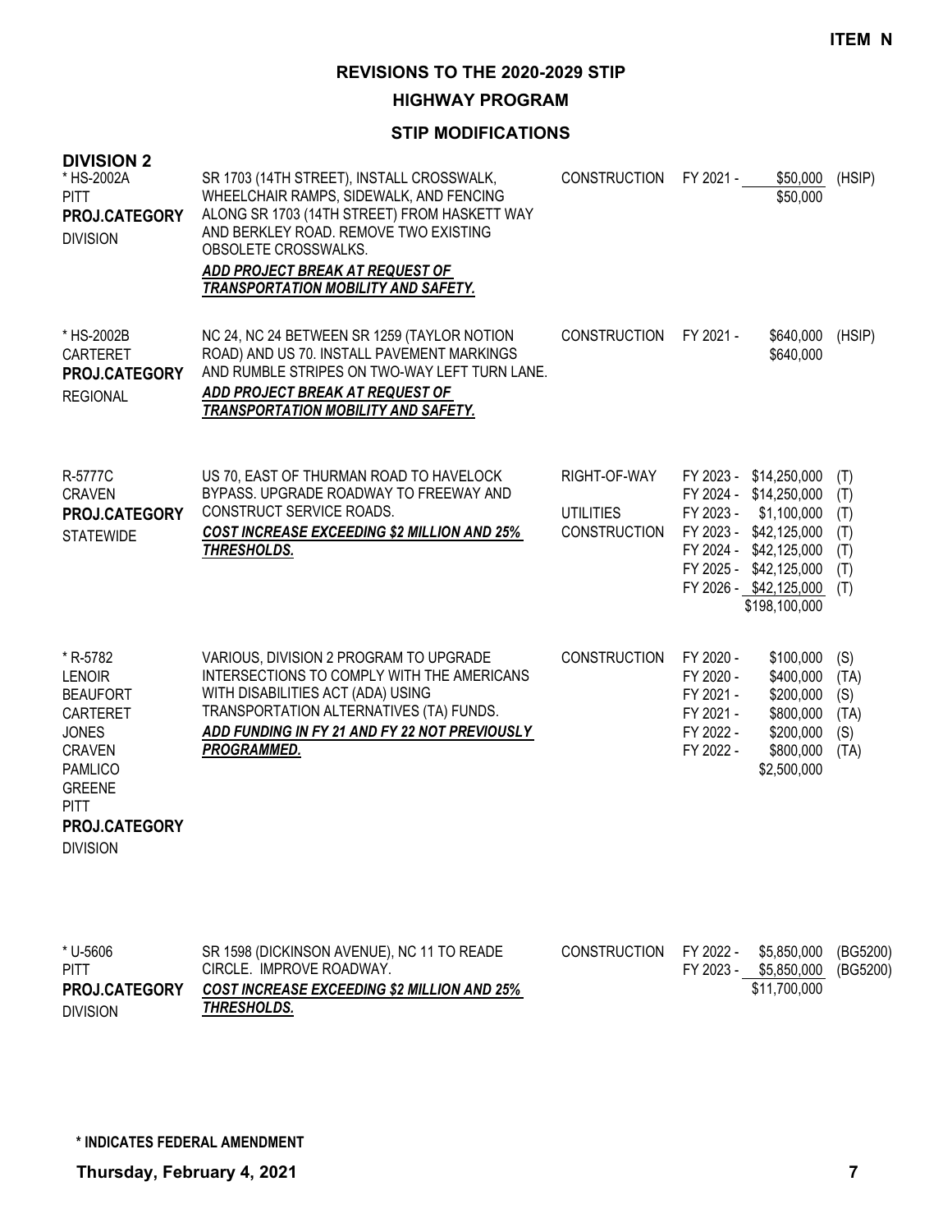**ITEM N**

# REVISIONS TO THE 2020-2029 STIP

## HIGHWAY PROGRAM

### STIP MODIFICATIONS

**DIVISION 2**

| Project | Description | Phase | Fiscal Year | Amount | Fund |
|---|---|---|---|---|---|
| * HS-2002A<br>PITT<br>**PROJ.CATEGORY**<br>DIVISION | SR 1703 (14TH STREET), INSTALL CROSSWALK, WHEELCHAIR RAMPS, SIDEWALK, AND FENCING ALONG SR 1703 (14TH STREET) FROM HASKETT WAY AND BERKLEY ROAD. REMOVE TWO EXISTING OBSOLETE CROSSWALKS.<br>***ADD PROJECT BREAK AT REQUEST OF TRANSPORTATION MOBILITY AND SAFETY.*** | CONSTRUCTION | FY 2021 - | $50,000 | (HSIP) |
| | | | | $50,000 | |
| * HS-2002B<br>CARTERET<br>**PROJ.CATEGORY**<br>REGIONAL | NC 24, NC 24 BETWEEN SR 1259 (TAYLOR NOTION ROAD) AND US 70. INSTALL PAVEMENT MARKINGS AND RUMBLE STRIPES ON TWO-WAY LEFT TURN LANE.<br>***ADD PROJECT BREAK AT REQUEST OF TRANSPORTATION MOBILITY AND SAFETY.*** | CONSTRUCTION | FY 2021 - | $640,000 | (HSIP) |
| | | | | $640,000 | |
| R-5777C<br>CRAVEN<br>**PROJ.CATEGORY**<br>STATEWIDE | US 70, EAST OF THURMAN ROAD TO HAVELOCK BYPASS. UPGRADE ROADWAY TO FREEWAY AND CONSTRUCT SERVICE ROADS.<br>***COST INCREASE EXCEEDING $2 MILLION AND 25% THRESHOLDS.*** | RIGHT-OF-WAY | FY 2023 - | $14,250,000 | (T) |
| | | | FY 2024 - | $14,250,000 | (T) |
| | | UTILITIES | FY 2023 - | $1,100,000 | (T) |
| | | CONSTRUCTION | FY 2023 - | $42,125,000 | (T) |
| | | | FY 2024 - | $42,125,000 | (T) |
| | | | FY 2025 - | $42,125,000 | (T) |
| | | | FY 2026 - | $42,125,000 | (T) |
| | | | | $198,100,000 | |
| * R-5782<br>LENOIR<br>BEAUFORT<br>CARTERET<br>JONES<br>CRAVEN<br>PAMLICO<br>GREENE<br>PITT<br>**PROJ.CATEGORY**<br>DIVISION | VARIOUS, DIVISION 2 PROGRAM TO UPGRADE INTERSECTIONS TO COMPLY WITH THE AMERICANS WITH DISABILITIES ACT (ADA) USING TRANSPORTATION ALTERNATIVES (TA) FUNDS.<br>***ADD FUNDING IN FY 21 AND FY 22 NOT PREVIOUSLY PROGRAMMED.*** | CONSTRUCTION | FY 2020 - | $100,000 | (S) |
| | | | FY 2020 - | $400,000 | (TA) |
| | | | FY 2021 - | $200,000 | (S) |
| | | | FY 2021 - | $800,000 | (TA) |
| | | | FY 2022 - | $200,000 | (S) |
| | | | FY 2022 - | $800,000 | (TA) |
| | | | | $2,500,000 | |
| * U-5606<br>PITT<br>**PROJ.CATEGORY**<br>DIVISION | SR 1598 (DICKINSON AVENUE), NC 11 TO READE CIRCLE. IMPROVE ROADWAY.<br>***COST INCREASE EXCEEDING $2 MILLION AND 25% THRESHOLDS.*** | CONSTRUCTION | FY 2022 - | $5,850,000 | (BG5200) |
| | | | FY 2023 - | $5,850,000 | (BG5200) |
| | | | | $11,700,000 | |

**\* INDICATES FEDERAL AMENDMENT**

**Thursday, February 4, 2021**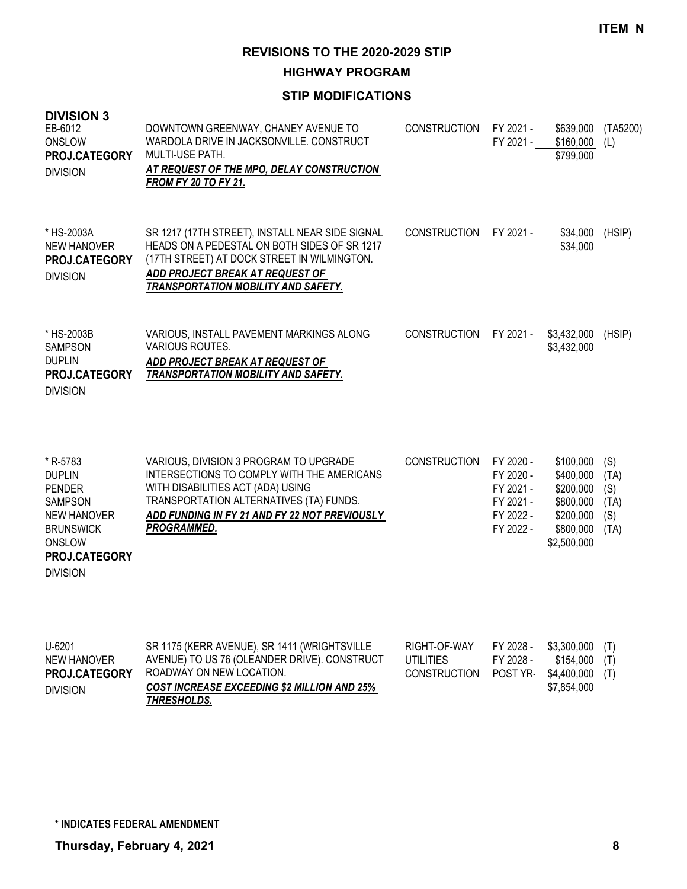**ITEM N**

# REVISIONS TO THE 2020-2029 STIP

## HIGHWAY PROGRAM

### STIP MODIFICATIONS

**DIVISION 3**

| Project | Description | Work Type | Fiscal Year | Amount | Funding |
|---|---|---|---|---|---|
| EB-6012<br>ONSLOW<br>**PROJ.CATEGORY**<br>DIVISION | DOWNTOWN GREENWAY, CHANEY AVENUE TO WARDOLA DRIVE IN JACKSONVILLE. CONSTRUCT MULTI-USE PATH.<br>***AT REQUEST OF THE MPO, DELAY CONSTRUCTION FROM FY 20 TO FY 21.*** | CONSTRUCTION | FY 2021 -<br>FY 2021 - | \$639,000<br>\$160,000<br>\$799,000 | (TA5200)<br>(L) |
| * HS-2003A<br>NEW HANOVER<br>**PROJ.CATEGORY**<br>DIVISION | SR 1217 (17TH STREET), INSTALL NEAR SIDE SIGNAL HEADS ON A PEDESTAL ON BOTH SIDES OF SR 1217 (17TH STREET) AT DOCK STREET IN WILMINGTON.<br>***ADD PROJECT BREAK AT REQUEST OF TRANSPORTATION MOBILITY AND SAFETY.*** | CONSTRUCTION | FY 2021 - | \$34,000<br>\$34,000 | (HSIP) |
| * HS-2003B<br>SAMPSON<br>DUPLIN<br>**PROJ.CATEGORY**<br>DIVISION | VARIOUS, INSTALL PAVEMENT MARKINGS ALONG VARIOUS ROUTES.<br>***ADD PROJECT BREAK AT REQUEST OF TRANSPORTATION MOBILITY AND SAFETY.*** | CONSTRUCTION | FY 2021 - | \$3,432,000<br>\$3,432,000 | (HSIP) |
| * R-5783<br>DUPLIN<br>PENDER<br>SAMPSON<br>NEW HANOVER<br>BRUNSWICK<br>ONSLOW<br>**PROJ.CATEGORY**<br>DIVISION | VARIOUS, DIVISION 3 PROGRAM TO UPGRADE INTERSECTIONS TO COMPLY WITH THE AMERICANS WITH DISABILITIES ACT (ADA) USING TRANSPORTATION ALTERNATIVES (TA) FUNDS.<br>***ADD FUNDING IN FY 21 AND FY 22 NOT PREVIOUSLY PROGRAMMED.*** | CONSTRUCTION | FY 2020 -<br>FY 2020 -<br>FY 2021 -<br>FY 2021 -<br>FY 2022 -<br>FY 2022 - | \$100,000<br>\$400,000<br>\$200,000<br>\$800,000<br>\$200,000<br>\$800,000<br>\$2,500,000 | (S)<br>(TA)<br>(S)<br>(TA)<br>(S)<br>(TA) |
| U-6201<br>NEW HANOVER<br>**PROJ.CATEGORY**<br>DIVISION | SR 1175 (KERR AVENUE), SR 1411 (WRIGHTSVILLE AVENUE) TO US 76 (OLEANDER DRIVE). CONSTRUCT ROADWAY ON NEW LOCATION.<br>***COST INCREASE EXCEEDING \$2 MILLION AND 25% THRESHOLDS.*** | RIGHT-OF-WAY<br>UTILITIES<br>CONSTRUCTION | FY 2028 -<br>FY 2028 -<br>POST YR- | \$3,300,000<br>\$154,000<br>\$4,400,000<br>\$7,854,000 | (T)<br>(T)<br>(T) |

**\* INDICATES FEDERAL AMENDMENT**

**Thursday, February 4, 2021**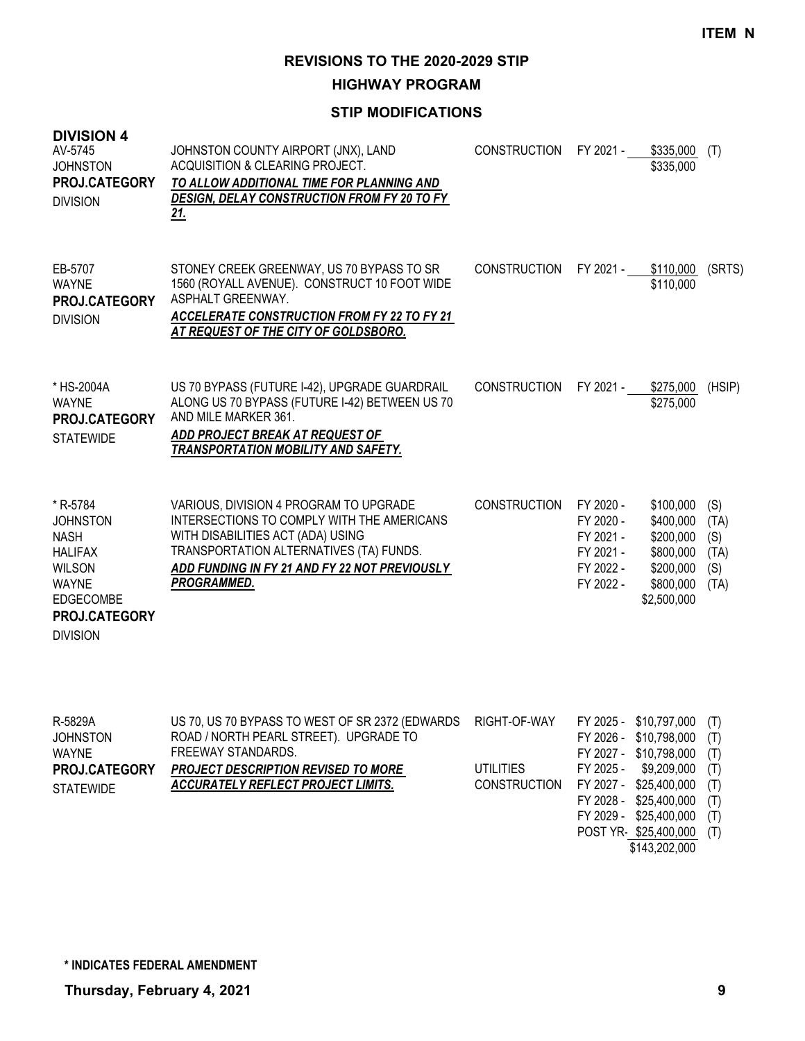**ITEM N**

# REVISIONS TO THE 2020-2029 STIP

## HIGHWAY PROGRAM

### STIP MODIFICATIONS

**DIVISION 4**

| Project | Description | Phase | Year | Amount | Fund |
|---|---|---|---|---|---|
| AV-5745<br>JOHNSTON<br>**PROJ.CATEGORY**<br>DIVISION | JOHNSTON COUNTY AIRPORT (JNX), LAND ACQUISITION & CLEARING PROJECT.<br>***TO ALLOW ADDITIONAL TIME FOR PLANNING AND DESIGN, DELAY CONSTRUCTION FROM FY 20 TO FY 21.*** | CONSTRUCTION | FY 2021 - | $335,000 | (T) |
| | | | | $335,000 | |
| EB-5707<br>WAYNE<br>**PROJ.CATEGORY**<br>DIVISION | STONEY CREEK GREENWAY, US 70 BYPASS TO SR 1560 (ROYALL AVENUE). CONSTRUCT 10 FOOT WIDE ASPHALT GREENWAY.<br>***ACCELERATE CONSTRUCTION FROM FY 22 TO FY 21 AT REQUEST OF THE CITY OF GOLDSBORO.*** | CONSTRUCTION | FY 2021 - | $110,000 | (SRTS) |
| | | | | $110,000 | |
| * HS-2004A<br>WAYNE<br>**PROJ.CATEGORY**<br>STATEWIDE | US 70 BYPASS (FUTURE I-42), UPGRADE GUARDRAIL ALONG US 70 BYPASS (FUTURE I-42) BETWEEN US 70 AND MILE MARKER 361.<br>***ADD PROJECT BREAK AT REQUEST OF TRANSPORTATION MOBILITY AND SAFETY.*** | CONSTRUCTION | FY 2021 - | $275,000 | (HSIP) |
| | | | | $275,000 | |
| * R-5784<br>JOHNSTON<br>NASH<br>HALIFAX<br>WILSON<br>WAYNE<br>EDGECOMBE<br>**PROJ.CATEGORY**<br>DIVISION | VARIOUS, DIVISION 4 PROGRAM TO UPGRADE INTERSECTIONS TO COMPLY WITH THE AMERICANS WITH DISABILITIES ACT (ADA) USING TRANSPORTATION ALTERNATIVES (TA) FUNDS.<br>***ADD FUNDING IN FY 21 AND FY 22 NOT PREVIOUSLY PROGRAMMED.*** | CONSTRUCTION | FY 2020 - | $100,000 | (S) |
| | | | FY 2020 - | $400,000 | (TA) |
| | | | FY 2021 - | $200,000 | (S) |
| | | | FY 2021 - | $800,000 | (TA) |
| | | | FY 2022 - | $200,000 | (S) |
| | | | FY 2022 - | $800,000 | (TA) |
| | | | | $2,500,000 | |
| R-5829A<br>JOHNSTON<br>WAYNE<br>**PROJ.CATEGORY**<br>STATEWIDE | US 70, US 70 BYPASS TO WEST OF SR 2372 (EDWARDS ROAD / NORTH PEARL STREET). UPGRADE TO FREEWAY STANDARDS.<br>***PROJECT DESCRIPTION REVISED TO MORE ACCURATELY REFLECT PROJECT LIMITS.*** | RIGHT-OF-WAY | FY 2025 - | $10,797,000 | (T) |
| | | | FY 2026 - | $10,798,000 | (T) |
| | | | FY 2027 - | $10,798,000 | (T) |
| | | UTILITIES | FY 2025 - | $9,209,000 | (T) |
| | | CONSTRUCTION | FY 2027 - | $25,400,000 | (T) |
| | | | FY 2028 - | $25,400,000 | (T) |
| | | | FY 2029 - | $25,400,000 | (T) |
| | | | POST YR- | $25,400,000 | (T) |
| | | | | $143,202,000 | |

**\* INDICATES FEDERAL AMENDMENT**

**Thursday, February 4, 2021**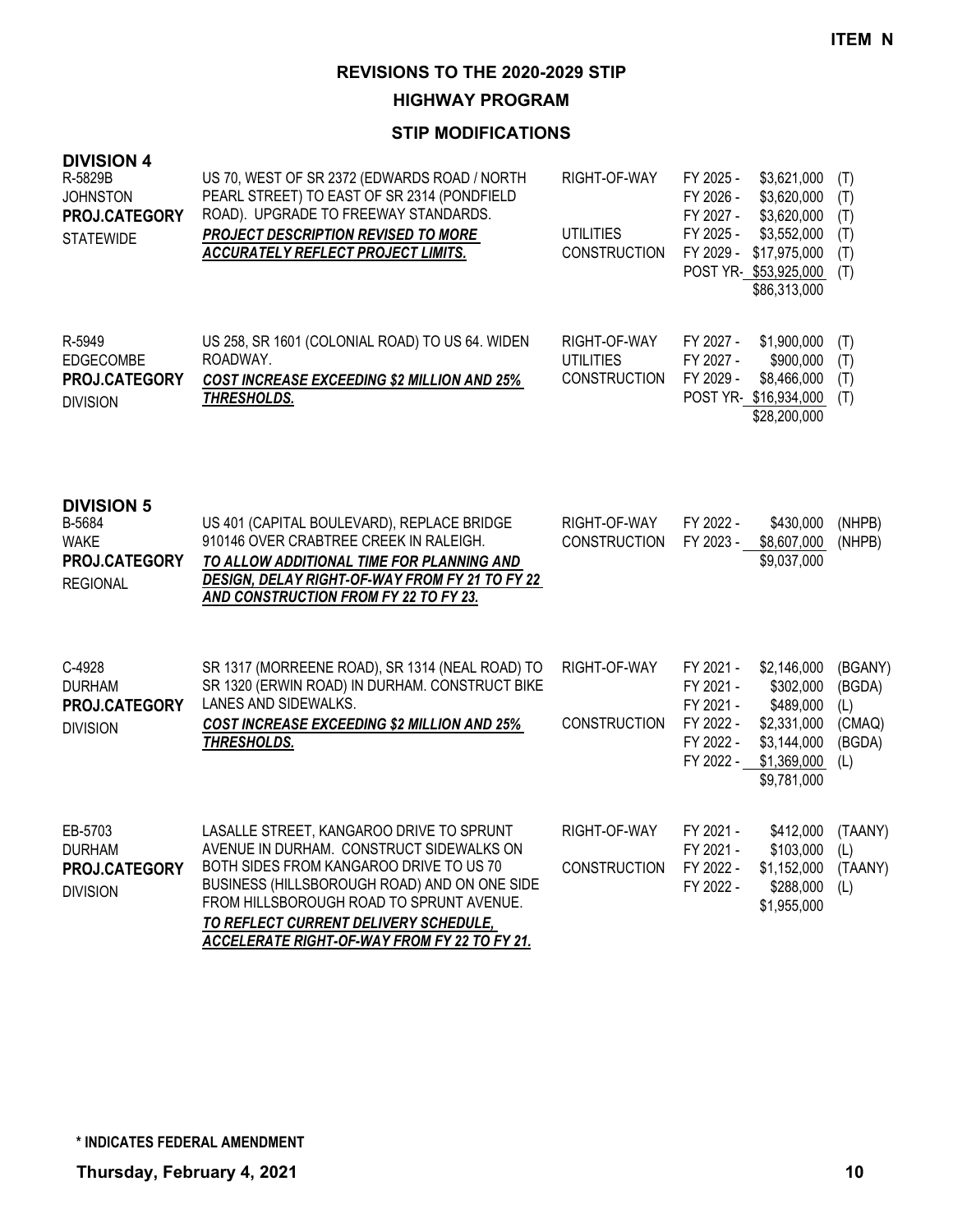**ITEM N**

# REVISIONS TO THE 2020-2029 STIP

## HIGHWAY PROGRAM

### STIP MODIFICATIONS

## DIVISION 4

| Project | Description | Phase | Year | Amount | Fund |
|---|---|---|---|---|---|
| R-5829B<br>JOHNSTON<br>**PROJ.CATEGORY**<br>STATEWIDE | US 70, WEST OF SR 2372 (EDWARDS ROAD / NORTH PEARL STREET) TO EAST OF SR 2314 (PONDFIELD ROAD). UPGRADE TO FREEWAY STANDARDS.<br>***PROJECT DESCRIPTION REVISED TO MORE ACCURATELY REFLECT PROJECT LIMITS.*** | RIGHT-OF-WAY | FY 2025 - | $3,621,000 | (T) |
| | | | FY 2026 - | $3,620,000 | (T) |
| | | | FY 2027 - | $3,620,000 | (T) |
| | | UTILITIES | FY 2025 - | $3,552,000 | (T) |
| | | CONSTRUCTION | FY 2029 - | $17,975,000 | (T) |
| | | | POST YR- | $53,925,000 | (T) |
| | | | | $86,313,000 | |
| R-5949<br>EDGECOMBE<br>**PROJ.CATEGORY**<br>DIVISION | US 258, SR 1601 (COLONIAL ROAD) TO US 64. WIDEN ROADWAY.<br>***COST INCREASE EXCEEDING $2 MILLION AND 25% THRESHOLDS.*** | RIGHT-OF-WAY | FY 2027 - | $1,900,000 | (T) |
| | | UTILITIES | FY 2027 - | $900,000 | (T) |
| | | CONSTRUCTION | FY 2029 - | $8,466,000 | (T) |
| | | | POST YR- | $16,934,000 | (T) |
| | | | | $28,200,000 | |

## DIVISION 5

| Project | Description | Phase | Year | Amount | Fund |
|---|---|---|---|---|---|
| B-5684<br>WAKE<br>**PROJ.CATEGORY**<br>REGIONAL | US 401 (CAPITAL BOULEVARD), REPLACE BRIDGE 910146 OVER CRABTREE CREEK IN RALEIGH.<br>***TO ALLOW ADDITIONAL TIME FOR PLANNING AND DESIGN, DELAY RIGHT-OF-WAY FROM FY 21 TO FY 22 AND CONSTRUCTION FROM FY 22 TO FY 23.*** | RIGHT-OF-WAY | FY 2022 - | $430,000 | (NHPB) |
| | | CONSTRUCTION | FY 2023 - | $8,607,000 | (NHPB) |
| | | | | $9,037,000 | |
| C-4928<br>DURHAM<br>**PROJ.CATEGORY**<br>DIVISION | SR 1317 (MORREENE ROAD), SR 1314 (NEAL ROAD) TO SR 1320 (ERWIN ROAD) IN DURHAM. CONSTRUCT BIKE LANES AND SIDEWALKS.<br>***COST INCREASE EXCEEDING $2 MILLION AND 25% THRESHOLDS.*** | RIGHT-OF-WAY | FY 2021 - | $2,146,000 | (BGANY) |
| | | | FY 2021 - | $302,000 | (BGDA) |
| | | | FY 2021 - | $489,000 | (L) |
| | | CONSTRUCTION | FY 2022 - | $2,331,000 | (CMAQ) |
| | | | FY 2022 - | $3,144,000 | (BGDA) |
| | | | FY 2022 - | $1,369,000 | (L) |
| | | | | $9,781,000 | |
| EB-5703<br>DURHAM<br>**PROJ.CATEGORY**<br>DIVISION | LASALLE STREET, KANGAROO DRIVE TO SPRUNT AVENUE IN DURHAM. CONSTRUCT SIDEWALKS ON BOTH SIDES FROM KANGAROO DRIVE TO US 70 BUSINESS (HILLSBOROUGH ROAD) AND ON ONE SIDE FROM HILLSBOROUGH ROAD TO SPRUNT AVENUE.<br>***TO REFLECT CURRENT DELIVERY SCHEDULE, ACCELERATE RIGHT-OF-WAY FROM FY 22 TO FY 21.*** | RIGHT-OF-WAY | FY 2021 - | $412,000 | (TAANY) |
| | | | FY 2021 - | $103,000 | (L) |
| | | CONSTRUCTION | FY 2022 - | $1,152,000 | (TAANY) |
| | | | FY 2022 - | $288,000 | (L) |
| | | | | $1,955,000 | |

**\* INDICATES FEDERAL AMENDMENT**

**Thursday, February 4, 2021**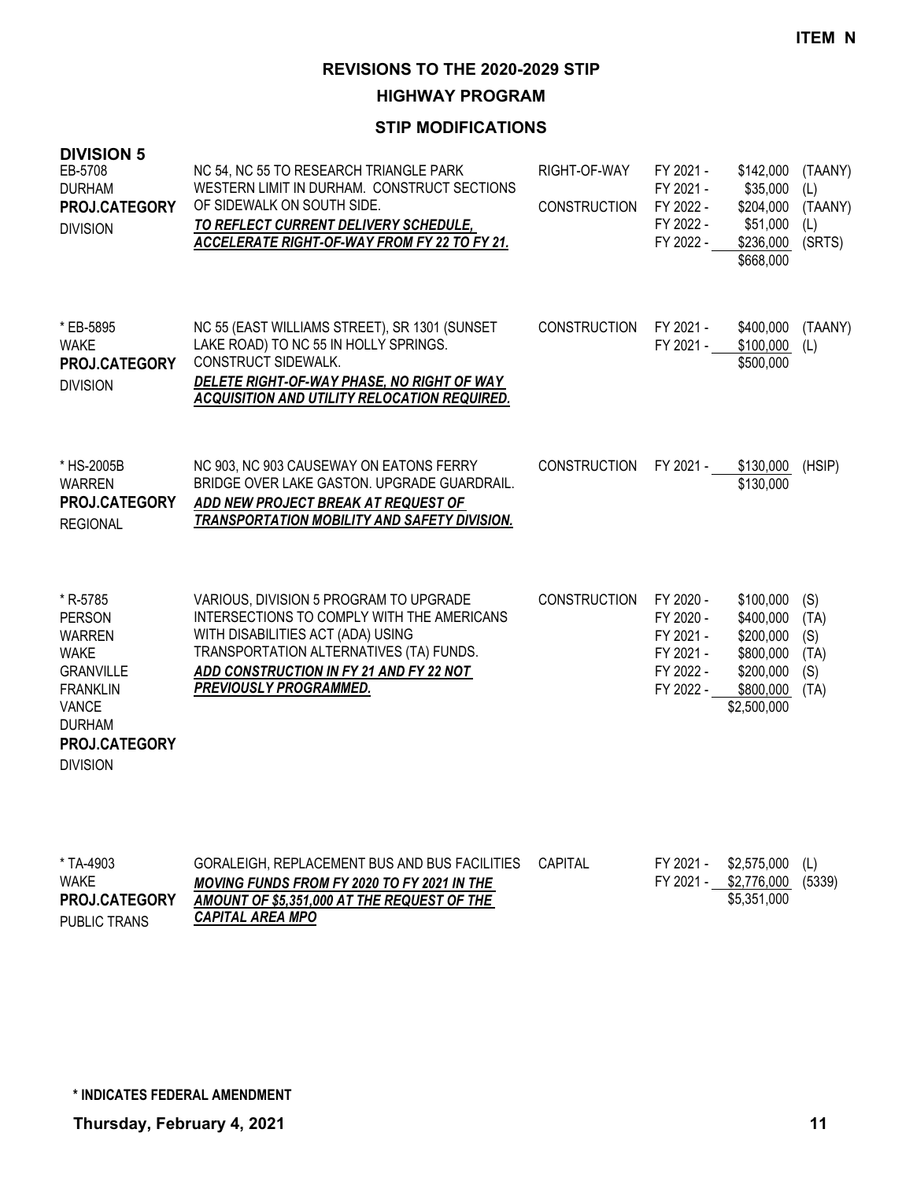**ITEM N**

# REVISIONS TO THE 2020-2029 STIP

## HIGHWAY PROGRAM

### STIP MODIFICATIONS

**DIVISION 5**

| Project | Description | Phase | Year | Amount | Fund |
|---|---|---|---|---|---|
| EB-5708<br>DURHAM<br>**PROJ.CATEGORY**<br>DIVISION | NC 54, NC 55 TO RESEARCH TRIANGLE PARK WESTERN LIMIT IN DURHAM. CONSTRUCT SECTIONS OF SIDEWALK ON SOUTH SIDE.<br>***TO REFLECT CURRENT DELIVERY SCHEDULE, ACCELERATE RIGHT-OF-WAY FROM FY 22 TO FY 21.*** | RIGHT-OF-WAY<br><br>CONSTRUCTION | FY 2021 -<br>FY 2021 -<br>FY 2022 -<br>FY 2022 -<br>FY 2022 - | \$142,000<br>\$35,000<br>\$204,000<br>\$51,000<br>\$236,000<br>\$668,000 | (TAANY)<br>(L)<br>(TAANY)<br>(L)<br>(SRTS) |
| * EB-5895<br>WAKE<br>**PROJ.CATEGORY**<br>DIVISION | NC 55 (EAST WILLIAMS STREET), SR 1301 (SUNSET LAKE ROAD) TO NC 55 IN HOLLY SPRINGS. CONSTRUCT SIDEWALK.<br>***DELETE RIGHT-OF-WAY PHASE, NO RIGHT OF WAY ACQUISITION AND UTILITY RELOCATION REQUIRED.*** | CONSTRUCTION | FY 2021 -<br>FY 2021 - | \$400,000<br>\$100,000<br>\$500,000 | (TAANY)<br>(L) |
| * HS-2005B<br>WARREN<br>**PROJ.CATEGORY**<br>REGIONAL | NC 903, NC 903 CAUSEWAY ON EATONS FERRY BRIDGE OVER LAKE GASTON. UPGRADE GUARDRAIL.<br>***ADD NEW PROJECT BREAK AT REQUEST OF TRANSPORTATION MOBILITY AND SAFETY DIVISION.*** | CONSTRUCTION | FY 2021 - | \$130,000<br>\$130,000 | (HSIP) |
| * R-5785<br>PERSON<br>WARREN<br>WAKE<br>GRANVILLE<br>FRANKLIN<br>VANCE<br>DURHAM<br>**PROJ.CATEGORY**<br>DIVISION | VARIOUS, DIVISION 5 PROGRAM TO UPGRADE INTERSECTIONS TO COMPLY WITH THE AMERICANS WITH DISABILITIES ACT (ADA) USING TRANSPORTATION ALTERNATIVES (TA) FUNDS.<br>***ADD CONSTRUCTION IN FY 21 AND FY 22 NOT PREVIOUSLY PROGRAMMED.*** | CONSTRUCTION | FY 2020 -<br>FY 2020 -<br>FY 2021 -<br>FY 2021 -<br>FY 2022 -<br>FY 2022 - | \$100,000<br>\$400,000<br>\$200,000<br>\$800,000<br>\$200,000<br>\$800,000<br>\$2,500,000 | (S)<br>(TA)<br>(S)<br>(TA)<br>(S)<br>(TA) |
| * TA-4903<br>WAKE<br>**PROJ.CATEGORY**<br>PUBLIC TRANS | GORALEIGH, REPLACEMENT BUS AND BUS FACILITIES<br>***MOVING FUNDS FROM FY 2020 TO FY 2021 IN THE AMOUNT OF \$5,351,000 AT THE REQUEST OF THE CAPITAL AREA MPO*** | CAPITAL | FY 2021 -<br>FY 2021 - | \$2,575,000<br>\$2,776,000<br>\$5,351,000 | (L)<br>(5339) |

**\* INDICATES FEDERAL AMENDMENT**

**Thursday, February 4, 2021**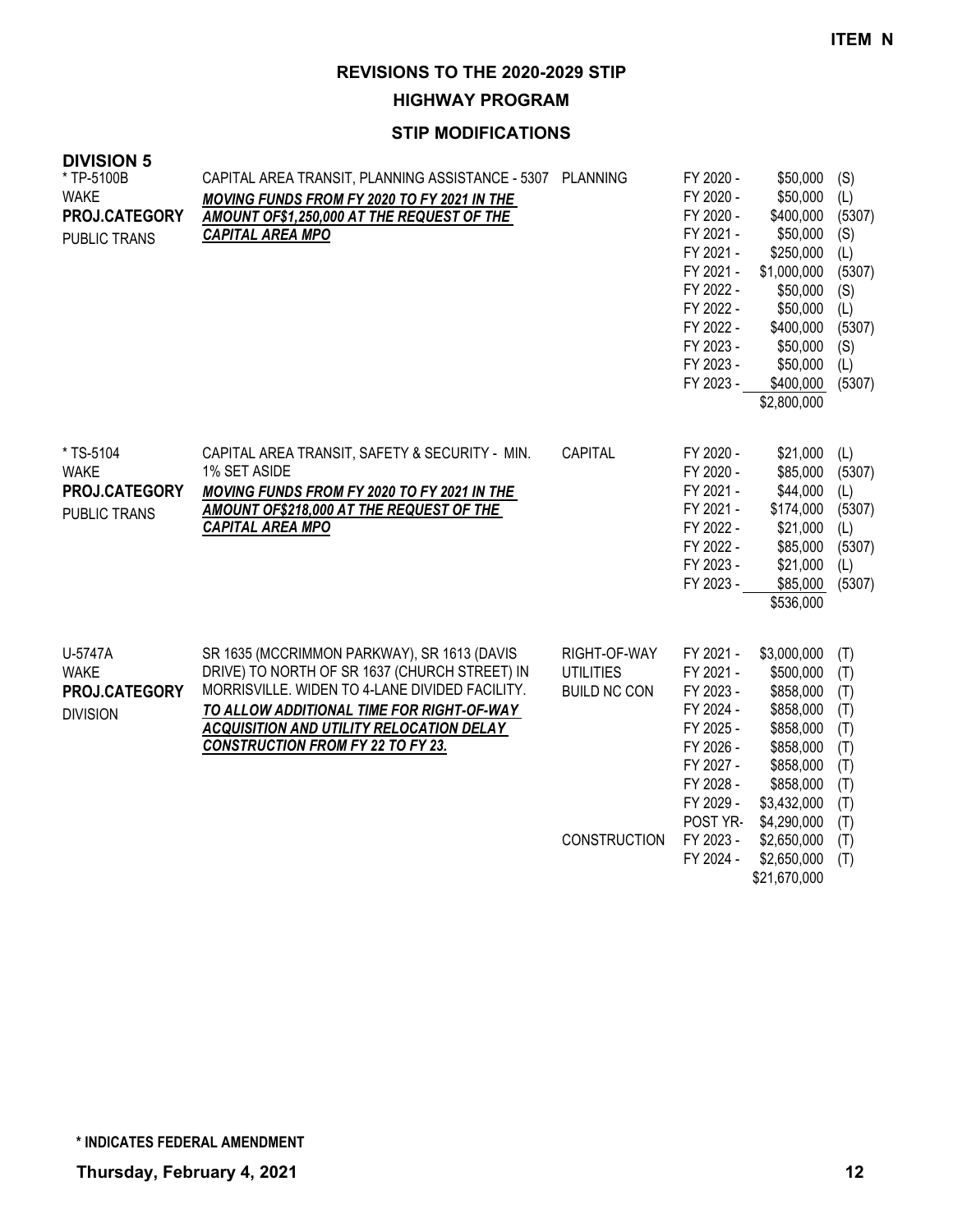**ITEM N**

# REVISIONS TO THE 2020-2029 STIP

## HIGHWAY PROGRAM

### STIP MODIFICATIONS

**DIVISION 5**

| Project | Description | Work Type | Fiscal Year | Amount | Source |
|---|---|---|---|---|---|
| * TP-5100B<br>WAKE<br>**PROJ.CATEGORY**<br>PUBLIC TRANS | CAPITAL AREA TRANSIT, PLANNING ASSISTANCE - 5307<br>***MOVING FUNDS FROM FY 2020 TO FY 2021 IN THE AMOUNT OF$1,250,000 AT THE REQUEST OF THE CAPITAL AREA MPO*** | PLANNING | FY 2020 - | $50,000 | (S) |
| | | | FY 2020 - | $50,000 | (L) |
| | | | FY 2020 - | $400,000 | (5307) |
| | | | FY 2021 - | $50,000 | (S) |
| | | | FY 2021 - | $250,000 | (L) |
| | | | FY 2021 - | $1,000,000 | (5307) |
| | | | FY 2022 - | $50,000 | (S) |
| | | | FY 2022 - | $50,000 | (L) |
| | | | FY 2022 - | $400,000 | (5307) |
| | | | FY 2023 - | $50,000 | (S) |
| | | | FY 2023 - | $50,000 | (L) |
| | | | FY 2023 - | $400,000 | (5307) |
| | | | | $2,800,000 | |
| * TS-5104<br>WAKE<br>**PROJ.CATEGORY**<br>PUBLIC TRANS | CAPITAL AREA TRANSIT, SAFETY & SECURITY - MIN. 1% SET ASIDE<br>***MOVING FUNDS FROM FY 2020 TO FY 2021 IN THE AMOUNT OF$218,000 AT THE REQUEST OF THE CAPITAL AREA MPO*** | CAPITAL | FY 2020 - | $21,000 | (L) |
| | | | FY 2020 - | $85,000 | (5307) |
| | | | FY 2021 - | $44,000 | (L) |
| | | | FY 2021 - | $174,000 | (5307) |
| | | | FY 2022 - | $21,000 | (L) |
| | | | FY 2022 - | $85,000 | (5307) |
| | | | FY 2023 - | $21,000 | (L) |
| | | | FY 2023 - | $85,000 | (5307) |
| | | | | $536,000 | |
| U-5747A<br>WAKE<br>**PROJ.CATEGORY**<br>DIVISION | SR 1635 (MCCRIMMON PARKWAY), SR 1613 (DAVIS DRIVE) TO NORTH OF SR 1637 (CHURCH STREET) IN MORRISVILLE. WIDEN TO 4-LANE DIVIDED FACILITY.<br>***TO ALLOW ADDITIONAL TIME FOR RIGHT-OF-WAY ACQUISITION AND UTILITY RELOCATION DELAY CONSTRUCTION FROM FY 22 TO FY 23.*** | RIGHT-OF-WAY | FY 2021 - | $3,000,000 | (T) |
| | | UTILITIES | FY 2021 - | $500,000 | (T) |
| | | BUILD NC CON | FY 2023 - | $858,000 | (T) |
| | | | FY 2024 - | $858,000 | (T) |
| | | | FY 2025 - | $858,000 | (T) |
| | | | FY 2026 - | $858,000 | (T) |
| | | | FY 2027 - | $858,000 | (T) |
| | | | FY 2028 - | $858,000 | (T) |
| | | | FY 2029 - | $3,432,000 | (T) |
| | | | POST YR- | $4,290,000 | (T) |
| | | CONSTRUCTION | FY 2023 - | $2,650,000 | (T) |
| | | | FY 2024 - | $2,650,000 | (T) |
| | | | | $21,670,000 | |

**\* INDICATES FEDERAL AMENDMENT**

**Thursday, February 4, 2021**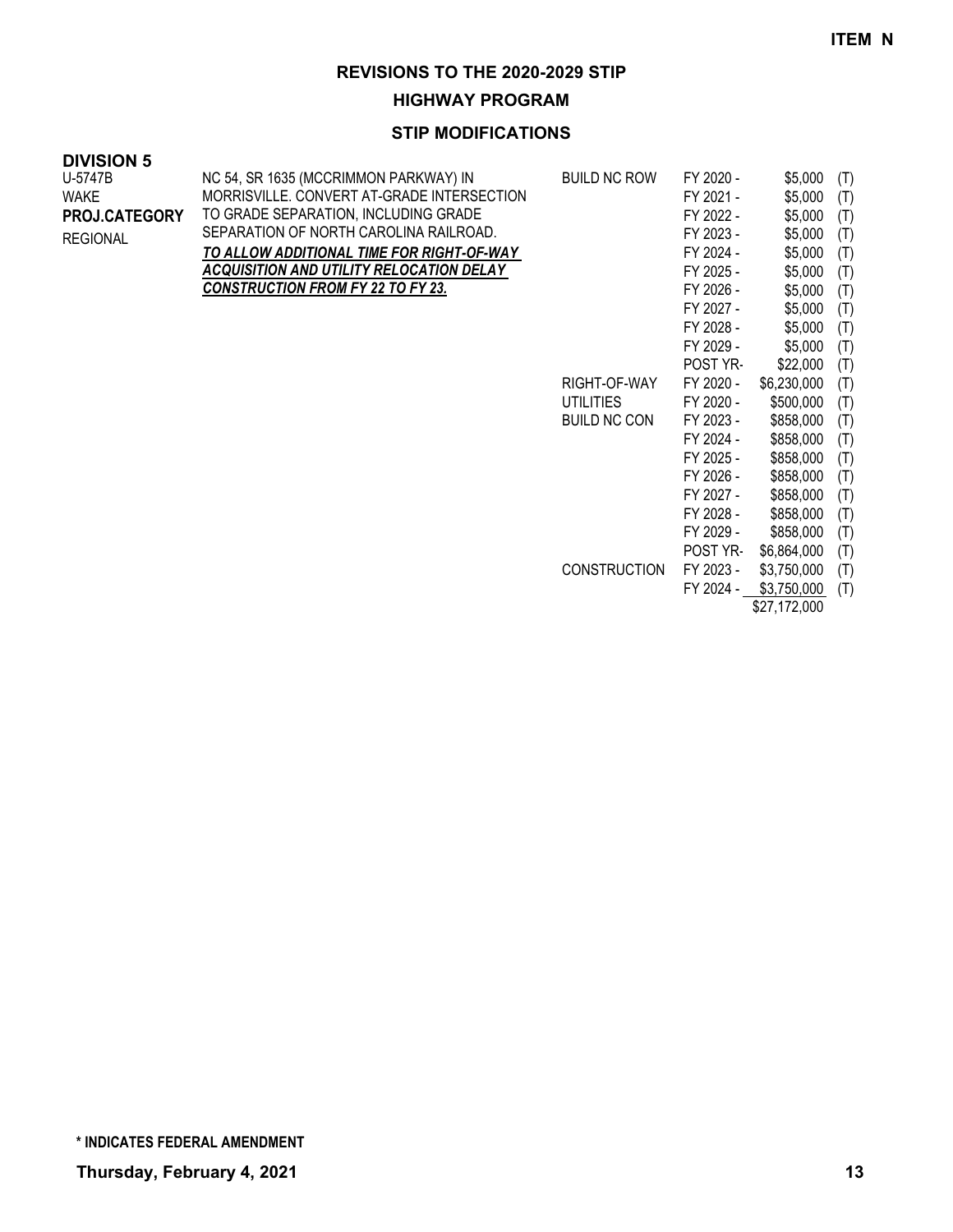ITEM N

# REVISIONS TO THE 2020-2029 STIP

## HIGHWAY PROGRAM

### STIP MODIFICATIONS

**DIVISION 5**

| Project | Description | Category | Year | Amount | Fund |
|---|---|---|---|---|---|
| U-5747B<br>WAKE<br>**PROJ.CATEGORY**<br>REGIONAL | NC 54, SR 1635 (MCCRIMMON PARKWAY) IN MORRISVILLE. CONVERT AT-GRADE INTERSECTION TO GRADE SEPARATION, INCLUDING GRADE SEPARATION OF NORTH CAROLINA RAILROAD.<br>***TO ALLOW ADDITIONAL TIME FOR RIGHT-OF-WAY ACQUISITION AND UTILITY RELOCATION DELAY CONSTRUCTION FROM FY 22 TO FY 23.*** | BUILD NC ROW | FY 2020 - | $5,000 | (T) |
| | | | FY 2021 - | $5,000 | (T) |
| | | | FY 2022 - | $5,000 | (T) |
| | | | FY 2023 - | $5,000 | (T) |
| | | | FY 2024 - | $5,000 | (T) |
| | | | FY 2025 - | $5,000 | (T) |
| | | | FY 2026 - | $5,000 | (T) |
| | | | FY 2027 - | $5,000 | (T) |
| | | | FY 2028 - | $5,000 | (T) |
| | | | FY 2029 - | $5,000 | (T) |
| | | | POST YR- | $22,000 | (T) |
| | | RIGHT-OF-WAY | FY 2020 - | $6,230,000 | (T) |
| | | UTILITIES | FY 2020 - | $500,000 | (T) |
| | | BUILD NC CON | FY 2023 - | $858,000 | (T) |
| | | | FY 2024 - | $858,000 | (T) |
| | | | FY 2025 - | $858,000 | (T) |
| | | | FY 2026 - | $858,000 | (T) |
| | | | FY 2027 - | $858,000 | (T) |
| | | | FY 2028 - | $858,000 | (T) |
| | | | FY 2029 - | $858,000 | (T) |
| | | | POST YR- | $6,864,000 | (T) |
| | | CONSTRUCTION | FY 2023 - | $3,750,000 | (T) |
| | | | FY 2024 - | $3,750,000 | (T) |
| | | | | $27,172,000 | |

**\* INDICATES FEDERAL AMENDMENT**

**Thursday, February 4, 2021**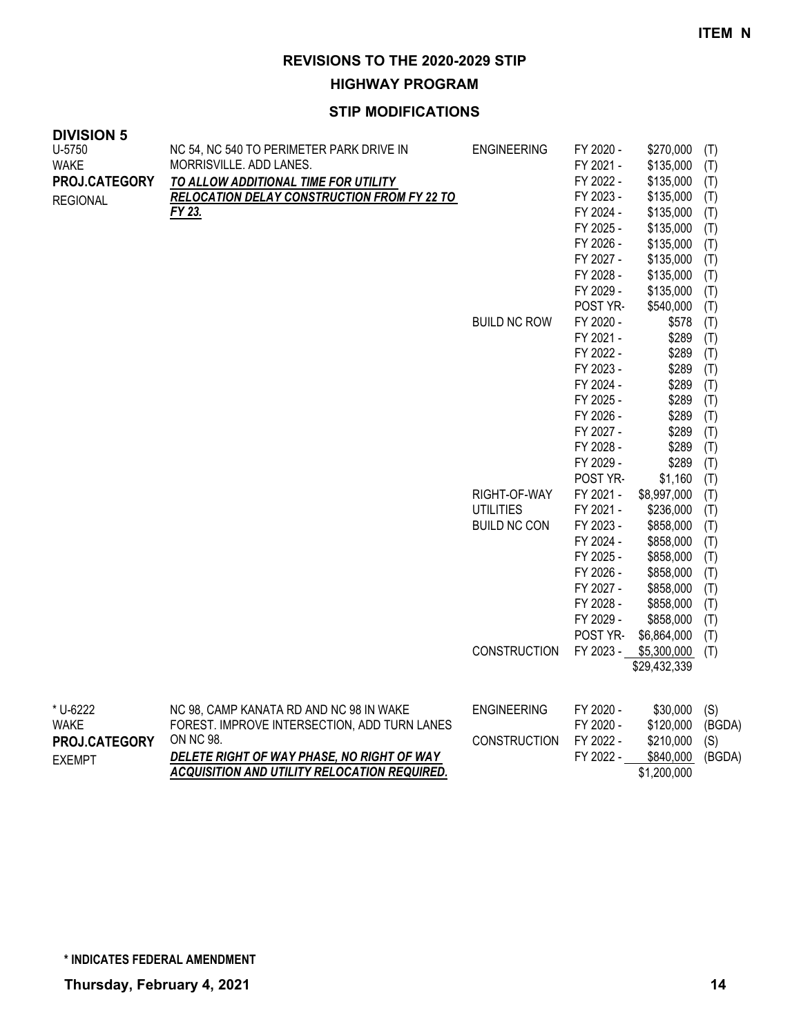**ITEM N**

## REVISIONS TO THE 2020-2029 STIP

## HIGHWAY PROGRAM

### STIP MODIFICATIONS

**DIVISION 5**

| Project | Description | Phase | Year | Amount | Source |
|---|---|---|---|---|---|
| U-5750<br>WAKE<br>**PROJ.CATEGORY**<br>REGIONAL | NC 54, NC 540 TO PERIMETER PARK DRIVE IN MORRISVILLE. ADD LANES.<br>***TO ALLOW ADDITIONAL TIME FOR UTILITY RELOCATION DELAY CONSTRUCTION FROM FY 22 TO FY 23.*** | ENGINEERING | FY 2020 - | $270,000 | (T) |
| | | | FY 2021 - | $135,000 | (T) |
| | | | FY 2022 - | $135,000 | (T) |
| | | | FY 2023 - | $135,000 | (T) |
| | | | FY 2024 - | $135,000 | (T) |
| | | | FY 2025 - | $135,000 | (T) |
| | | | FY 2026 - | $135,000 | (T) |
| | | | FY 2027 - | $135,000 | (T) |
| | | | FY 2028 - | $135,000 | (T) |
| | | | FY 2029 - | $135,000 | (T) |
| | | | POST YR- | $540,000 | (T) |
| | | BUILD NC ROW | FY 2020 - | $578 | (T) |
| | | | FY 2021 - | $289 | (T) |
| | | | FY 2022 - | $289 | (T) |
| | | | FY 2023 - | $289 | (T) |
| | | | FY 2024 - | $289 | (T) |
| | | | FY 2025 - | $289 | (T) |
| | | | FY 2026 - | $289 | (T) |
| | | | FY 2027 - | $289 | (T) |
| | | | FY 2028 - | $289 | (T) |
| | | | FY 2029 - | $289 | (T) |
| | | | POST YR- | $1,160 | (T) |
| | | RIGHT-OF-WAY | FY 2021 - | $8,997,000 | (T) |
| | | UTILITIES | FY 2021 - | $236,000 | (T) |
| | | BUILD NC CON | FY 2023 - | $858,000 | (T) |
| | | | FY 2024 - | $858,000 | (T) |
| | | | FY 2025 - | $858,000 | (T) |
| | | | FY 2026 - | $858,000 | (T) |
| | | | FY 2027 - | $858,000 | (T) |
| | | | FY 2028 - | $858,000 | (T) |
| | | | FY 2029 - | $858,000 | (T) |
| | | | POST YR- | $6,864,000 | (T) |
| | | CONSTRUCTION | FY 2023 - | $5,300,000 | (T) |
| | | | | $29,432,339 | |
| * U-6222<br>WAKE<br>**PROJ.CATEGORY**<br>EXEMPT | NC 98, CAMP KANATA RD AND NC 98 IN WAKE FOREST. IMPROVE INTERSECTION, ADD TURN LANES ON NC 98.<br>***DELETE RIGHT OF WAY PHASE, NO RIGHT OF WAY ACQUISITION AND UTILITY RELOCATION REQUIRED.*** | ENGINEERING | FY 2020 - | $30,000 | (S) |
| | | | FY 2020 - | $120,000 | (BGDA) |
| | | CONSTRUCTION | FY 2022 - | $210,000 | (S) |
| | | | FY 2022 - | $840,000 | (BGDA) |
| | | | | $1,200,000 | |

**\* INDICATES FEDERAL AMENDMENT**

**Thursday, February 4, 2021**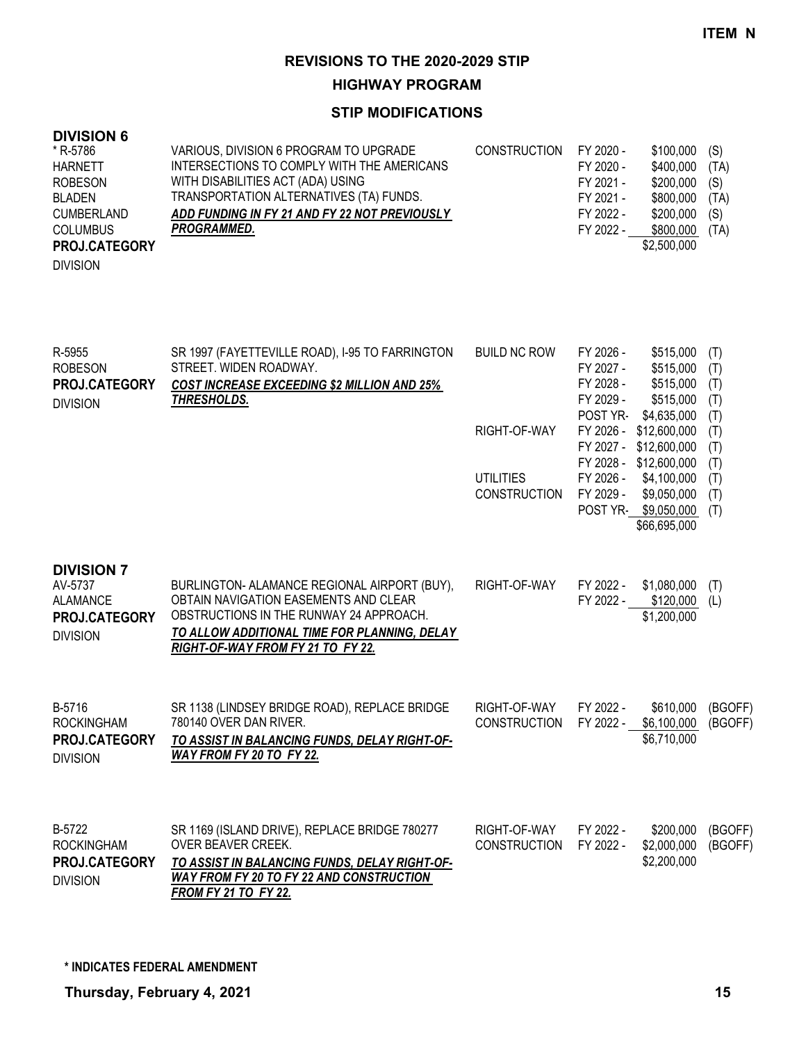ITEM N

# REVISIONS TO THE 2020-2029 STIP

## HIGHWAY PROGRAM

### STIP MODIFICATIONS

## DIVISION 6

| Project | Description | Work Type | Fiscal Year | Amount | Fund |
|---|---|---|---|---|---|
| * R-5786<br>HARNETT<br>ROBESON<br>BLADEN<br>CUMBERLAND<br>COLUMBUS<br>**PROJ.CATEGORY**<br>DIVISION | VARIOUS, DIVISION 6 PROGRAM TO UPGRADE INTERSECTIONS TO COMPLY WITH THE AMERICANS WITH DISABILITIES ACT (ADA) USING TRANSPORTATION ALTERNATIVES (TA) FUNDS.<br>***ADD FUNDING IN FY 21 AND FY 22 NOT PREVIOUSLY PROGRAMMED.*** | CONSTRUCTION | FY 2020 - | $100,000 | (S) |
| | | | FY 2020 - | $400,000 | (TA) |
| | | | FY 2021 - | $200,000 | (S) |
| | | | FY 2021 - | $800,000 | (TA) |
| | | | FY 2022 - | $200,000 | (S) |
| | | | FY 2022 - | $800,000 | (TA) |
| | | | | $2,500,000 | |
| R-5955<br>ROBESON<br>**PROJ.CATEGORY**<br>DIVISION | SR 1997 (FAYETTEVILLE ROAD), I-95 TO FARRINGTON STREET. WIDEN ROADWAY.<br>***COST INCREASE EXCEEDING $2 MILLION AND 25% THRESHOLDS.*** | BUILD NC ROW | FY 2026 - | $515,000 | (T) |
| | | | FY 2027 - | $515,000 | (T) |
| | | | FY 2028 - | $515,000 | (T) |
| | | | FY 2029 - | $515,000 | (T) |
| | | | POST YR- | $4,635,000 | (T) |
| | | RIGHT-OF-WAY | FY 2026 - | $12,600,000 | (T) |
| | | | FY 2027 - | $12,600,000 | (T) |
| | | | FY 2028 - | $12,600,000 | (T) |
| | | UTILITIES | FY 2026 - | $4,100,000 | (T) |
| | | CONSTRUCTION | FY 2029 - | $9,050,000 | (T) |
| | | | POST YR- | $9,050,000 | (T) |
| | | | | $66,695,000 | |

## DIVISION 7

| Project | Description | Work Type | Fiscal Year | Amount | Fund |
|---|---|---|---|---|---|
| AV-5737<br>ALAMANCE<br>**PROJ.CATEGORY**<br>DIVISION | BURLINGTON- ALAMANCE REGIONAL AIRPORT (BUY), OBTAIN NAVIGATION EASEMENTS AND CLEAR OBSTRUCTIONS IN THE RUNWAY 24 APPROACH.<br>***TO ALLOW ADDITIONAL TIME FOR PLANNING, DELAY RIGHT-OF-WAY FROM FY 21 TO FY 22.*** | RIGHT-OF-WAY | FY 2022 - | $1,080,000 | (T) |
| | | | FY 2022 - | $120,000 | (L) |
| | | | | $1,200,000 | |
| B-5716<br>ROCKINGHAM<br>**PROJ.CATEGORY**<br>DIVISION | SR 1138 (LINDSEY BRIDGE ROAD), REPLACE BRIDGE 780140 OVER DAN RIVER.<br>***TO ASSIST IN BALANCING FUNDS, DELAY RIGHT-OF-WAY FROM FY 20 TO FY 22.*** | RIGHT-OF-WAY | FY 2022 - | $610,000 | (BGOFF) |
| | | CONSTRUCTION | FY 2022 - | $6,100,000 | (BGOFF) |
| | | | | $6,710,000 | |
| B-5722<br>ROCKINGHAM<br>**PROJ.CATEGORY**<br>DIVISION | SR 1169 (ISLAND DRIVE), REPLACE BRIDGE 780277 OVER BEAVER CREEK.<br>***TO ASSIST IN BALANCING FUNDS, DELAY RIGHT-OF-WAY FROM FY 20 TO FY 22 AND CONSTRUCTION FROM FY 21 TO FY 22.*** | RIGHT-OF-WAY | FY 2022 - | $200,000 | (BGOFF) |
| | | CONSTRUCTION | FY 2022 - | $2,000,000 | (BGOFF) |
| | | | | $2,200,000 | |

**\* INDICATES FEDERAL AMENDMENT**

**Thursday, February 4, 2021**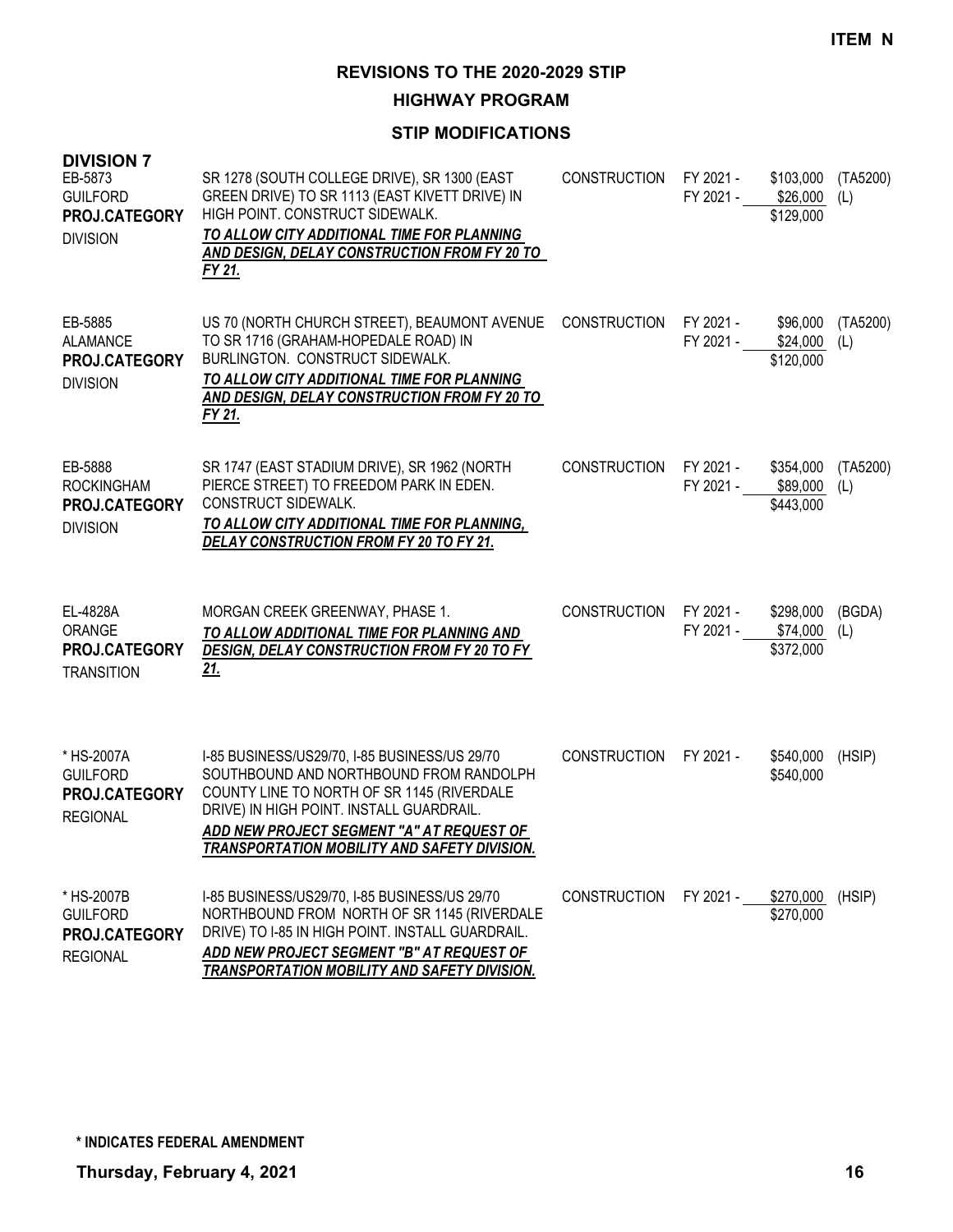**ITEM N**

## REVISIONS TO THE 2020-2029 STIP

### HIGHWAY PROGRAM

### STIP MODIFICATIONS

**DIVISION 7**

| Project | Description | Work Type | Fiscal Year | Amount | Fund |
|---|---|---|---|---|---|
| EB-5873<br>GUILFORD<br>**PROJ.CATEGORY**<br>DIVISION | SR 1278 (SOUTH COLLEGE DRIVE), SR 1300 (EAST GREEN DRIVE) TO SR 1113 (EAST KIVETT DRIVE) IN HIGH POINT. CONSTRUCT SIDEWALK.<br>***TO ALLOW CITY ADDITIONAL TIME FOR PLANNING AND DESIGN, DELAY CONSTRUCTION FROM FY 20 TO FY 21.*** | CONSTRUCTION | FY 2021 -<br>FY 2021 - | \$103,000<br>\$26,000<br>\$129,000 | (TA5200)<br>(L) |
| EB-5885<br>ALAMANCE<br>**PROJ.CATEGORY**<br>DIVISION | US 70 (NORTH CHURCH STREET), BEAUMONT AVENUE TO SR 1716 (GRAHAM-HOPEDALE ROAD) IN BURLINGTON. CONSTRUCT SIDEWALK.<br>***TO ALLOW CITY ADDITIONAL TIME FOR PLANNING AND DESIGN, DELAY CONSTRUCTION FROM FY 20 TO FY 21.*** | CONSTRUCTION | FY 2021 -<br>FY 2021 - | \$96,000<br>\$24,000<br>\$120,000 | (TA5200)<br>(L) |
| EB-5888<br>ROCKINGHAM<br>**PROJ.CATEGORY**<br>DIVISION | SR 1747 (EAST STADIUM DRIVE), SR 1962 (NORTH PIERCE STREET) TO FREEDOM PARK IN EDEN. CONSTRUCT SIDEWALK.<br>***TO ALLOW CITY ADDITIONAL TIME FOR PLANNING, DELAY CONSTRUCTION FROM FY 20 TO FY 21.*** | CONSTRUCTION | FY 2021 -<br>FY 2021 - | \$354,000<br>\$89,000<br>\$443,000 | (TA5200)<br>(L) |
| EL-4828A<br>ORANGE<br>**PROJ.CATEGORY**<br>TRANSITION | MORGAN CREEK GREENWAY, PHASE 1.<br>***TO ALLOW ADDITIONAL TIME FOR PLANNING AND DESIGN, DELAY CONSTRUCTION FROM FY 20 TO FY 21.*** | CONSTRUCTION | FY 2021 -<br>FY 2021 - | \$298,000<br>\$74,000<br>\$372,000 | (BGDA)<br>(L) |
| * HS-2007A<br>GUILFORD<br>**PROJ.CATEGORY**<br>REGIONAL | I-85 BUSINESS/US29/70, I-85 BUSINESS/US 29/70 SOUTHBOUND AND NORTHBOUND FROM RANDOLPH COUNTY LINE TO NORTH OF SR 1145 (RIVERDALE DRIVE) IN HIGH POINT. INSTALL GUARDRAIL.<br>***ADD NEW PROJECT SEGMENT "A" AT REQUEST OF TRANSPORTATION MOBILITY AND SAFETY DIVISION.*** | CONSTRUCTION | FY 2021 - | \$540,000<br>\$540,000 | (HSIP) |
| * HS-2007B<br>GUILFORD<br>**PROJ.CATEGORY**<br>REGIONAL | I-85 BUSINESS/US29/70, I-85 BUSINESS/US 29/70 NORTHBOUND FROM NORTH OF SR 1145 (RIVERDALE DRIVE) TO I-85 IN HIGH POINT. INSTALL GUARDRAIL.<br>***ADD NEW PROJECT SEGMENT "B" AT REQUEST OF TRANSPORTATION MOBILITY AND SAFETY DIVISION.*** | CONSTRUCTION | FY 2021 - | \$270,000<br>\$270,000 | (HSIP) |

**\* INDICATES FEDERAL AMENDMENT**

**Thursday, February 4, 2021**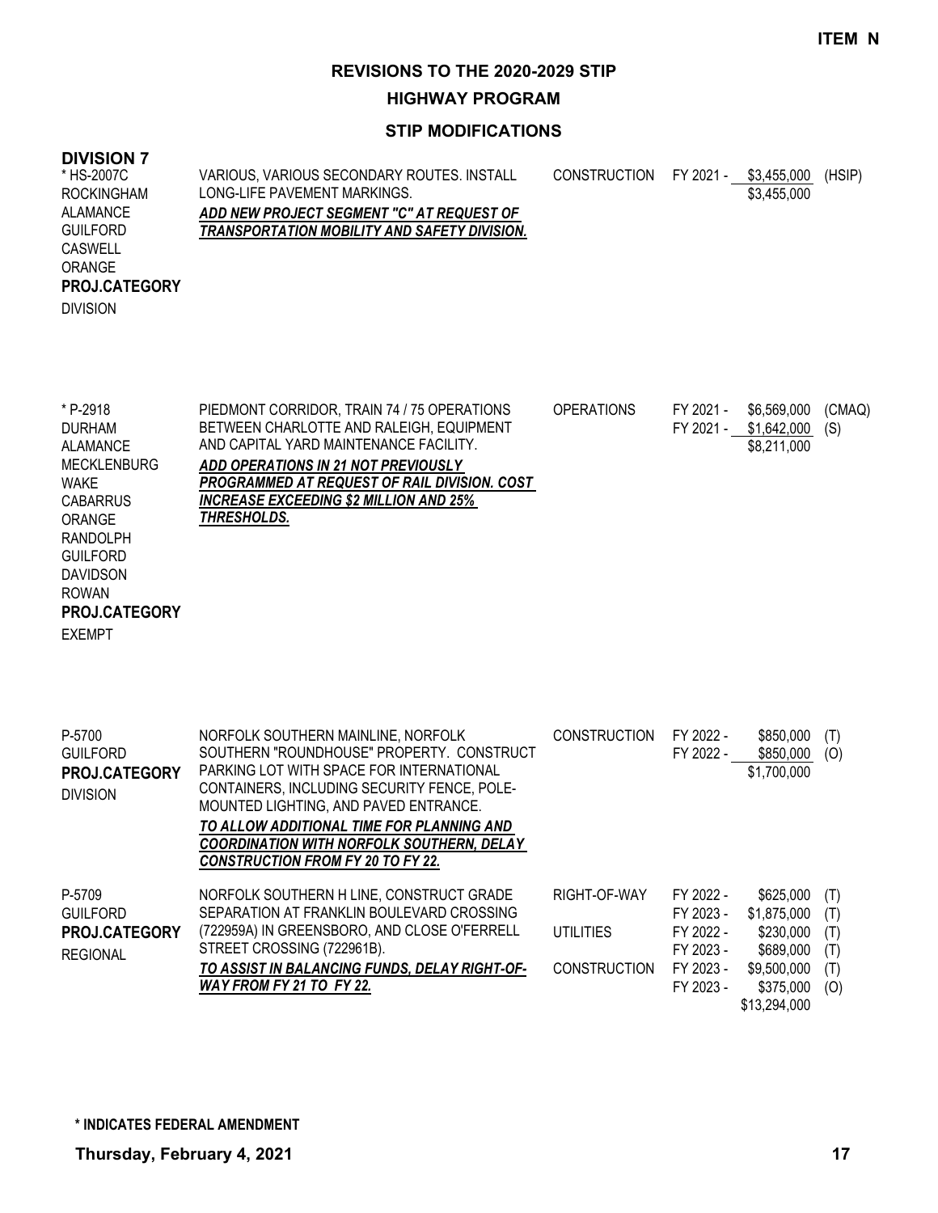**ITEM N**

# REVISIONS TO THE 2020-2029 STIP

## HIGHWAY PROGRAM

### STIP MODIFICATIONS

**DIVISION 7**

| Project / Counties / Category | Description | Phase | Fiscal Year | Cost | Fund |
|---|---|---|---|---|---|
| * HS-2007C<br>ROCKINGHAM<br>ALAMANCE<br>GUILFORD<br>CASWELL<br>ORANGE<br>**PROJ.CATEGORY**<br>DIVISION | VARIOUS, VARIOUS SECONDARY ROUTES. INSTALL LONG-LIFE PAVEMENT MARKINGS.<br>***ADD NEW PROJECT SEGMENT "C" AT REQUEST OF TRANSPORTATION MOBILITY AND SAFETY DIVISION.*** | CONSTRUCTION | FY 2021 - | $3,455,000 | (HSIP) |
| | | | | $3,455,000 | |
| * P-2918<br>DURHAM<br>ALAMANCE<br>MECKLENBURG<br>WAKE<br>CABARRUS<br>ORANGE<br>RANDOLPH<br>GUILFORD<br>DAVIDSON<br>ROWAN<br>**PROJ.CATEGORY**<br>EXEMPT | PIEDMONT CORRIDOR, TRAIN 74 / 75 OPERATIONS BETWEEN CHARLOTTE AND RALEIGH, EQUIPMENT AND CAPITAL YARD MAINTENANCE FACILITY.<br>***ADD OPERATIONS IN 21 NOT PREVIOUSLY PROGRAMMED AT REQUEST OF RAIL DIVISION. COST INCREASE EXCEEDING $2 MILLION AND 25% THRESHOLDS.*** | OPERATIONS | FY 2021 - | $6,569,000 | (CMAQ) |
| | | | FY 2021 - | $1,642,000 | (S) |
| | | | | $8,211,000 | |
| P-5700<br>GUILFORD<br>**PROJ.CATEGORY**<br>DIVISION | NORFOLK SOUTHERN MAINLINE, NORFOLK SOUTHERN "ROUNDHOUSE" PROPERTY. CONSTRUCT PARKING LOT WITH SPACE FOR INTERNATIONAL CONTAINERS, INCLUDING SECURITY FENCE, POLE-MOUNTED LIGHTING, AND PAVED ENTRANCE.<br>***TO ALLOW ADDITIONAL TIME FOR PLANNING AND COORDINATION WITH NORFOLK SOUTHERN, DELAY CONSTRUCTION FROM FY 20 TO FY 22.*** | CONSTRUCTION | FY 2022 - | $850,000 | (T) |
| | | | FY 2022 - | $850,000 | (O) |
| | | | | $1,700,000 | |
| P-5709<br>GUILFORD<br>**PROJ.CATEGORY**<br>REGIONAL | NORFOLK SOUTHERN H LINE, CONSTRUCT GRADE SEPARATION AT FRANKLIN BOULEVARD CROSSING (722959A) IN GREENSBORO, AND CLOSE O'FERRELL STREET CROSSING (722961B).<br>***TO ASSIST IN BALANCING FUNDS, DELAY RIGHT-OF-WAY FROM FY 21 TO FY 22.*** | RIGHT-OF-WAY | FY 2022 - | $625,000 | (T) |
| | | | FY 2023 - | $1,875,000 | (T) |
| | | UTILITIES | FY 2022 - | $230,000 | (T) |
| | | | FY 2023 - | $689,000 | (T) |
| | | CONSTRUCTION | FY 2023 - | $9,500,000 | (T) |
| | | | FY 2023 - | $375,000 | (O) |
| | | | | $13,294,000 | |

**\* INDICATES FEDERAL AMENDMENT**

**Thursday, February 4, 2021**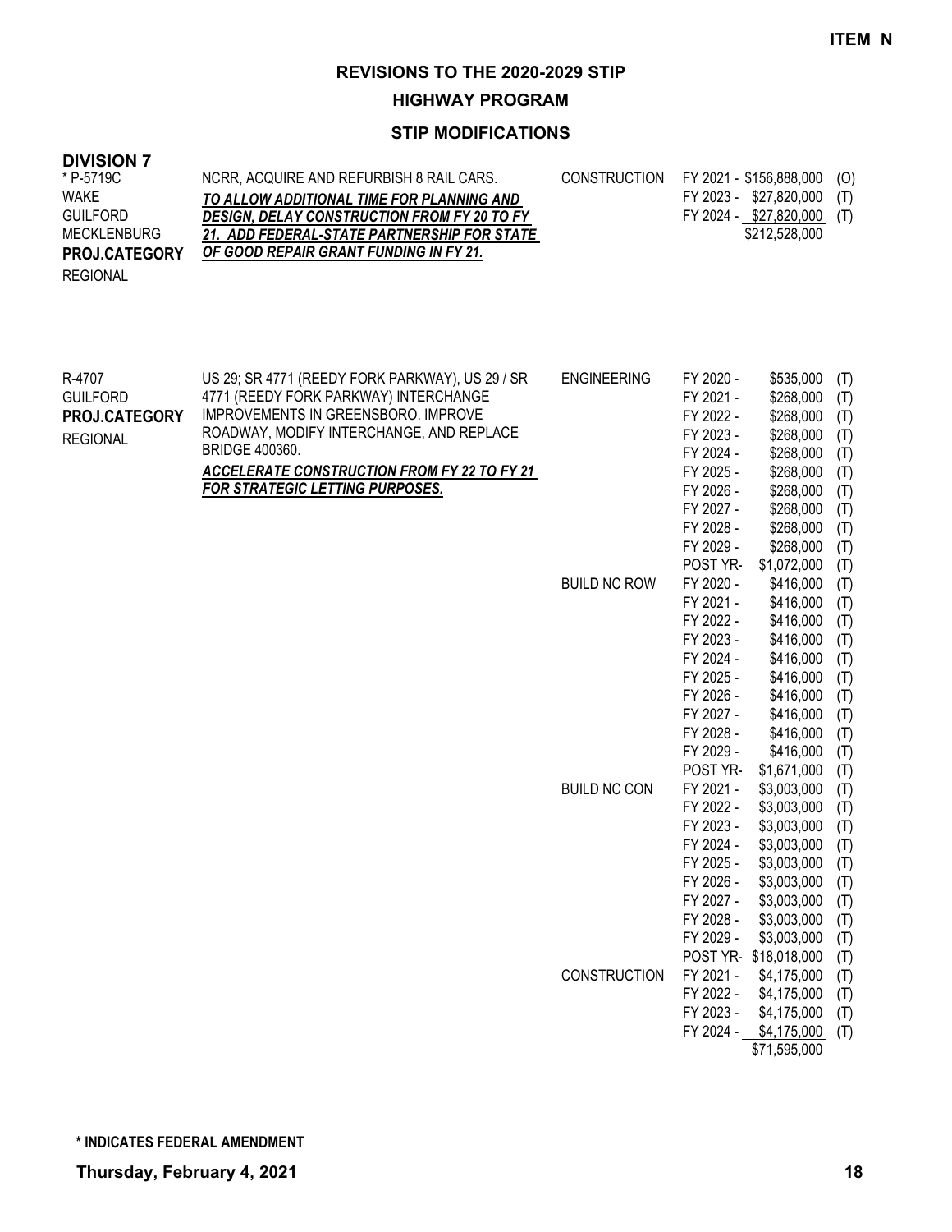ITEM N

# REVISIONS TO THE 2020-2029 STIP

## HIGHWAY PROGRAM

### STIP MODIFICATIONS

**DIVISION 7**

| Project | Description | Phase | Fiscal Year / Amount | Source |
|---|---|---|---|---|
| * P-5719C<br>WAKE<br>GUILFORD<br>MECKLENBURG<br>**PROJ.CATEGORY**<br>REGIONAL | NCRR, ACQUIRE AND REFURBISH 8 RAIL CARS.<br>***TO ALLOW ADDITIONAL TIME FOR PLANNING AND DESIGN, DELAY CONSTRUCTION FROM FY 20 TO FY 21. ADD FEDERAL-STATE PARTNERSHIP FOR STATE OF GOOD REPAIR GRANT FUNDING IN FY 21.*** | CONSTRUCTION | FY 2021 - $156,888,000 | (O) |
| | | | FY 2023 - $27,820,000 | (T) |
| | | | FY 2024 - $27,820,000 | (T) |
| | | | $212,528,000 | |

| Project | Description | Phase | Fiscal Year / Amount | Source |
|---|---|---|---|---|
| R-4707<br>GUILFORD<br>**PROJ.CATEGORY**<br>REGIONAL | US 29; SR 4771 (REEDY FORK PARKWAY), US 29 / SR 4771 (REEDY FORK PARKWAY) INTERCHANGE IMPROVEMENTS IN GREENSBORO. IMPROVE ROADWAY, MODIFY INTERCHANGE, AND REPLACE BRIDGE 400360.<br>***ACCELERATE CONSTRUCTION FROM FY 22 TO FY 21 FOR STRATEGIC LETTING PURPOSES.*** | ENGINEERING | FY 2020 - $535,000 | (T) |
| | | | FY 2021 - $268,000 | (T) |
| | | | FY 2022 - $268,000 | (T) |
| | | | FY 2023 - $268,000 | (T) |
| | | | FY 2024 - $268,000 | (T) |
| | | | FY 2025 - $268,000 | (T) |
| | | | FY 2026 - $268,000 | (T) |
| | | | FY 2027 - $268,000 | (T) |
| | | | FY 2028 - $268,000 | (T) |
| | | | FY 2029 - $268,000 | (T) |
| | | | POST YR- $1,072,000 | (T) |
| | | BUILD NC ROW | FY 2020 - $416,000 | (T) |
| | | | FY 2021 - $416,000 | (T) |
| | | | FY 2022 - $416,000 | (T) |
| | | | FY 2023 - $416,000 | (T) |
| | | | FY 2024 - $416,000 | (T) |
| | | | FY 2025 - $416,000 | (T) |
| | | | FY 2026 - $416,000 | (T) |
| | | | FY 2027 - $416,000 | (T) |
| | | | FY 2028 - $416,000 | (T) |
| | | | FY 2029 - $416,000 | (T) |
| | | | POST YR- $1,671,000 | (T) |
| | | BUILD NC CON | FY 2021 - $3,003,000 | (T) |
| | | | FY 2022 - $3,003,000 | (T) |
| | | | FY 2023 - $3,003,000 | (T) |
| | | | FY 2024 - $3,003,000 | (T) |
| | | | FY 2025 - $3,003,000 | (T) |
| | | | FY 2026 - $3,003,000 | (T) |
| | | | FY 2027 - $3,003,000 | (T) |
| | | | FY 2028 - $3,003,000 | (T) |
| | | | FY 2029 - $3,003,000 | (T) |
| | | | POST YR- $18,018,000 | (T) |
| | | CONSTRUCTION | FY 2021 - $4,175,000 | (T) |
| | | | FY 2022 - $4,175,000 | (T) |
| | | | FY 2023 - $4,175,000 | (T) |
| | | | FY 2024 - $4,175,000 | (T) |
| | | | $71,595,000 | |

**\* INDICATES FEDERAL AMENDMENT**

**Thursday, February 4, 2021**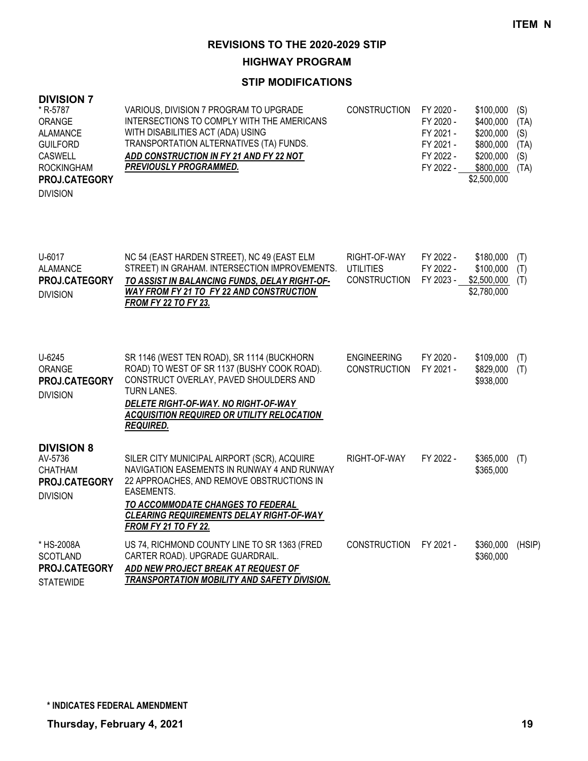ITEM N

# REVISIONS TO THE 2020-2029 STIP

## HIGHWAY PROGRAM

### STIP MODIFICATIONS

## DIVISION 7

| Project | Description | Phase | Fiscal Year | Amount | Fund |
|---|---|---|---|---|---|
| * R-5787<br>ORANGE<br>ALAMANCE<br>GUILFORD<br>CASWELL<br>ROCKINGHAM<br>**PROJ.CATEGORY**<br>DIVISION | VARIOUS, DIVISION 7 PROGRAM TO UPGRADE INTERSECTIONS TO COMPLY WITH THE AMERICANS WITH DISABILITIES ACT (ADA) USING TRANSPORTATION ALTERNATIVES (TA) FUNDS.<br>***ADD CONSTRUCTION IN FY 21 AND FY 22 NOT PREVIOUSLY PROGRAMMED.*** | CONSTRUCTION | FY 2020 -<br>FY 2020 -<br>FY 2021 -<br>FY 2021 -<br>FY 2022 -<br>FY 2022 - | \$100,000<br>\$400,000<br>\$200,000<br>\$800,000<br>\$200,000<br>\$800,000<br>\$2,500,000 | (S)<br>(TA)<br>(S)<br>(TA)<br>(S)<br>(TA) |
| U-6017<br>ALAMANCE<br>**PROJ.CATEGORY**<br>DIVISION | NC 54 (EAST HARDEN STREET), NC 49 (EAST ELM STREET) IN GRAHAM. INTERSECTION IMPROVEMENTS.<br>***TO ASSIST IN BALANCING FUNDS, DELAY RIGHT-OF-WAY FROM FY 21 TO FY 22 AND CONSTRUCTION FROM FY 22 TO FY 23.*** | RIGHT-OF-WAY<br>UTILITIES<br>CONSTRUCTION | FY 2022 -<br>FY 2022 -<br>FY 2023 - | \$180,000<br>\$100,000<br>\$2,500,000<br>\$2,780,000 | (T)<br>(T)<br>(T) |
| U-6245<br>ORANGE<br>**PROJ.CATEGORY**<br>DIVISION | SR 1146 (WEST TEN ROAD), SR 1114 (BUCKHORN ROAD) TO WEST OF SR 1137 (BUSHY COOK ROAD). CONSTRUCT OVERLAY, PAVED SHOULDERS AND TURN LANES.<br>***DELETE RIGHT-OF-WAY. NO RIGHT-OF-WAY ACQUISITION REQUIRED OR UTILITY RELOCATION REQUIRED.*** | ENGINEERING<br>CONSTRUCTION | FY 2020 -<br>FY 2021 - | \$109,000<br>\$829,000<br>\$938,000 | (T)<br>(T) |

## DIVISION 8

| Project | Description | Phase | Fiscal Year | Amount | Fund |
|---|---|---|---|---|---|
| AV-5736<br>CHATHAM<br>**PROJ.CATEGORY**<br>DIVISION | SILER CITY MUNICIPAL AIRPORT (SCR), ACQUIRE NAVIGATION EASEMENTS IN RUNWAY 4 AND RUNWAY 22 APPROACHES, AND REMOVE OBSTRUCTIONS IN EASEMENTS.<br>***TO ACCOMMODATE CHANGES TO FEDERAL CLEARING REQUIREMENTS DELAY RIGHT-OF-WAY FROM FY 21 TO FY 22.*** | RIGHT-OF-WAY | FY 2022 - | \$365,000<br>\$365,000 | (T) |
| * HS-2008A<br>SCOTLAND<br>**PROJ.CATEGORY**<br>STATEWIDE | US 74, RICHMOND COUNTY LINE TO SR 1363 (FRED CARTER ROAD). UPGRADE GUARDRAIL.<br>***ADD NEW PROJECT BREAK AT REQUEST OF TRANSPORTATION MOBILITY AND SAFETY DIVISION.*** | CONSTRUCTION | FY 2021 - | \$360,000<br>\$360,000 | (HSIP) |

**\* INDICATES FEDERAL AMENDMENT**

**Thursday, February 4, 2021**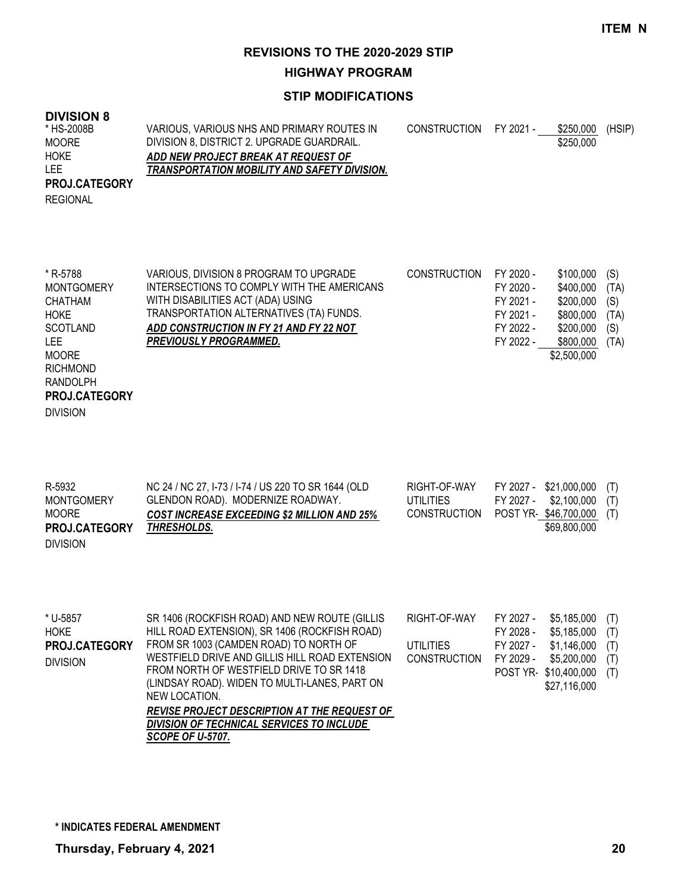**ITEM N**

# REVISIONS TO THE 2020-2029 STIP

## HIGHWAY PROGRAM

### STIP MODIFICATIONS

**DIVISION 8**

| Project / Counties | Description | Phase | Year | Amount | Fund |
|---|---|---|---|---|---|
| * HS-2008B<br>MOORE<br>HOKE<br>LEE<br>**PROJ.CATEGORY**<br>REGIONAL | VARIOUS, VARIOUS NHS AND PRIMARY ROUTES IN DIVISION 8, DISTRICT 2. UPGRADE GUARDRAIL.<br>***ADD NEW PROJECT BREAK AT REQUEST OF TRANSPORTATION MOBILITY AND SAFETY DIVISION.*** | CONSTRUCTION | FY 2021 - | $250,000 | (HSIP) |
| | | | | $250,000 | |
| * R-5788<br>MONTGOMERY<br>CHATHAM<br>HOKE<br>SCOTLAND<br>LEE<br>MOORE<br>RICHMOND<br>RANDOLPH<br>**PROJ.CATEGORY**<br>DIVISION | VARIOUS, DIVISION 8 PROGRAM TO UPGRADE INTERSECTIONS TO COMPLY WITH THE AMERICANS WITH DISABILITIES ACT (ADA) USING TRANSPORTATION ALTERNATIVES (TA) FUNDS.<br>***ADD CONSTRUCTION IN FY 21 AND FY 22 NOT PREVIOUSLY PROGRAMMED.*** | CONSTRUCTION | FY 2020 - | $100,000 | (S) |
| | | | FY 2020 - | $400,000 | (TA) |
| | | | FY 2021 - | $200,000 | (S) |
| | | | FY 2021 - | $800,000 | (TA) |
| | | | FY 2022 - | $200,000 | (S) |
| | | | FY 2022 - | $800,000 | (TA) |
| | | | | $2,500,000 | |
| R-5932<br>MONTGOMERY<br>MOORE<br>**PROJ.CATEGORY**<br>DIVISION | NC 24 / NC 27, I-73 / I-74 / US 220 TO SR 1644 (OLD GLENDON ROAD). MODERNIZE ROADWAY.<br>***COST INCREASE EXCEEDING $2 MILLION AND 25% THRESHOLDS.*** | RIGHT-OF-WAY | FY 2027 - | $21,000,000 | (T) |
| | | UTILITIES | FY 2027 - | $2,100,000 | (T) |
| | | CONSTRUCTION | POST YR- | $46,700,000 | (T) |
| | | | | $69,800,000 | |
| * U-5857<br>HOKE<br>**PROJ.CATEGORY**<br>DIVISION | SR 1406 (ROCKFISH ROAD) AND NEW ROUTE (GILLIS HILL ROAD EXTENSION), SR 1406 (ROCKFISH ROAD) FROM SR 1003 (CAMDEN ROAD) TO NORTH OF WESTFIELD DRIVE AND GILLIS HILL ROAD EXTENSION FROM NORTH OF WESTFIELD DRIVE TO SR 1418 (LINDSAY ROAD). WIDEN TO MULTI-LANES, PART ON NEW LOCATION.<br>***REVISE PROJECT DESCRIPTION AT THE REQUEST OF DIVISION OF TECHNICAL SERVICES TO INCLUDE SCOPE OF U-5707.*** | RIGHT-OF-WAY | FY 2027 - | $5,185,000 | (T) |
| | | | FY 2028 - | $5,185,000 | (T) |
| | | UTILITIES | FY 2027 - | $1,146,000 | (T) |
| | | CONSTRUCTION | FY 2029 - | $5,200,000 | (T) |
| | | | POST YR- | $10,400,000 | (T) |
| | | | | $27,116,000 | |

**\* INDICATES FEDERAL AMENDMENT**

**Thursday, February 4, 2021**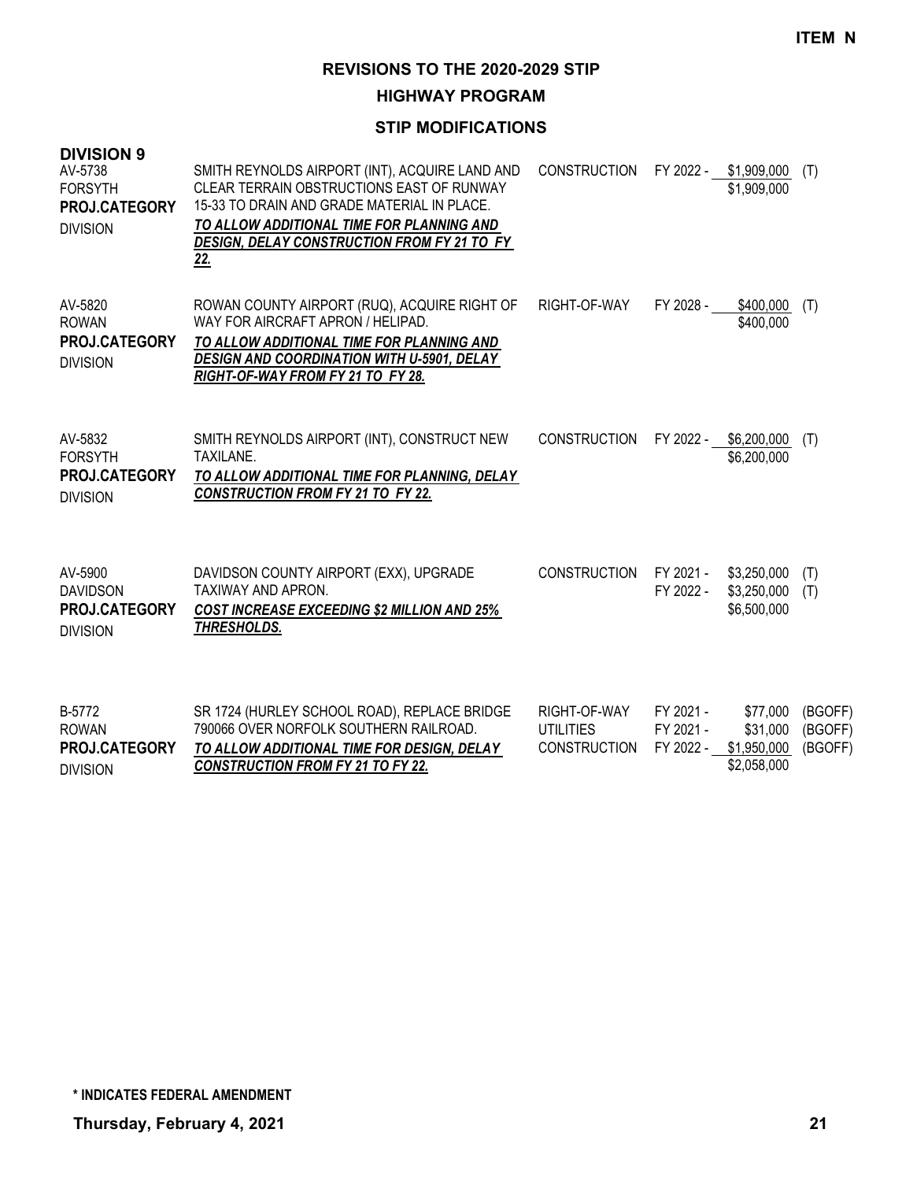**ITEM N**

## REVISIONS TO THE 2020-2029 STIP

### HIGHWAY PROGRAM

### STIP MODIFICATIONS

**DIVISION 9**

| Project | Description | Work Type | Fiscal Year | Cost | Funding |
|---|---|---|---|---|---|
| AV-5738<br>FORSYTH<br>**PROJ.CATEGORY**<br>DIVISION | SMITH REYNOLDS AIRPORT (INT), ACQUIRE LAND AND CLEAR TERRAIN OBSTRUCTIONS EAST OF RUNWAY 15-33 TO DRAIN AND GRADE MATERIAL IN PLACE.<br>***TO ALLOW ADDITIONAL TIME FOR PLANNING AND DESIGN, DELAY CONSTRUCTION FROM FY 21 TO FY 22.*** | CONSTRUCTION | FY 2022 - | \$1,909,000 | (T) |
| | | | | \$1,909,000 | |
| AV-5820<br>ROWAN<br>**PROJ.CATEGORY**<br>DIVISION | ROWAN COUNTY AIRPORT (RUQ), ACQUIRE RIGHT OF WAY FOR AIRCRAFT APRON / HELIPAD.<br>***TO ALLOW ADDITIONAL TIME FOR PLANNING AND DESIGN AND COORDINATION WITH U-5901, DELAY RIGHT-OF-WAY FROM FY 21 TO FY 28.*** | RIGHT-OF-WAY | FY 2028 - | \$400,000 | (T) |
| | | | | \$400,000 | |
| AV-5832<br>FORSYTH<br>**PROJ.CATEGORY**<br>DIVISION | SMITH REYNOLDS AIRPORT (INT), CONSTRUCT NEW TAXILANE.<br>***TO ALLOW ADDITIONAL TIME FOR PLANNING, DELAY CONSTRUCTION FROM FY 21 TO FY 22.*** | CONSTRUCTION | FY 2022 - | \$6,200,000 | (T) |
| | | | | \$6,200,000 | |
| AV-5900<br>DAVIDSON<br>**PROJ.CATEGORY**<br>DIVISION | DAVIDSON COUNTY AIRPORT (EXX), UPGRADE TAXIWAY AND APRON.<br>***COST INCREASE EXCEEDING \$2 MILLION AND 25% THRESHOLDS.*** | CONSTRUCTION | FY 2021 - | \$3,250,000 | (T) |
| | | | FY 2022 - | \$3,250,000 | (T) |
| | | | | \$6,500,000 | |
| B-5772<br>ROWAN<br>**PROJ.CATEGORY**<br>DIVISION | SR 1724 (HURLEY SCHOOL ROAD), REPLACE BRIDGE 790066 OVER NORFOLK SOUTHERN RAILROAD.<br>***TO ALLOW ADDITIONAL TIME FOR DESIGN, DELAY CONSTRUCTION FROM FY 21 TO FY 22.*** | RIGHT-OF-WAY | FY 2021 - | \$77,000 | (BGOFF) |
| | | UTILITIES | FY 2021 - | \$31,000 | (BGOFF) |
| | | CONSTRUCTION | FY 2022 - | \$1,950,000 | (BGOFF) |
| | | | | \$2,058,000 | |

**\* INDICATES FEDERAL AMENDMENT**

**Thursday, February 4, 2021**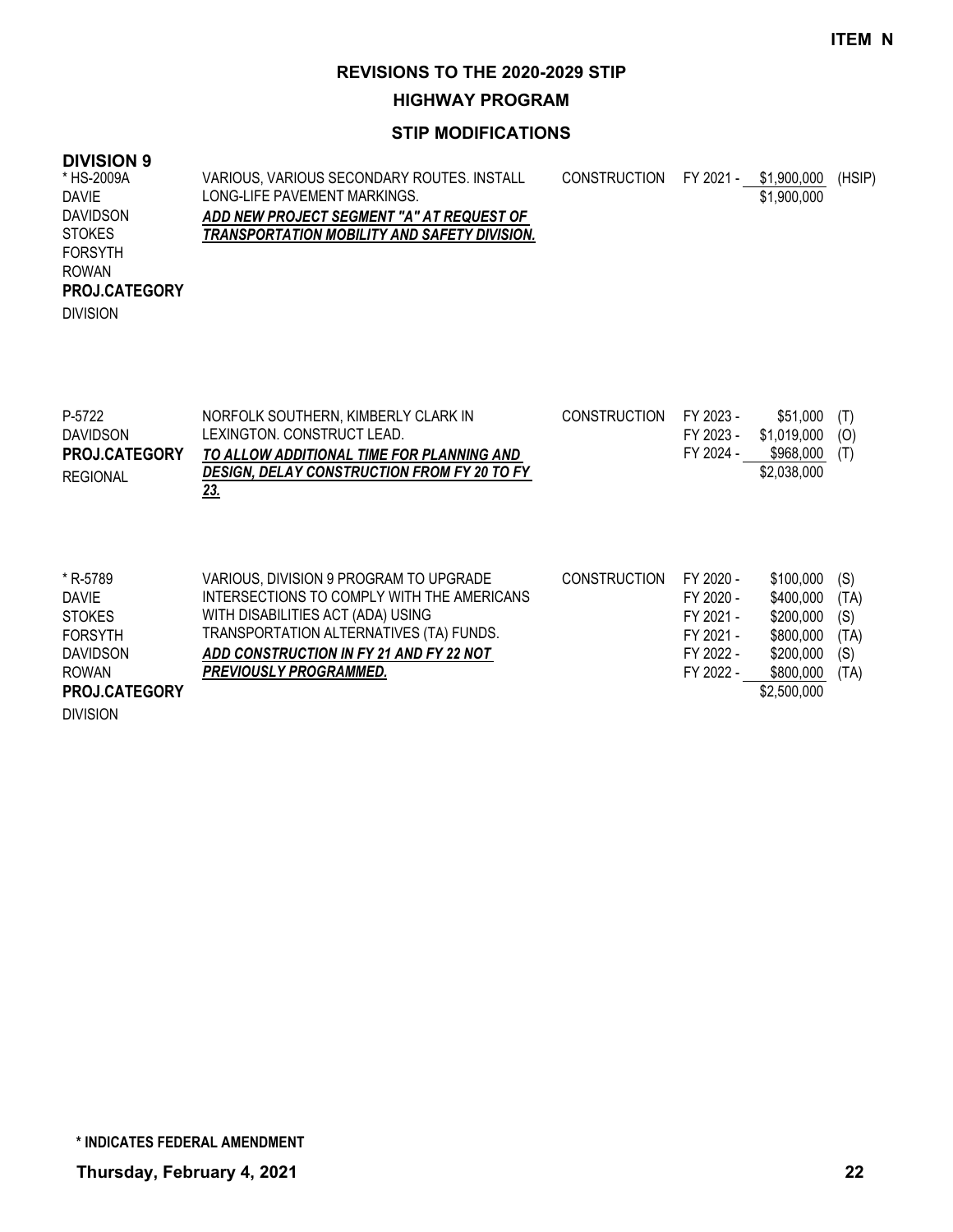**ITEM N**

# REVISIONS TO THE 2020-2029 STIP

## HIGHWAY PROGRAM

### STIP MODIFICATIONS

**DIVISION 9**

| Project / Counties | Description | Work Type | FY | Amount | Fund |
|---|---|---|---|---|---|
| * HS-2009A<br>DAVIE<br>DAVIDSON<br>STOKES<br>FORSYTH<br>ROWAN<br>**PROJ.CATEGORY**<br>DIVISION | VARIOUS, VARIOUS SECONDARY ROUTES. INSTALL LONG-LIFE PAVEMENT MARKINGS.<br>***ADD NEW PROJECT SEGMENT "A" AT REQUEST OF TRANSPORTATION MOBILITY AND SAFETY DIVISION.*** | CONSTRUCTION | FY 2021 - | $1,900,000 | (HSIP) |
| | | | | $1,900,000 | |
| P-5722<br>DAVIDSON<br>**PROJ.CATEGORY**<br>REGIONAL | NORFOLK SOUTHERN, KIMBERLY CLARK IN LEXINGTON. CONSTRUCT LEAD.<br>***TO ALLOW ADDITIONAL TIME FOR PLANNING AND DESIGN, DELAY CONSTRUCTION FROM FY 20 TO FY 23.*** | CONSTRUCTION | FY 2023 - | $51,000 | (T) |
| | | | FY 2023 - | $1,019,000 | (O) |
| | | | FY 2024 - | $968,000 | (T) |
| | | | | $2,038,000 | |
| * R-5789<br>DAVIE<br>STOKES<br>FORSYTH<br>DAVIDSON<br>ROWAN<br>**PROJ.CATEGORY**<br>DIVISION | VARIOUS, DIVISION 9 PROGRAM TO UPGRADE INTERSECTIONS TO COMPLY WITH THE AMERICANS WITH DISABILITIES ACT (ADA) USING TRANSPORTATION ALTERNATIVES (TA) FUNDS.<br>***ADD CONSTRUCTION IN FY 21 AND FY 22 NOT PREVIOUSLY PROGRAMMED.*** | CONSTRUCTION | FY 2020 - | $100,000 | (S) |
| | | | FY 2020 - | $400,000 | (TA) |
| | | | FY 2021 - | $200,000 | (S) |
| | | | FY 2021 - | $800,000 | (TA) |
| | | | FY 2022 - | $200,000 | (S) |
| | | | FY 2022 - | $800,000 | (TA) |
| | | | | $2,500,000 | |

**\* INDICATES FEDERAL AMENDMENT**

**Thursday, February 4, 2021**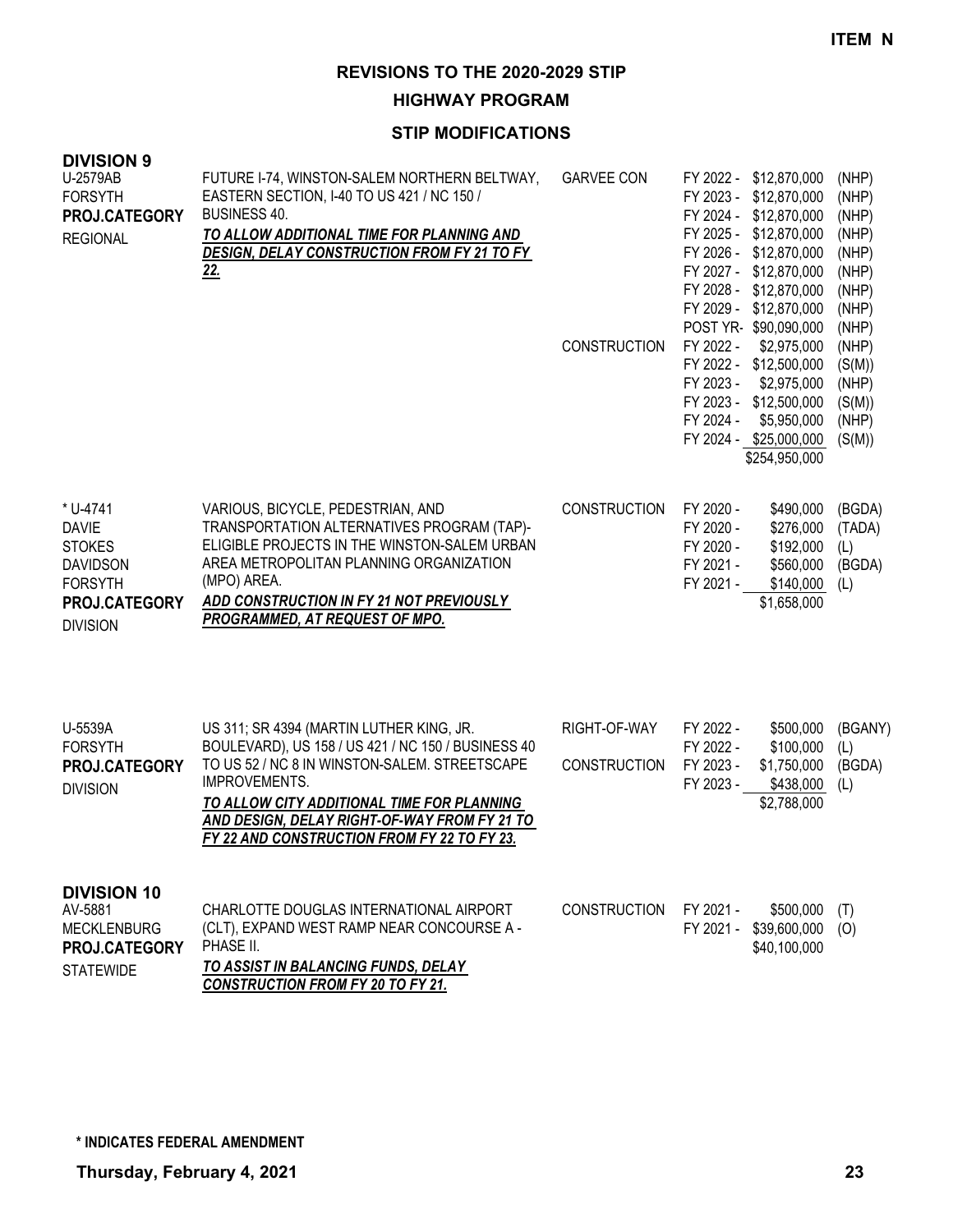**ITEM N**

# REVISIONS TO THE 2020-2029 STIP

## HIGHWAY PROGRAM

### STIP MODIFICATIONS

**DIVISION 9**

| Project | Description | Work Type | Fiscal Year | Amount | Fund |
|---|---|---|---|---|---|
| U-2579AB<br>FORSYTH<br>**PROJ.CATEGORY**<br>REGIONAL | FUTURE I-74, WINSTON-SALEM NORTHERN BELTWAY, EASTERN SECTION, I-40 TO US 421 / NC 150 / BUSINESS 40.<br>***TO ALLOW ADDITIONAL TIME FOR PLANNING AND DESIGN, DELAY CONSTRUCTION FROM FY 21 TO FY 22.*** | GARVEE CON | FY 2022 - | $12,870,000 | (NHP) |
| | | | FY 2023 - | $12,870,000 | (NHP) |
| | | | FY 2024 - | $12,870,000 | (NHP) |
| | | | FY 2025 - | $12,870,000 | (NHP) |
| | | | FY 2026 - | $12,870,000 | (NHP) |
| | | | FY 2027 - | $12,870,000 | (NHP) |
| | | | FY 2028 - | $12,870,000 | (NHP) |
| | | | FY 2029 - | $12,870,000 | (NHP) |
| | | | POST YR- | $90,090,000 | (NHP) |
| | | CONSTRUCTION | FY 2022 - | $2,975,000 | (NHP) |
| | | | FY 2022 - | $12,500,000 | (S(M)) |
| | | | FY 2023 - | $2,975,000 | (NHP) |
| | | | FY 2023 - | $12,500,000 | (S(M)) |
| | | | FY 2024 - | $5,950,000 | (NHP) |
| | | | FY 2024 - | $25,000,000 | (S(M)) |
| | | | | $254,950,000 | |
| * U-4741<br>DAVIE<br>STOKES<br>DAVIDSON<br>FORSYTH<br>**PROJ.CATEGORY**<br>DIVISION | VARIOUS, BICYCLE, PEDESTRIAN, AND TRANSPORTATION ALTERNATIVES PROGRAM (TAP)-ELIGIBLE PROJECTS IN THE WINSTON-SALEM URBAN AREA METROPOLITAN PLANNING ORGANIZATION (MPO) AREA.<br>***ADD CONSTRUCTION IN FY 21 NOT PREVIOUSLY PROGRAMMED, AT REQUEST OF MPO.*** | CONSTRUCTION | FY 2020 - | $490,000 | (BGDA) |
| | | | FY 2020 - | $276,000 | (TADA) |
| | | | FY 2020 - | $192,000 | (L) |
| | | | FY 2021 - | $560,000 | (BGDA) |
| | | | FY 2021 - | $140,000 | (L) |
| | | | | $1,658,000 | |
| U-5539A<br>FORSYTH<br>**PROJ.CATEGORY**<br>DIVISION | US 311; SR 4394 (MARTIN LUTHER KING, JR. BOULEVARD), US 158 / US 421 / NC 150 / BUSINESS 40 TO US 52 / NC 8 IN WINSTON-SALEM. STREETSCAPE IMPROVEMENTS.<br>***TO ALLOW CITY ADDITIONAL TIME FOR PLANNING AND DESIGN, DELAY RIGHT-OF-WAY FROM FY 21 TO FY 22 AND CONSTRUCTION FROM FY 22 TO FY 23.*** | RIGHT-OF-WAY | FY 2022 - | $500,000 | (BGANY) |
| | | | FY 2022 - | $100,000 | (L) |
| | | CONSTRUCTION | FY 2023 - | $1,750,000 | (BGDA) |
| | | | FY 2023 - | $438,000 | (L) |
| | | | | $2,788,000 | |

**DIVISION 10**

| Project | Description | Work Type | Fiscal Year | Amount | Fund |
|---|---|---|---|---|---|
| AV-5881<br>MECKLENBURG<br>**PROJ.CATEGORY**<br>STATEWIDE | CHARLOTTE DOUGLAS INTERNATIONAL AIRPORT (CLT), EXPAND WEST RAMP NEAR CONCOURSE A - PHASE II.<br>***TO ASSIST IN BALANCING FUNDS, DELAY CONSTRUCTION FROM FY 20 TO FY 21.*** | CONSTRUCTION | FY 2021 - | $500,000 | (T) |
| | | | FY 2021 - | $39,600,000 | (O) |
| | | | | $40,100,000 | |

**\* INDICATES FEDERAL AMENDMENT**

**Thursday, February 4, 2021**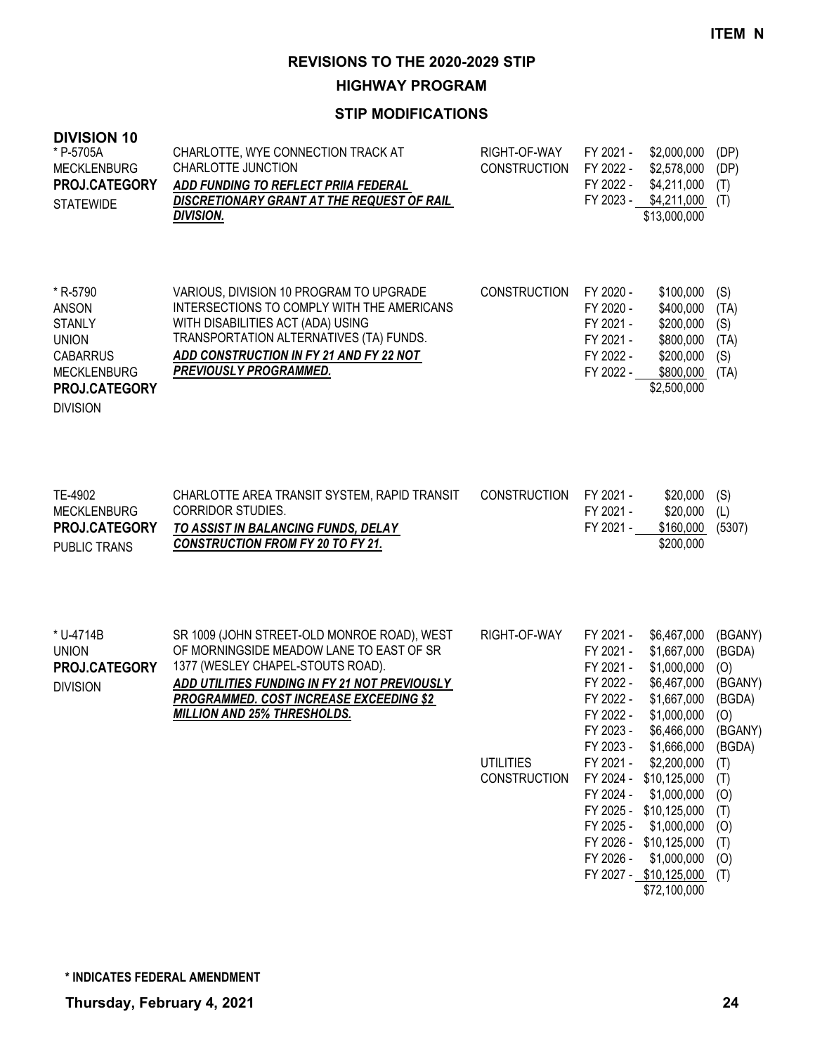**ITEM N**

# REVISIONS TO THE 2020-2029 STIP

## HIGHWAY PROGRAM

### STIP MODIFICATIONS

**DIVISION 10**

| Project | Description | Phase | Fiscal Year | Amount | Source |
|---|---|---|---|---|---|
| * P-5705A<br>MECKLENBURG<br>**PROJ.CATEGORY**<br>STATEWIDE | CHARLOTTE, WYE CONNECTION TRACK AT CHARLOTTE JUNCTION<br>***ADD FUNDING TO REFLECT PRIIA FEDERAL DISCRETIONARY GRANT AT THE REQUEST OF RAIL DIVISION.*** | RIGHT-OF-WAY | FY 2021 - | $2,000,000 | (DP) |
| | | CONSTRUCTION | FY 2022 - | $2,578,000 | (DP) |
| | | | FY 2022 - | $4,211,000 | (T) |
| | | | FY 2023 - | $4,211,000 | (T) |
| | | | | $13,000,000 | |
| * R-5790<br>ANSON<br>STANLY<br>UNION<br>CABARRUS<br>MECKLENBURG<br>**PROJ.CATEGORY**<br>DIVISION | VARIOUS, DIVISION 10 PROGRAM TO UPGRADE INTERSECTIONS TO COMPLY WITH THE AMERICANS WITH DISABILITIES ACT (ADA) USING TRANSPORTATION ALTERNATIVES (TA) FUNDS.<br>***ADD CONSTRUCTION IN FY 21 AND FY 22 NOT PREVIOUSLY PROGRAMMED.*** | CONSTRUCTION | FY 2020 - | $100,000 | (S) |
| | | | FY 2020 - | $400,000 | (TA) |
| | | | FY 2021 - | $200,000 | (S) |
| | | | FY 2021 - | $800,000 | (TA) |
| | | | FY 2022 - | $200,000 | (S) |
| | | | FY 2022 - | $800,000 | (TA) |
| | | | | $2,500,000 | |
| TE-4902<br>MECKLENBURG<br>**PROJ.CATEGORY**<br>PUBLIC TRANS | CHARLOTTE AREA TRANSIT SYSTEM, RAPID TRANSIT CORRIDOR STUDIES.<br>***TO ASSIST IN BALANCING FUNDS, DELAY CONSTRUCTION FROM FY 20 TO FY 21.*** | CONSTRUCTION | FY 2021 - | $20,000 | (S) |
| | | | FY 2021 - | $20,000 | (L) |
| | | | FY 2021 - | $160,000 | (5307) |
| | | | | $200,000 | |
| * U-4714B<br>UNION<br>**PROJ.CATEGORY**<br>DIVISION | SR 1009 (JOHN STREET-OLD MONROE ROAD), WEST OF MORNINGSIDE MEADOW LANE TO EAST OF SR 1377 (WESLEY CHAPEL-STOUTS ROAD).<br>***ADD UTILITIES FUNDING IN FY 21 NOT PREVIOUSLY PROGRAMMED. COST INCREASE EXCEEDING $2 MILLION AND 25% THRESHOLDS.*** | RIGHT-OF-WAY | FY 2021 - | $6,467,000 | (BGANY) |
| | | | FY 2021 - | $1,667,000 | (BGDA) |
| | | | FY 2021 - | $1,000,000 | (O) |
| | | | FY 2022 - | $6,467,000 | (BGANY) |
| | | | FY 2022 - | $1,667,000 | (BGDA) |
| | | | FY 2022 - | $1,000,000 | (O) |
| | | | FY 2023 - | $6,466,000 | (BGANY) |
| | | | FY 2023 - | $1,666,000 | (BGDA) |
| | | UTILITIES | FY 2021 - | $2,200,000 | (T) |
| | | CONSTRUCTION | FY 2024 - | $10,125,000 | (T) |
| | | | FY 2024 - | $1,000,000 | (O) |
| | | | FY 2025 - | $10,125,000 | (T) |
| | | | FY 2025 - | $1,000,000 | (O) |
| | | | FY 2026 - | $10,125,000 | (T) |
| | | | FY 2026 - | $1,000,000 | (O) |
| | | | FY 2027 - | $10,125,000 | (T) |
| | | | | $72,100,000 | |

**\* INDICATES FEDERAL AMENDMENT**

**Thursday, February 4, 2021**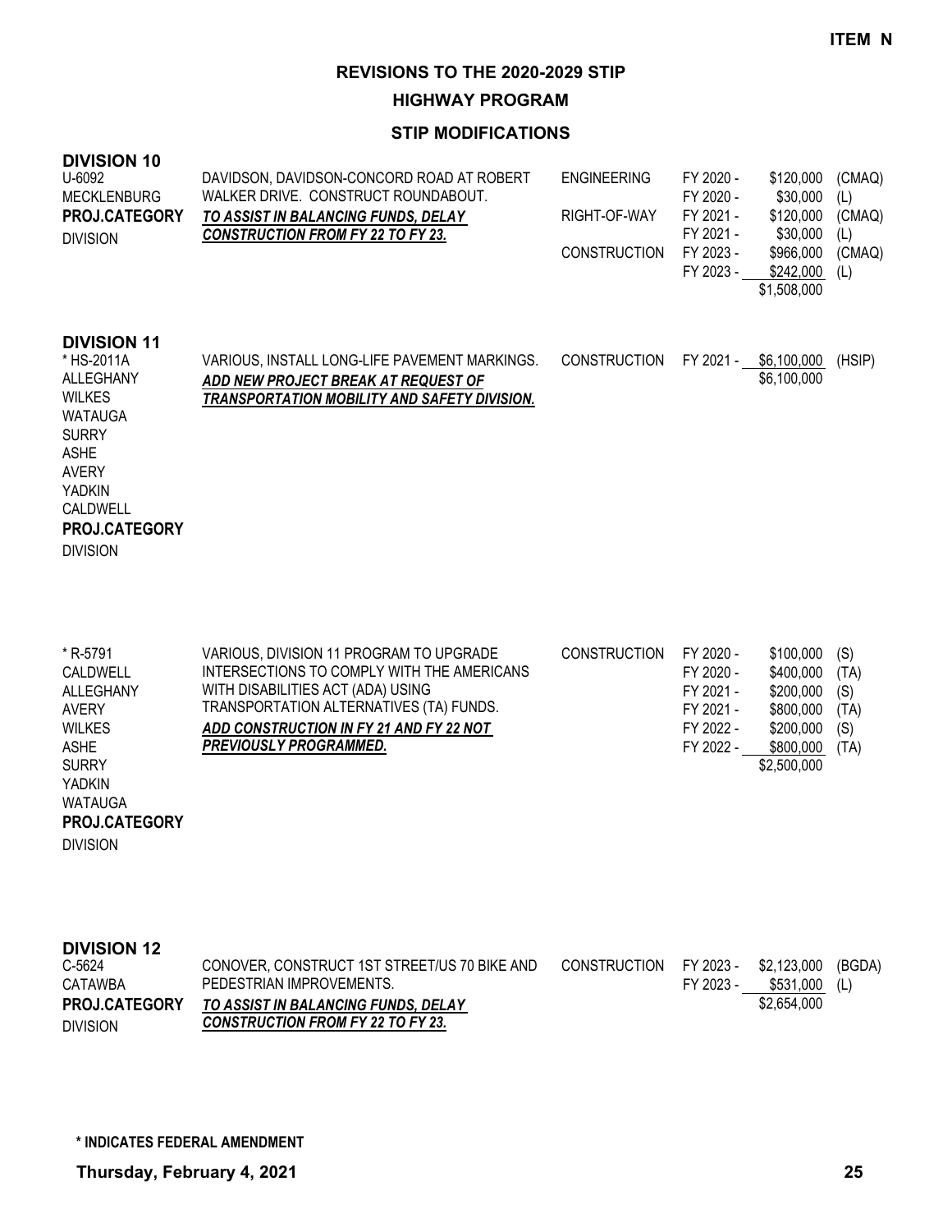**ITEM N**

# REVISIONS TO THE 2020-2029 STIP

## HIGHWAY PROGRAM

### STIP MODIFICATIONS

## DIVISION 10

| Project | Description | Phase | Fiscal Year | Cost | Fund |
|---|---|---|---|---|---|
| U-6092<br>MECKLENBURG<br>**PROJ.CATEGORY**<br>DIVISION | DAVIDSON, DAVIDSON-CONCORD ROAD AT ROBERT WALKER DRIVE. CONSTRUCT ROUNDABOUT.<br>***TO ASSIST IN BALANCING FUNDS, DELAY CONSTRUCTION FROM FY 22 TO FY 23.*** | ENGINEERING | FY 2020 - | $120,000 | (CMAQ) |
| | | | FY 2020 - | $30,000 | (L) |
| | | RIGHT-OF-WAY | FY 2021 - | $120,000 | (CMAQ) |
| | | | FY 2021 - | $30,000 | (L) |
| | | CONSTRUCTION | FY 2023 - | $966,000 | (CMAQ) |
| | | | FY 2023 - | $242,000 | (L) |
| | | | | $1,508,000 | |

## DIVISION 11

| Project | Description | Phase | Fiscal Year | Cost | Fund |
|---|---|---|---|---|---|
| * HS-2011A<br>ALLEGHANY<br>WILKES<br>WATAUGA<br>SURRY<br>ASHE<br>AVERY<br>YADKIN<br>CALDWELL<br>**PROJ.CATEGORY**<br>DIVISION | VARIOUS, INSTALL LONG-LIFE PAVEMENT MARKINGS.<br>***ADD NEW PROJECT BREAK AT REQUEST OF TRANSPORTATION MOBILITY AND SAFETY DIVISION.*** | CONSTRUCTION | FY 2021 - | $6,100,000 | (HSIP) |
| | | | | $6,100,000 | |

| Project | Description | Phase | Fiscal Year | Cost | Fund |
|---|---|---|---|---|---|
| * R-5791<br>CALDWELL<br>ALLEGHANY<br>AVERY<br>WILKES<br>ASHE<br>SURRY<br>YADKIN<br>WATAUGA<br>**PROJ.CATEGORY**<br>DIVISION | VARIOUS, DIVISION 11 PROGRAM TO UPGRADE INTERSECTIONS TO COMPLY WITH THE AMERICANS WITH DISABILITIES ACT (ADA) USING TRANSPORTATION ALTERNATIVES (TA) FUNDS.<br>***ADD CONSTRUCTION IN FY 21 AND FY 22 NOT PREVIOUSLY PROGRAMMED.*** | CONSTRUCTION | FY 2020 - | $100,000 | (S) |
| | | | FY 2020 - | $400,000 | (TA) |
| | | | FY 2021 - | $200,000 | (S) |
| | | | FY 2021 - | $800,000 | (TA) |
| | | | FY 2022 - | $200,000 | (S) |
| | | | FY 2022 - | $800,000 | (TA) |
| | | | | $2,500,000 | |

## DIVISION 12

| Project | Description | Phase | Fiscal Year | Cost | Fund |
|---|---|---|---|---|---|
| C-5624<br>CATAWBA<br>**PROJ.CATEGORY**<br>DIVISION | CONOVER, CONSTRUCT 1ST STREET/US 70 BIKE AND PEDESTRIAN IMPROVEMENTS.<br>***TO ASSIST IN BALANCING FUNDS, DELAY CONSTRUCTION FROM FY 22 TO FY 23.*** | CONSTRUCTION | FY 2023 - | $2,123,000 | (BGDA) |
| | | | FY 2023 - | $531,000 | (L) |
| | | | | $2,654,000 | |

**\* INDICATES FEDERAL AMENDMENT**

**Thursday, February 4, 2021**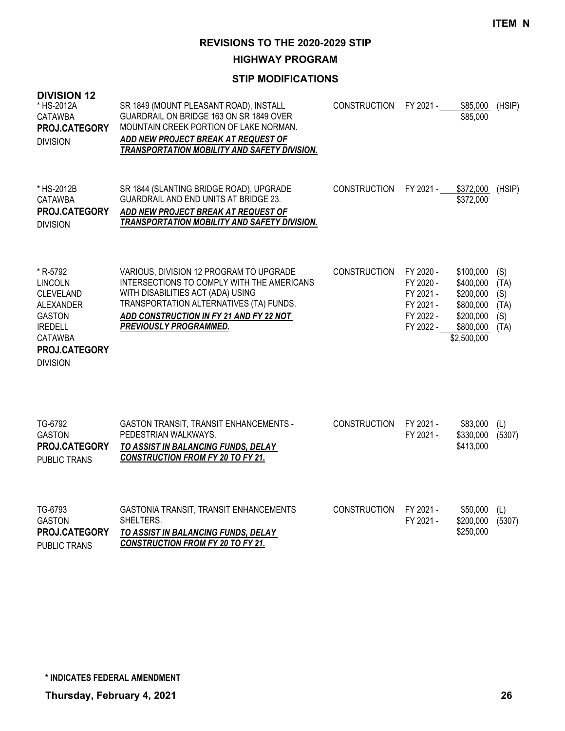**ITEM N**

# REVISIONS TO THE 2020-2029 STIP

## HIGHWAY PROGRAM

### STIP MODIFICATIONS

**DIVISION 12**

| Project | Description | Phase | Fiscal Year | Amount | Funding |
|---|---|---|---|---|---|
| * HS-2012A<br>CATAWBA<br>**PROJ.CATEGORY**<br>DIVISION | SR 1849 (MOUNT PLEASANT ROAD), INSTALL GUARDRAIL ON BRIDGE 163 ON SR 1849 OVER MOUNTAIN CREEK PORTION OF LAKE NORMAN.<br>***ADD NEW PROJECT BREAK AT REQUEST OF TRANSPORTATION MOBILITY AND SAFETY DIVISION.*** | CONSTRUCTION | FY 2021 - | $85,000<br>$85,000 | (HSIP) |
| * HS-2012B<br>CATAWBA<br>**PROJ.CATEGORY**<br>DIVISION | SR 1844 (SLANTING BRIDGE ROAD), UPGRADE GUARDRAIL AND END UNITS AT BRIDGE 23.<br>***ADD NEW PROJECT BREAK AT REQUEST OF TRANSPORTATION MOBILITY AND SAFETY DIVISION.*** | CONSTRUCTION | FY 2021 - | $372,000<br>$372,000 | (HSIP) |
| * R-5792<br>LINCOLN<br>CLEVELAND<br>ALEXANDER<br>GASTON<br>IREDELL<br>CATAWBA<br>**PROJ.CATEGORY**<br>DIVISION | VARIOUS, DIVISION 12 PROGRAM TO UPGRADE INTERSECTIONS TO COMPLY WITH THE AMERICANS WITH DISABILITIES ACT (ADA) USING TRANSPORTATION ALTERNATIVES (TA) FUNDS.<br>***ADD CONSTRUCTION IN FY 21 AND FY 22 NOT PREVIOUSLY PROGRAMMED.*** | CONSTRUCTION | FY 2020 -<br>FY 2020 -<br>FY 2021 -<br>FY 2021 -<br>FY 2022 -<br>FY 2022 - | $100,000<br>$400,000<br>$200,000<br>$800,000<br>$200,000<br>$800,000<br>$2,500,000 | (S)<br>(TA)<br>(S)<br>(TA)<br>(S)<br>(TA) |
| TG-6792<br>GASTON<br>**PROJ.CATEGORY**<br>PUBLIC TRANS | GASTON TRANSIT, TRANSIT ENHANCEMENTS - PEDESTRIAN WALKWAYS.<br>***TO ASSIST IN BALANCING FUNDS, DELAY CONSTRUCTION FROM FY 20 TO FY 21.*** | CONSTRUCTION | FY 2021 -<br>FY 2021 - | $83,000<br>$330,000<br>$413,000 | (L)<br>(5307) |
| TG-6793<br>GASTON<br>**PROJ.CATEGORY**<br>PUBLIC TRANS | GASTONIA TRANSIT, TRANSIT ENHANCEMENTS SHELTERS.<br>***TO ASSIST IN BALANCING FUNDS, DELAY CONSTRUCTION FROM FY 20 TO FY 21.*** | CONSTRUCTION | FY 2021 -<br>FY 2021 - | $50,000<br>$200,000<br>$250,000 | (L)<br>(5307) |

**\* INDICATES FEDERAL AMENDMENT**

**Thursday, February 4, 2021**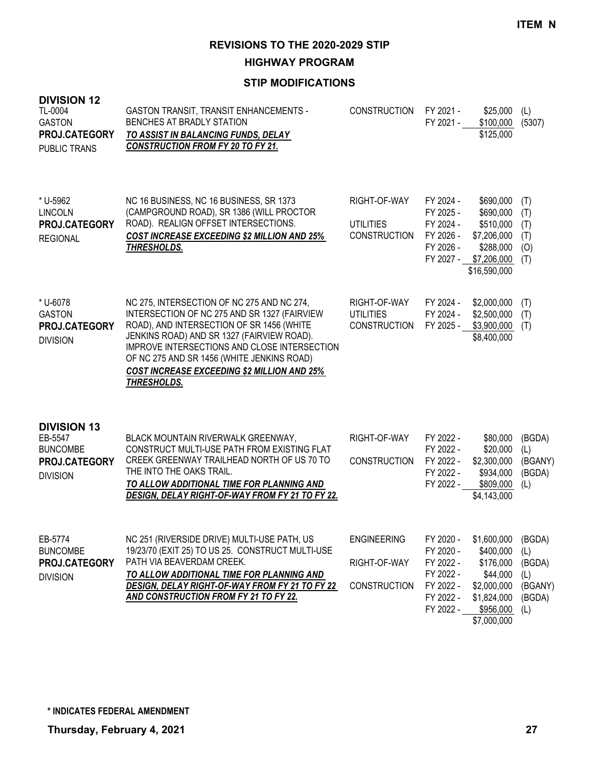ITEM N

# REVISIONS TO THE 2020-2029 STIP

## HIGHWAY PROGRAM

### STIP MODIFICATIONS

## DIVISION 12

| Project | Description | Phase | Fiscal Year | Amount | Fund |
|---|---|---|---|---|---|
| TL-0004<br>GASTON<br>**PROJ.CATEGORY**<br>PUBLIC TRANS | GASTON TRANSIT, TRANSIT ENHANCEMENTS - BENCHES AT BRADLY STATION<br>***TO ASSIST IN BALANCING FUNDS, DELAY CONSTRUCTION FROM FY 20 TO FY 21.*** | CONSTRUCTION | FY 2021 - | $25,000 | (L) |
| | | | FY 2021 - | $100,000 | (5307) |
| | | | | $125,000 | |
| * U-5962<br>LINCOLN<br>**PROJ.CATEGORY**<br>REGIONAL | NC 16 BUSINESS, NC 16 BUSINESS, SR 1373 (CAMPGROUND ROAD), SR 1386 (WILL PROCTOR ROAD). REALIGN OFFSET INTERSECTIONS.<br>***COST INCREASE EXCEEDING $2 MILLION AND 25% THRESHOLDS.*** | RIGHT-OF-WAY | FY 2024 - | $690,000 | (T) |
| | | | FY 2025 - | $690,000 | (T) |
| | | UTILITIES | FY 2024 - | $510,000 | (T) |
| | | CONSTRUCTION | FY 2026 - | $7,206,000 | (T) |
| | | | FY 2026 - | $288,000 | (O) |
| | | | FY 2027 - | $7,206,000 | (T) |
| | | | | $16,590,000 | |
| * U-6078<br>GASTON<br>**PROJ.CATEGORY**<br>DIVISION | NC 275, INTERSECTION OF NC 275 AND NC 274, INTERSECTION OF NC 275 AND SR 1327 (FAIRVIEW ROAD), AND INTERSECTION OF SR 1456 (WHITE JENKINS ROAD) AND SR 1327 (FAIRVIEW ROAD). IMPROVE INTERSECTIONS AND CLOSE INTERSECTION OF NC 275 AND SR 1456 (WHITE JENKINS ROAD)<br>***COST INCREASE EXCEEDING $2 MILLION AND 25% THRESHOLDS.*** | RIGHT-OF-WAY | FY 2024 - | $2,000,000 | (T) |
| | | UTILITIES | FY 2024 - | $2,500,000 | (T) |
| | | CONSTRUCTION | FY 2025 - | $3,900,000 | (T) |
| | | | | $8,400,000 | |

## DIVISION 13

| Project | Description | Phase | Fiscal Year | Amount | Fund |
|---|---|---|---|---|---|
| EB-5547<br>BUNCOMBE<br>**PROJ.CATEGORY**<br>DIVISION | BLACK MOUNTAIN RIVERWALK GREENWAY, CONSTRUCT MULTI-USE PATH FROM EXISTING FLAT CREEK GREENWAY TRAILHEAD NORTH OF US 70 TO THE INTO THE OAKS TRAIL.<br>***TO ALLOW ADDITIONAL TIME FOR PLANNING AND DESIGN, DELAY RIGHT-OF-WAY FROM FY 21 TO FY 22.*** | RIGHT-OF-WAY | FY 2022 - | $80,000 | (BGDA) |
| | | | FY 2022 - | $20,000 | (L) |
| | | CONSTRUCTION | FY 2022 - | $2,300,000 | (BGANY) |
| | | | FY 2022 - | $934,000 | (BGDA) |
| | | | FY 2022 - | $809,000 | (L) |
| | | | | $4,143,000 | |
| EB-5774<br>BUNCOMBE<br>**PROJ.CATEGORY**<br>DIVISION | NC 251 (RIVERSIDE DRIVE) MULTI-USE PATH, US 19/23/70 (EXIT 25) TO US 25. CONSTRUCT MULTI-USE PATH VIA BEAVERDAM CREEK.<br>***TO ALLOW ADDITIONAL TIME FOR PLANNING AND DESIGN, DELAY RIGHT-OF-WAY FROM FY 21 TO FY 22 AND CONSTRUCTION FROM FY 21 TO FY 22.*** | ENGINEERING | FY 2020 - | $1,600,000 | (BGDA) |
| | | | FY 2020 - | $400,000 | (L) |
| | | RIGHT-OF-WAY | FY 2022 - | $176,000 | (BGDA) |
| | | | FY 2022 - | $44,000 | (L) |
| | | CONSTRUCTION | FY 2022 - | $2,000,000 | (BGANY) |
| | | | FY 2022 - | $1,824,000 | (BGDA) |
| | | | FY 2022 - | $956,000 | (L) |
| | | | | $7,000,000 | |

**\* INDICATES FEDERAL AMENDMENT**

**Thursday, February 4, 2021**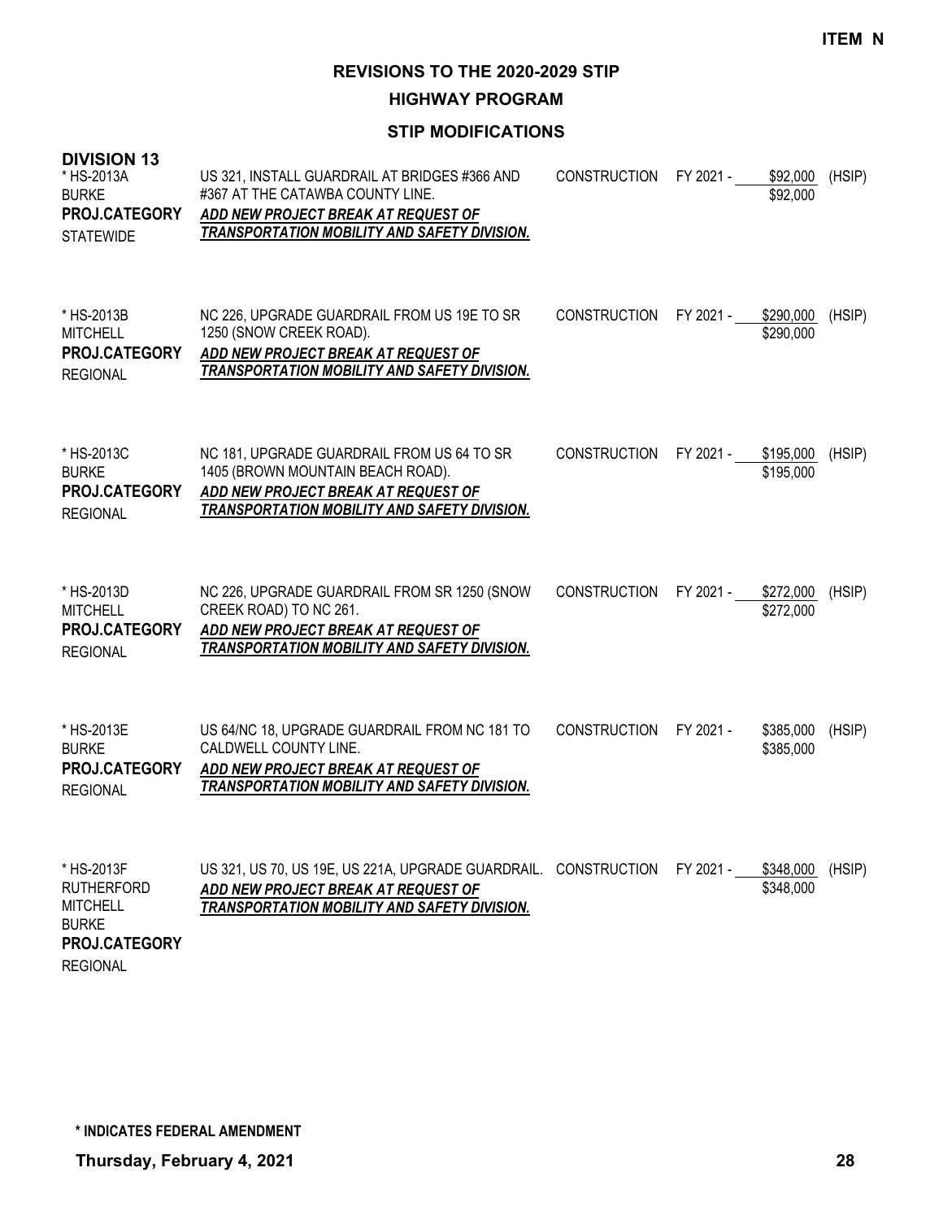**ITEM N**

## REVISIONS TO THE 2020-2029 STIP

### HIGHWAY PROGRAM

### STIP MODIFICATIONS

**DIVISION 13**

* HS-2013A
BURKE
**PROJ.CATEGORY**
STATEWIDE

US 321, INSTALL GUARDRAIL AT BRIDGES #366 AND #367 AT THE CATAWBA COUNTY LINE.
***ADD NEW PROJECT BREAK AT REQUEST OF TRANSPORTATION MOBILITY AND SAFETY DIVISION.***

CONSTRUCTION FY 2021 - $92,000 (HSIP)
$92,000

* HS-2013B
MITCHELL
**PROJ.CATEGORY**
REGIONAL

NC 226, UPGRADE GUARDRAIL FROM US 19E TO SR 1250 (SNOW CREEK ROAD).
***ADD NEW PROJECT BREAK AT REQUEST OF TRANSPORTATION MOBILITY AND SAFETY DIVISION.***

CONSTRUCTION FY 2021 - $290,000 (HSIP)
$290,000

* HS-2013C
BURKE
**PROJ.CATEGORY**
REGIONAL

NC 181, UPGRADE GUARDRAIL FROM US 64 TO SR 1405 (BROWN MOUNTAIN BEACH ROAD).
***ADD NEW PROJECT BREAK AT REQUEST OF TRANSPORTATION MOBILITY AND SAFETY DIVISION.***

CONSTRUCTION FY 2021 - $195,000 (HSIP)
$195,000

* HS-2013D
MITCHELL
**PROJ.CATEGORY**
REGIONAL

NC 226, UPGRADE GUARDRAIL FROM SR 1250 (SNOW CREEK ROAD) TO NC 261.
***ADD NEW PROJECT BREAK AT REQUEST OF TRANSPORTATION MOBILITY AND SAFETY DIVISION.***

CONSTRUCTION FY 2021 - $272,000 (HSIP)
$272,000

* HS-2013E
BURKE
**PROJ.CATEGORY**
REGIONAL

US 64/NC 18, UPGRADE GUARDRAIL FROM NC 181 TO CALDWELL COUNTY LINE.
***ADD NEW PROJECT BREAK AT REQUEST OF TRANSPORTATION MOBILITY AND SAFETY DIVISION.***

CONSTRUCTION FY 2021 - $385,000 (HSIP)
$385,000

* HS-2013F
RUTHERFORD
MITCHELL
BURKE
**PROJ.CATEGORY**
REGIONAL

US 321, US 70, US 19E, US 221A, UPGRADE GUARDRAIL.
***ADD NEW PROJECT BREAK AT REQUEST OF TRANSPORTATION MOBILITY AND SAFETY DIVISION.***

CONSTRUCTION FY 2021 - $348,000 (HSIP)
$348,000

**\* INDICATES FEDERAL AMENDMENT**

**Thursday, February 4, 2021**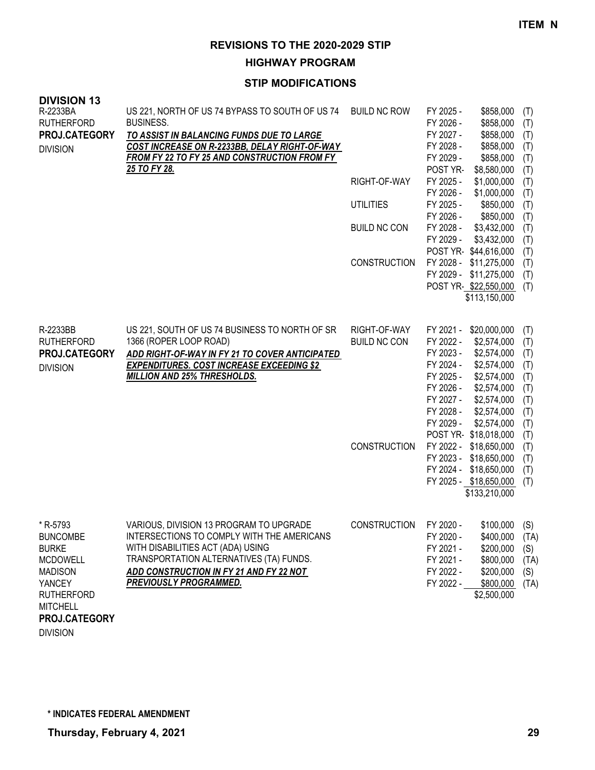**ITEM N**

# REVISIONS TO THE 2020-2029 STIP

## HIGHWAY PROGRAM

### STIP MODIFICATIONS

**DIVISION 13**

| Project | Description | Work Type | Fiscal Year | Amount | Fund |
|---|---|---|---|---|---|
| R-2233BA<br>RUTHERFORD<br>**PROJ.CATEGORY**<br>DIVISION | US 221, NORTH OF US 74 BYPASS TO SOUTH OF US 74 BUSINESS.<br>***TO ASSIST IN BALANCING FUNDS DUE TO LARGE COST INCREASE ON R-2233BB, DELAY RIGHT-OF-WAY FROM FY 22 TO FY 25 AND CONSTRUCTION FROM FY 25 TO FY 28.*** | BUILD NC ROW | FY 2025 - | $858,000 | (T) |
| | | | FY 2026 - | $858,000 | (T) |
| | | | FY 2027 - | $858,000 | (T) |
| | | | FY 2028 - | $858,000 | (T) |
| | | | FY 2029 - | $858,000 | (T) |
| | | | POST YR- | $8,580,000 | (T) |
| | | RIGHT-OF-WAY | FY 2025 - | $1,000,000 | (T) |
| | | | FY 2026 - | $1,000,000 | (T) |
| | | UTILITIES | FY 2025 - | $850,000 | (T) |
| | | | FY 2026 - | $850,000 | (T) |
| | | BUILD NC CON | FY 2028 - | $3,432,000 | (T) |
| | | | FY 2029 - | $3,432,000 | (T) |
| | | | POST YR- | $44,616,000 | (T) |
| | | CONSTRUCTION | FY 2028 - | $11,275,000 | (T) |
| | | | FY 2029 - | $11,275,000 | (T) |
| | | | POST YR- | $22,550,000 | (T) |
| | | | | $113,150,000 | |
| R-2233BB<br>RUTHERFORD<br>**PROJ.CATEGORY**<br>DIVISION | US 221, SOUTH OF US 74 BUSINESS TO NORTH OF SR 1366 (ROPER LOOP ROAD)<br>***ADD RIGHT-OF-WAY IN FY 21 TO COVER ANTICIPATED EXPENDITURES. COST INCREASE EXCEEDING $2 MILLION AND 25% THRESHOLDS.*** | RIGHT-OF-WAY | FY 2021 - | $20,000,000 | (T) |
| | | BUILD NC CON | FY 2022 - | $2,574,000 | (T) |
| | | | FY 2023 - | $2,574,000 | (T) |
| | | | FY 2024 - | $2,574,000 | (T) |
| | | | FY 2025 - | $2,574,000 | (T) |
| | | | FY 2026 - | $2,574,000 | (T) |
| | | | FY 2027 - | $2,574,000 | (T) |
| | | | FY 2028 - | $2,574,000 | (T) |
| | | | FY 2029 - | $2,574,000 | (T) |
| | | | POST YR- | $18,018,000 | (T) |
| | | CONSTRUCTION | FY 2022 - | $18,650,000 | (T) |
| | | | FY 2023 - | $18,650,000 | (T) |
| | | | FY 2024 - | $18,650,000 | (T) |
| | | | FY 2025 - | $18,650,000 | (T) |
| | | | | $133,210,000 | |
| * R-5793<br>BUNCOMBE<br>BURKE<br>MCDOWELL<br>MADISON<br>YANCEY<br>RUTHERFORD<br>MITCHELL<br>**PROJ.CATEGORY**<br>DIVISION | VARIOUS, DIVISION 13 PROGRAM TO UPGRADE INTERSECTIONS TO COMPLY WITH THE AMERICANS WITH DISABILITIES ACT (ADA) USING TRANSPORTATION ALTERNATIVES (TA) FUNDS.<br>***ADD CONSTRUCTION IN FY 21 AND FY 22 NOT PREVIOUSLY PROGRAMMED.*** | CONSTRUCTION | FY 2020 - | $100,000 | (S) |
| | | | FY 2020 - | $400,000 | (TA) |
| | | | FY 2021 - | $200,000 | (S) |
| | | | FY 2021 - | $800,000 | (TA) |
| | | | FY 2022 - | $200,000 | (S) |
| | | | FY 2022 - | $800,000 | (TA) |
| | | | | $2,500,000 | |

**\* INDICATES FEDERAL AMENDMENT**

**Thursday, February 4, 2021**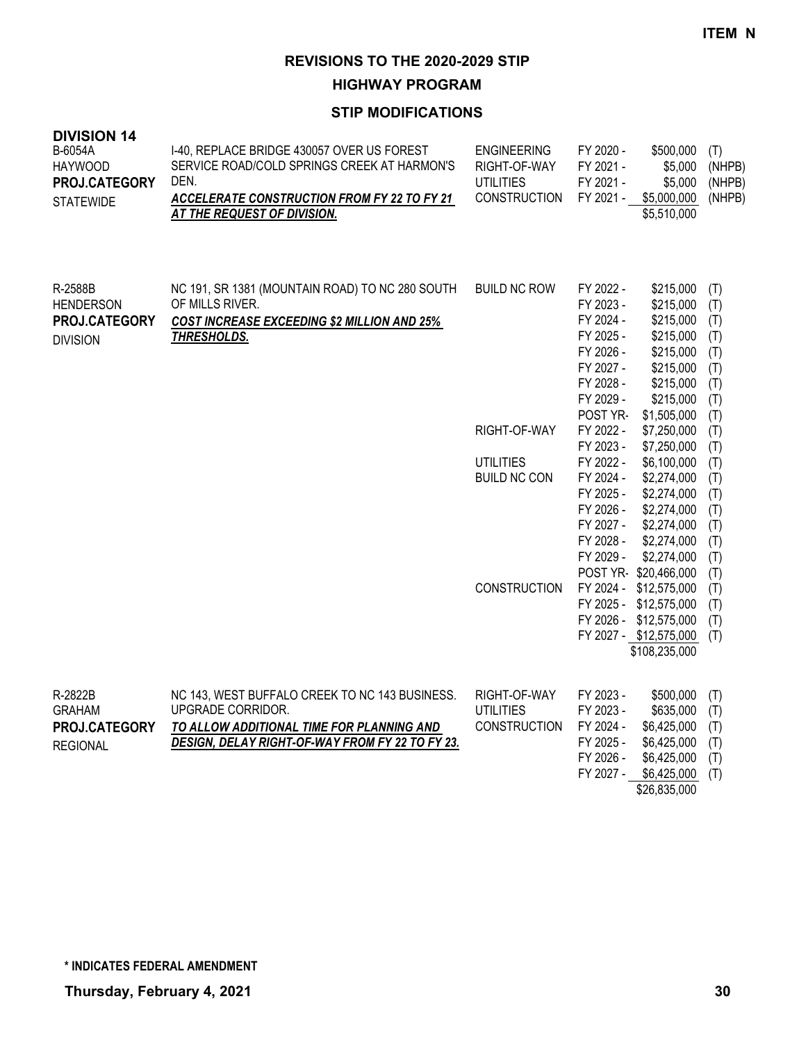**ITEM N**

# REVISIONS TO THE 2020-2029 STIP

## HIGHWAY PROGRAM

### STIP MODIFICATIONS

**DIVISION 14**

| Project | Description | Work Type | Fiscal Year | Amount | Fund |
|---|---|---|---|---|---|
| B-6054A<br>HAYWOOD<br>**PROJ.CATEGORY**<br>STATEWIDE | I-40, REPLACE BRIDGE 430057 OVER US FOREST SERVICE ROAD/COLD SPRINGS CREEK AT HARMON'S DEN.<br>***ACCELERATE CONSTRUCTION FROM FY 22 TO FY 21 AT THE REQUEST OF DIVISION.*** | ENGINEERING | FY 2020 - | $500,000 | (T) |
| | | RIGHT-OF-WAY | FY 2021 - | $5,000 | (NHPB) |
| | | UTILITIES | FY 2021 - | $5,000 | (NHPB) |
| | | CONSTRUCTION | FY 2021 - | $5,000,000 | (NHPB) |
| | | | | $5,510,000 | |
| R-2588B<br>HENDERSON<br>**PROJ.CATEGORY**<br>DIVISION | NC 191, SR 1381 (MOUNTAIN ROAD) TO NC 280 SOUTH OF MILLS RIVER.<br>***COST INCREASE EXCEEDING $2 MILLION AND 25% THRESHOLDS.*** | BUILD NC ROW | FY 2022 - | $215,000 | (T) |
| | | | FY 2023 - | $215,000 | (T) |
| | | | FY 2024 - | $215,000 | (T) |
| | | | FY 2025 - | $215,000 | (T) |
| | | | FY 2026 - | $215,000 | (T) |
| | | | FY 2027 - | $215,000 | (T) |
| | | | FY 2028 - | $215,000 | (T) |
| | | | FY 2029 - | $215,000 | (T) |
| | | | POST YR- | $1,505,000 | (T) |
| | | RIGHT-OF-WAY | FY 2022 - | $7,250,000 | (T) |
| | | | FY 2023 - | $7,250,000 | (T) |
| | | UTILITIES | FY 2022 - | $6,100,000 | (T) |
| | | BUILD NC CON | FY 2024 - | $2,274,000 | (T) |
| | | | FY 2025 - | $2,274,000 | (T) |
| | | | FY 2026 - | $2,274,000 | (T) |
| | | | FY 2027 - | $2,274,000 | (T) |
| | | | FY 2028 - | $2,274,000 | (T) |
| | | | FY 2029 - | $2,274,000 | (T) |
| | | | POST YR- | $20,466,000 | (T) |
| | | CONSTRUCTION | FY 2024 - | $12,575,000 | (T) |
| | | | FY 2025 - | $12,575,000 | (T) |
| | | | FY 2026 - | $12,575,000 | (T) |
| | | | FY 2027 - | $12,575,000 | (T) |
| | | | | $108,235,000 | |
| R-2822B<br>GRAHAM<br>**PROJ.CATEGORY**<br>REGIONAL | NC 143, WEST BUFFALO CREEK TO NC 143 BUSINESS. UPGRADE CORRIDOR.<br>***TO ALLOW ADDITIONAL TIME FOR PLANNING AND DESIGN, DELAY RIGHT-OF-WAY FROM FY 22 TO FY 23.*** | RIGHT-OF-WAY | FY 2023 - | $500,000 | (T) |
| | | UTILITIES | FY 2023 - | $635,000 | (T) |
| | | CONSTRUCTION | FY 2024 - | $6,425,000 | (T) |
| | | | FY 2025 - | $6,425,000 | (T) |
| | | | FY 2026 - | $6,425,000 | (T) |
| | | | FY 2027 - | $6,425,000 | (T) |
| | | | | $26,835,000 | |

**\* INDICATES FEDERAL AMENDMENT**

**Thursday, February 4, 2021**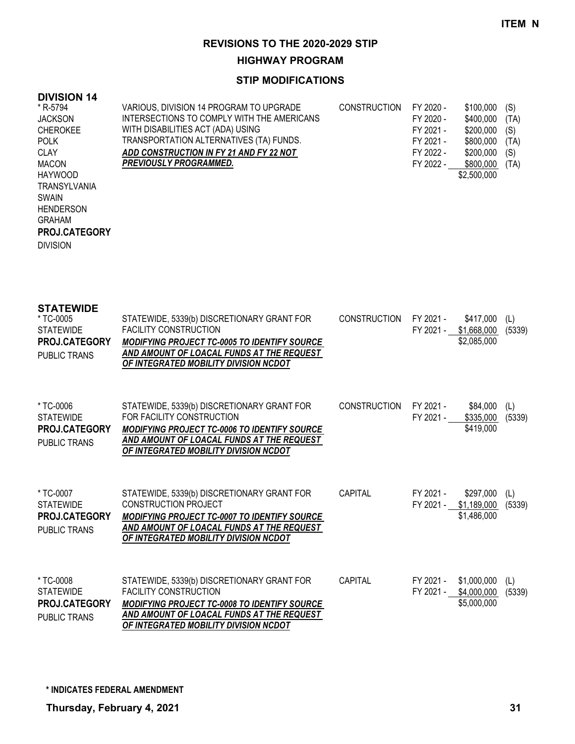**ITEM N**

# REVISIONS TO THE 2020-2029 STIP

## HIGHWAY PROGRAM

### STIP MODIFICATIONS

**DIVISION 14**

| Project | Description | Work Type | Fiscal Year | Amount | Source |
|---|---|---|---|---|---|
| * R-5794<br>JACKSON<br>CHEROKEE<br>POLK<br>CLAY<br>MACON<br>HAYWOOD<br>TRANSYLVANIA<br>SWAIN<br>HENDERSON<br>GRAHAM<br>**PROJ.CATEGORY**<br>DIVISION | VARIOUS, DIVISION 14 PROGRAM TO UPGRADE INTERSECTIONS TO COMPLY WITH THE AMERICANS WITH DISABILITIES ACT (ADA) USING TRANSPORTATION ALTERNATIVES (TA) FUNDS.<br>***ADD CONSTRUCTION IN FY 21 AND FY 22 NOT PREVIOUSLY PROGRAMMED.*** | CONSTRUCTION | FY 2020 -<br>FY 2020 -<br>FY 2021 -<br>FY 2021 -<br>FY 2022 -<br>FY 2022 - | \$100,000<br>\$400,000<br>\$200,000<br>\$800,000<br>\$200,000<br>\$800,000<br>\$2,500,000 | (S)<br>(TA)<br>(S)<br>(TA)<br>(S)<br>(TA) |

**STATEWIDE**

| Project | Description | Work Type | Fiscal Year | Amount | Source |
|---|---|---|---|---|---|
| * TC-0005<br>STATEWIDE<br>**PROJ.CATEGORY**<br>PUBLIC TRANS | STATEWIDE, 5339(b) DISCRETIONARY GRANT FOR FACILITY CONSTRUCTION<br>***MODIFYING PROJECT TC-0005 TO IDENTIFY SOURCE AND AMOUNT OF LOACAL FUNDS AT THE REQUEST OF INTEGRATED MOBILITY DIVISION NCDOT*** | CONSTRUCTION | FY 2021 -<br>FY 2021 - | \$417,000<br>\$1,668,000<br>\$2,085,000 | (L)<br>(5339) |
| * TC-0006<br>STATEWIDE<br>**PROJ.CATEGORY**<br>PUBLIC TRANS | STATEWIDE, 5339(b) DISCRETIONARY GRANT FOR FOR FACILITY CONSTRUCTION<br>***MODIFYING PROJECT TC-0006 TO IDENTIFY SOURCE AND AMOUNT OF LOACAL FUNDS AT THE REQUEST OF INTEGRATED MOBILITY DIVISION NCDOT*** | CONSTRUCTION | FY 2021 -<br>FY 2021 - | \$84,000<br>\$335,000<br>\$419,000 | (L)<br>(5339) |
| * TC-0007<br>STATEWIDE<br>**PROJ.CATEGORY**<br>PUBLIC TRANS | STATEWIDE, 5339(b) DISCRETIONARY GRANT FOR CONSTRUCTION PROJECT<br>***MODIFYING PROJECT TC-0007 TO IDENTIFY SOURCE AND AMOUNT OF LOACAL FUNDS AT THE REQUEST OF INTEGRATED MOBILITY DIVISION NCDOT*** | CAPITAL | FY 2021 -<br>FY 2021 - | \$297,000<br>\$1,189,000<br>\$1,486,000 | (L)<br>(5339) |
| * TC-0008<br>STATEWIDE<br>**PROJ.CATEGORY**<br>PUBLIC TRANS | STATEWIDE, 5339(b) DISCRETIONARY GRANT FOR FACILITY CONSTRUCTION<br>***MODIFYING PROJECT TC-0008 TO IDENTIFY SOURCE AND AMOUNT OF LOACAL FUNDS AT THE REQUEST OF INTEGRATED MOBILITY DIVISION NCDOT*** | CAPITAL | FY 2021 -<br>FY 2021 - | \$1,000,000<br>\$4,000,000<br>\$5,000,000 | (L)<br>(5339) |

**\* INDICATES FEDERAL AMENDMENT**

**Thursday, February 4, 2021**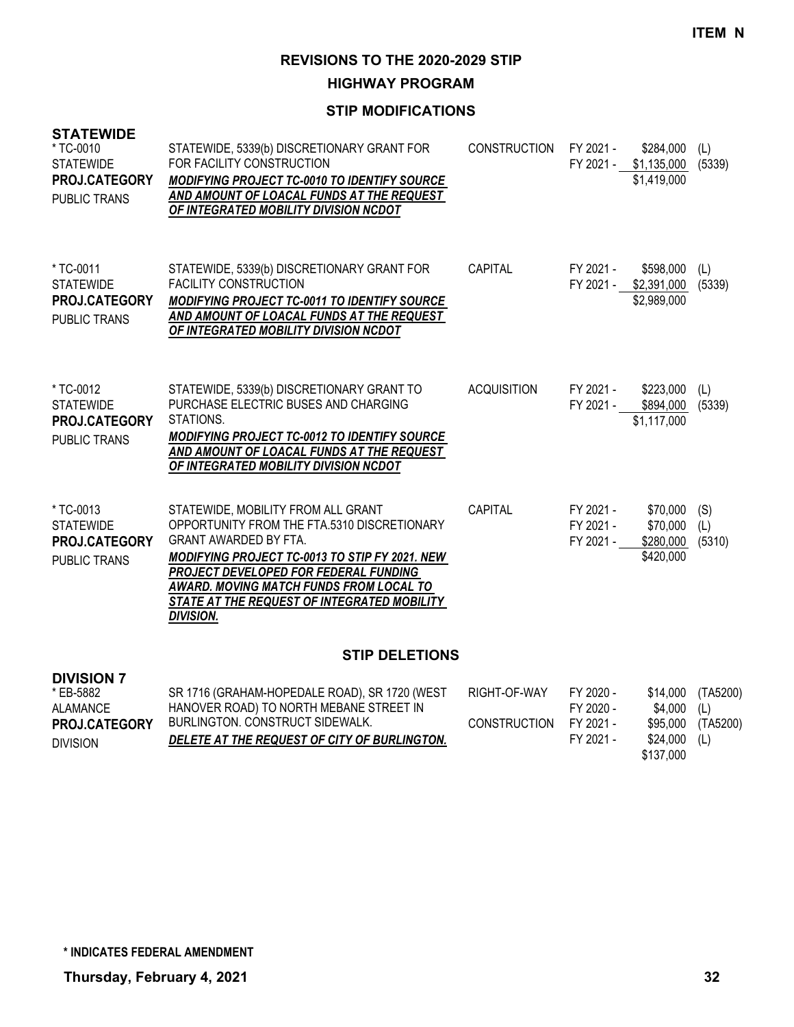**ITEM N**

# REVISIONS TO THE 2020-2029 STIP

## HIGHWAY PROGRAM

### STIP MODIFICATIONS

**STATEWIDE**

| Project | Description | Work Type | Fiscal Year | Amount | Source |
|---|---|---|---|---|---|
| * TC-0010<br>STATEWIDE<br>**PROJ.CATEGORY**<br>PUBLIC TRANS | STATEWIDE, 5339(b) DISCRETIONARY GRANT FOR FOR FACILITY CONSTRUCTION<br>***MODIFYING PROJECT TC-0010 TO IDENTIFY SOURCE AND AMOUNT OF LOACAL FUNDS AT THE REQUEST OF INTEGRATED MOBILITY DIVISION NCDOT*** | CONSTRUCTION | FY 2021 -<br>FY 2021 - | $284,000<br>$1,135,000<br>$1,419,000 | (L)<br>(5339) |
| * TC-0011<br>STATEWIDE<br>**PROJ.CATEGORY**<br>PUBLIC TRANS | STATEWIDE, 5339(b) DISCRETIONARY GRANT FOR FACILITY CONSTRUCTION<br>***MODIFYING PROJECT TC-0011 TO IDENTIFY SOURCE AND AMOUNT OF LOACAL FUNDS AT THE REQUEST OF INTEGRATED MOBILITY DIVISION NCDOT*** | CAPITAL | FY 2021 -<br>FY 2021 - | $598,000<br>$2,391,000<br>$2,989,000 | (L)<br>(5339) |
| * TC-0012<br>STATEWIDE<br>**PROJ.CATEGORY**<br>PUBLIC TRANS | STATEWIDE, 5339(b) DISCRETIONARY GRANT TO PURCHASE ELECTRIC BUSES AND CHARGING STATIONS.<br>***MODIFYING PROJECT TC-0012 TO IDENTIFY SOURCE AND AMOUNT OF LOACAL FUNDS AT THE REQUEST OF INTEGRATED MOBILITY DIVISION NCDOT*** | ACQUISITION | FY 2021 -<br>FY 2021 - | $223,000<br>$894,000<br>$1,117,000 | (L)<br>(5339) |
| * TC-0013<br>STATEWIDE<br>**PROJ.CATEGORY**<br>PUBLIC TRANS | STATEWIDE, MOBILITY FROM ALL GRANT OPPORTUNITY FROM THE FTA.5310 DISCRETIONARY GRANT AWARDED BY FTA.<br>***MODIFYING PROJECT TC-0013 TO STIP FY 2021. NEW PROJECT DEVELOPED FOR FEDERAL FUNDING AWARD. MOVING MATCH FUNDS FROM LOCAL TO STATE AT THE REQUEST OF INTEGRATED MOBILITY DIVISION.*** | CAPITAL | FY 2021 -<br>FY 2021 -<br>FY 2021 - | $70,000<br>$70,000<br>$280,000<br>$420,000 | (S)<br>(L)<br>(5310) |

### STIP DELETIONS

**DIVISION 7**

| Project | Description | Work Type | Fiscal Year | Amount | Source |
|---|---|---|---|---|---|
| * EB-5882<br>ALAMANCE<br>**PROJ.CATEGORY**<br>DIVISION | SR 1716 (GRAHAM-HOPEDALE ROAD), SR 1720 (WEST HANOVER ROAD) TO NORTH MEBANE STREET IN BURLINGTON. CONSTRUCT SIDEWALK.<br>***DELETE AT THE REQUEST OF CITY OF BURLINGTON.*** | RIGHT-OF-WAY<br><br>CONSTRUCTION | FY 2020 -<br>FY 2020 -<br>FY 2021 -<br>FY 2021 - | $14,000<br>$4,000<br>$95,000<br>$24,000<br>$137,000 | (TA5200)<br>(L)<br>(TA5200)<br>(L) |

**\* INDICATES FEDERAL AMENDMENT**

**Thursday, February 4, 2021**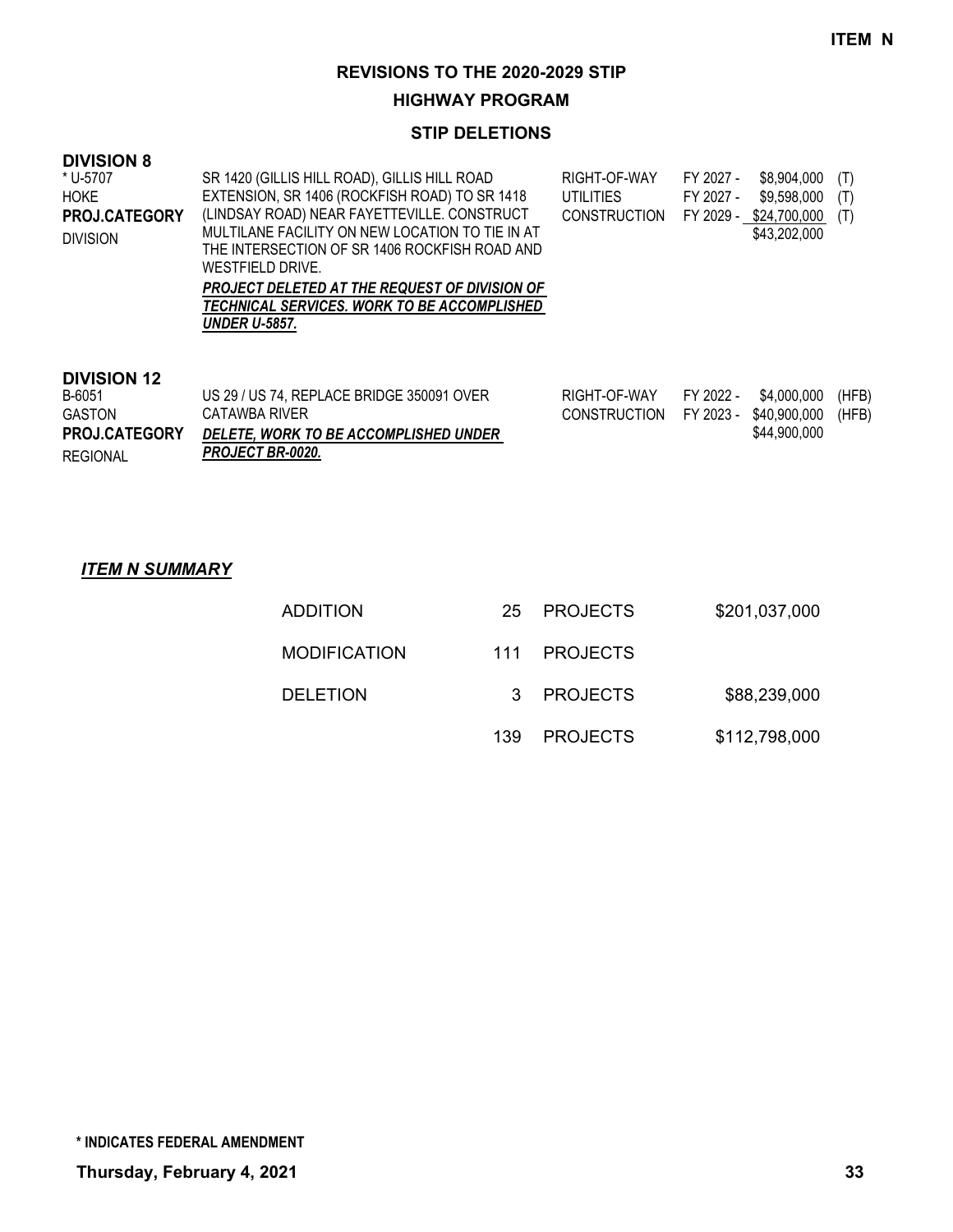ITEM N

## REVISIONS TO THE 2020-2029 STIP

## HIGHWAY PROGRAM

### STIP DELETIONS

**DIVISION 8**

| | | | | | |
|---|---|---|---|---|---|
| * U-5707<br>HOKE<br>**PROJ.CATEGORY**<br>DIVISION | SR 1420 (GILLIS HILL ROAD), GILLIS HILL ROAD EXTENSION, SR 1406 (ROCKFISH ROAD) TO SR 1418 (LINDSAY ROAD) NEAR FAYETTEVILLE. CONSTRUCT MULTILANE FACILITY ON NEW LOCATION TO TIE IN AT THE INTERSECTION OF SR 1406 ROCKFISH ROAD AND WESTFIELD DRIVE.<br>***PROJECT DELETED AT THE REQUEST OF DIVISION OF TECHNICAL SERVICES. WORK TO BE ACCOMPLISHED UNDER U-5857.*** | RIGHT-OF-WAY<br>UTILITIES<br>CONSTRUCTION | FY 2027 -<br>FY 2027 -<br>FY 2029 - | \$8,904,000<br>\$9,598,000<br>\$24,700,000<br>\$43,202,000 | (T)<br>(T)<br>(T) |

**DIVISION 12**

| | | | | | |
|---|---|---|---|---|---|
| B-6051<br>GASTON<br>**PROJ.CATEGORY**<br>REGIONAL | US 29 / US 74, REPLACE BRIDGE 350091 OVER CATAWBA RIVER<br>***DELETE, WORK TO BE ACCOMPLISHED UNDER PROJECT BR-0020.*** | RIGHT-OF-WAY<br>CONSTRUCTION | FY 2022 -<br>FY 2023 - | \$4,000,000<br>\$40,900,000<br>\$44,900,000 | (HFB)<br>(HFB) |

***ITEM N SUMMARY***

| | | | |
|---|---|---|---|
| ADDITION | 25 | PROJECTS | \$201,037,000 |
| MODIFICATION | 111 | PROJECTS | |
| DELETION | 3 | PROJECTS | \$88,239,000 |
| | 139 | PROJECTS | \$112,798,000 |

**\* INDICATES FEDERAL AMENDMENT**

**Thursday, February 4, 2021**